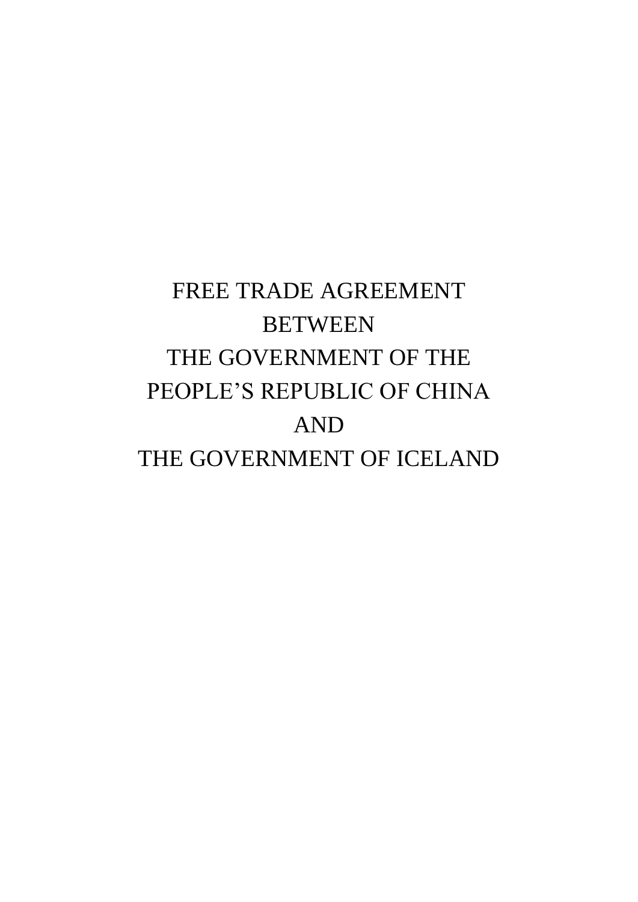# FREE TRADE AGREEMENT BETWEEN THE GOVERNMENT OF THE PEOPLE'S REPUBLIC OF CHINA AND THE GOVERNMENT OF ICELAND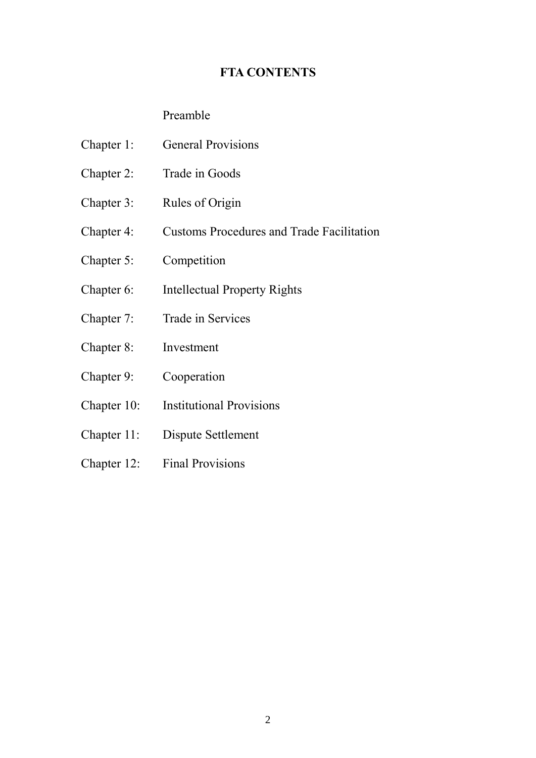# FTA CONTENTS

| | |
|---|---|
| | Preamble |
| Chapter 1: | General Provisions |
| Chapter 2: | Trade in Goods |
| Chapter 3: | Rules of Origin |
| Chapter 4: | Customs Procedures and Trade Facilitation |
| Chapter 5: | Competition |
| Chapter 6: | Intellectual Property Rights |
| Chapter 7: | Trade in Services |
| Chapter 8: | Investment |
| Chapter 9: | Cooperation |
| Chapter 10: | Institutional Provisions |
| Chapter 11: | Dispute Settlement |
| Chapter 12: | Final Provisions |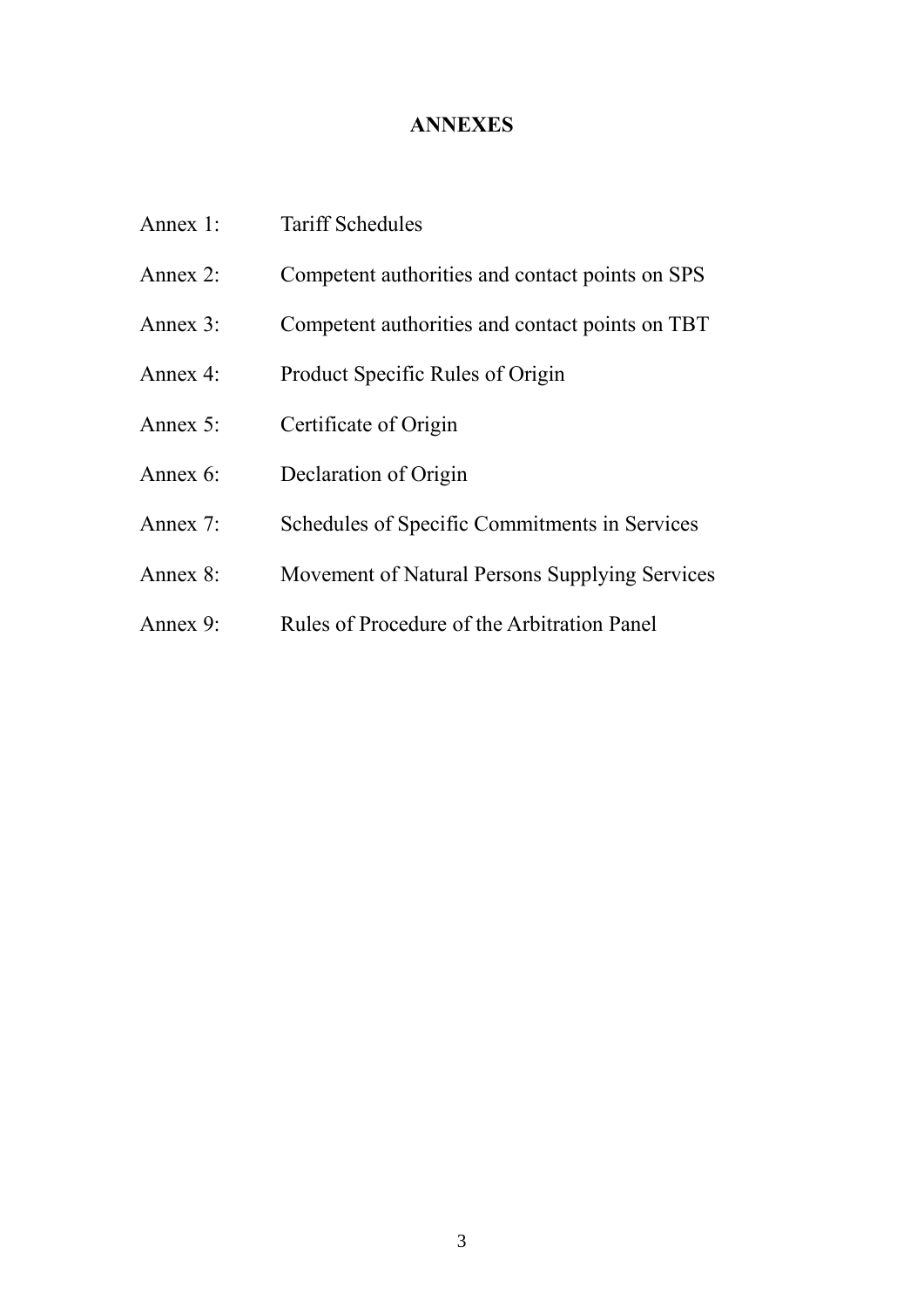# ANNEXES

| | |
|---|---|
| Annex 1: | Tariff Schedules |
| Annex 2: | Competent authorities and contact points on SPS |
| Annex 3: | Competent authorities and contact points on TBT |
| Annex 4: | Product Specific Rules of Origin |
| Annex 5: | Certificate of Origin |
| Annex 6: | Declaration of Origin |
| Annex 7: | Schedules of Specific Commitments in Services |
| Annex 8: | Movement of Natural Persons Supplying Services |
| Annex 9: | Rules of Procedure of the Arbitration Panel |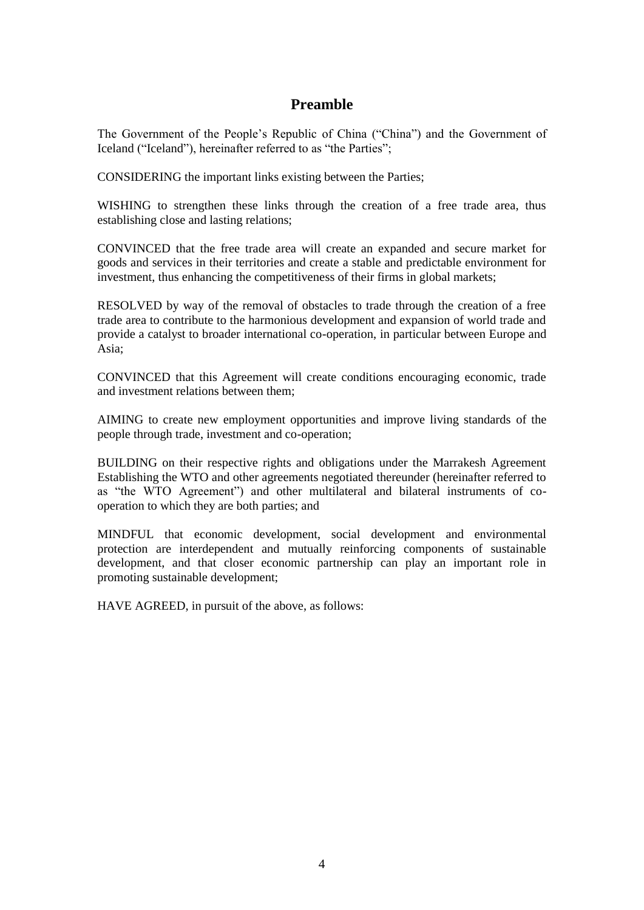# Preamble

The Government of the People's Republic of China ("China") and the Government of Iceland ("Iceland"), hereinafter referred to as "the Parties";

CONSIDERING the important links existing between the Parties;

WISHING to strengthen these links through the creation of a free trade area, thus establishing close and lasting relations;

CONVINCED that the free trade area will create an expanded and secure market for goods and services in their territories and create a stable and predictable environment for investment, thus enhancing the competitiveness of their firms in global markets;

RESOLVED by way of the removal of obstacles to trade through the creation of a free trade area to contribute to the harmonious development and expansion of world trade and provide a catalyst to broader international co-operation, in particular between Europe and Asia;

CONVINCED that this Agreement will create conditions encouraging economic, trade and investment relations between them;

AIMING to create new employment opportunities and improve living standards of the people through trade, investment and co-operation;

BUILDING on their respective rights and obligations under the Marrakesh Agreement Establishing the WTO and other agreements negotiated thereunder (hereinafter referred to as "the WTO Agreement") and other multilateral and bilateral instruments of co-operation to which they are both parties; and

MINDFUL that economic development, social development and environmental protection are interdependent and mutually reinforcing components of sustainable development, and that closer economic partnership can play an important role in promoting sustainable development;

HAVE AGREED, in pursuit of the above, as follows: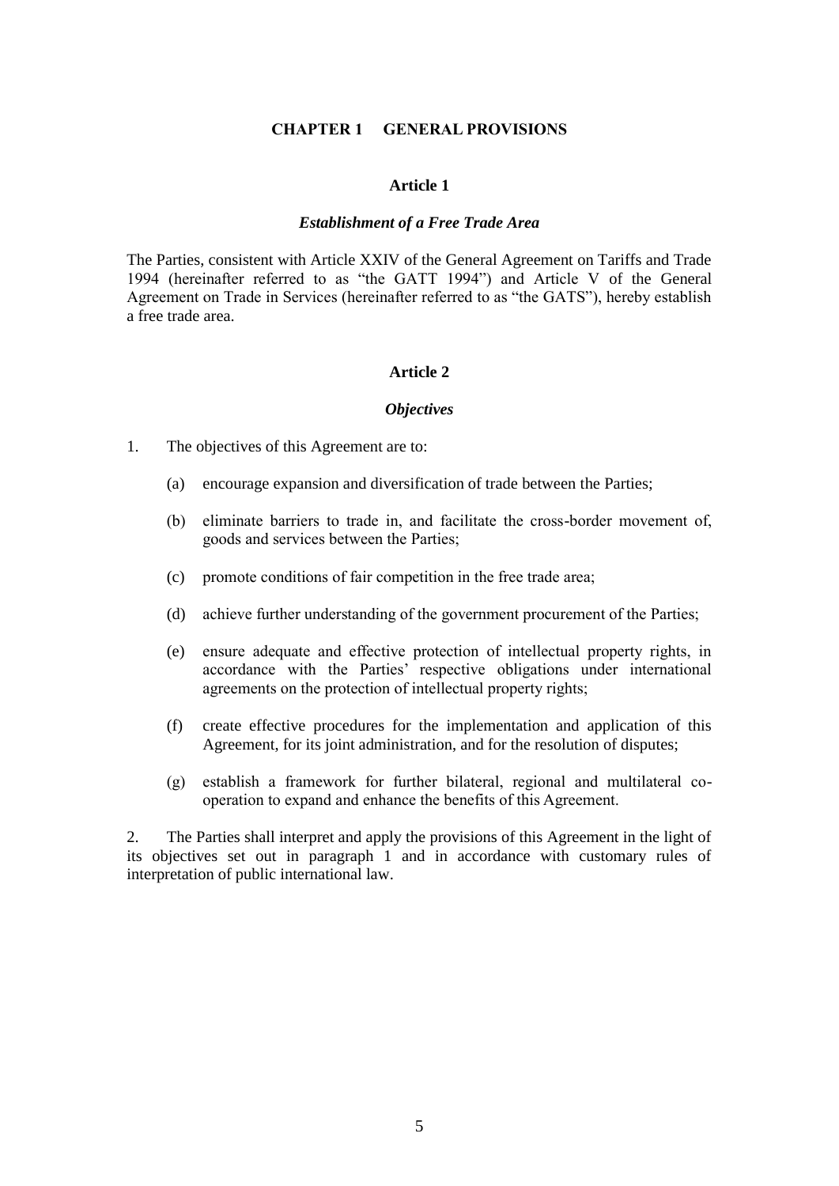# CHAPTER 1 GENERAL PROVISIONS

## Article 1

### *Establishment of a Free Trade Area*

The Parties, consistent with Article XXIV of the General Agreement on Tariffs and Trade 1994 (hereinafter referred to as "the GATT 1994") and Article V of the General Agreement on Trade in Services (hereinafter referred to as "the GATS"), hereby establish a free trade area.

## Article 2

### *Objectives*

1. The objectives of this Agreement are to:

   (a) encourage expansion and diversification of trade between the Parties;

   (b) eliminate barriers to trade in, and facilitate the cross-border movement of, goods and services between the Parties;

   (c) promote conditions of fair competition in the free trade area;

   (d) achieve further understanding of the government procurement of the Parties;

   (e) ensure adequate and effective protection of intellectual property rights, in accordance with the Parties' respective obligations under international agreements on the protection of intellectual property rights;

   (f) create effective procedures for the implementation and application of this Agreement, for its joint administration, and for the resolution of disputes;

   (g) establish a framework for further bilateral, regional and multilateral co-operation to expand and enhance the benefits of this Agreement.

2. The Parties shall interpret and apply the provisions of this Agreement in the light of its objectives set out in paragraph 1 and in accordance with customary rules of interpretation of public international law.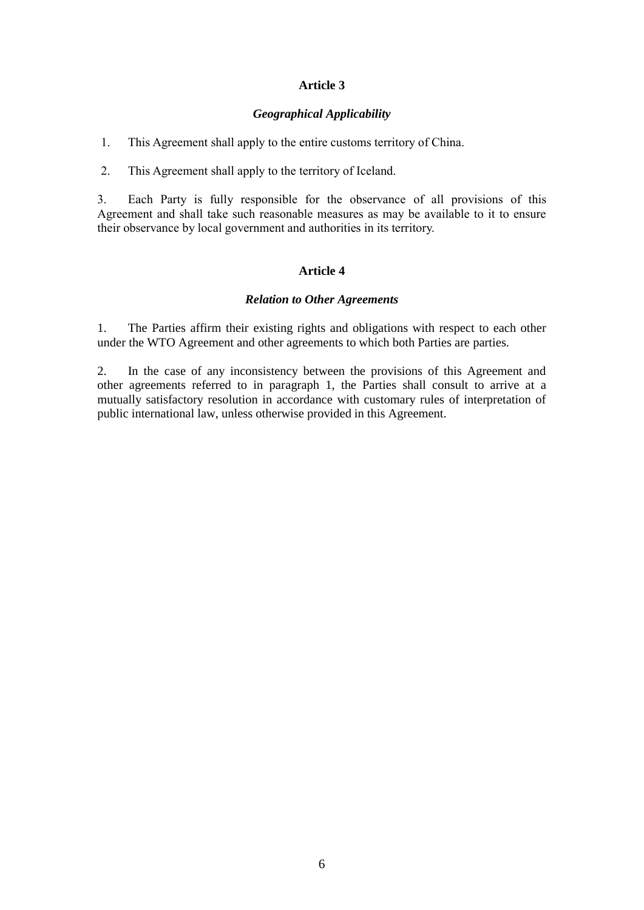## Article 3

### *Geographical Applicability*

1. This Agreement shall apply to the entire customs territory of China.

2. This Agreement shall apply to the territory of Iceland.

3. Each Party is fully responsible for the observance of all provisions of this Agreement and shall take such reasonable measures as may be available to it to ensure their observance by local government and authorities in its territory.

## Article 4

### *Relation to Other Agreements*

1. The Parties affirm their existing rights and obligations with respect to each other under the WTO Agreement and other agreements to which both Parties are parties.

2. In the case of any inconsistency between the provisions of this Agreement and other agreements referred to in paragraph 1, the Parties shall consult to arrive at a mutually satisfactory resolution in accordance with customary rules of interpretation of public international law, unless otherwise provided in this Agreement.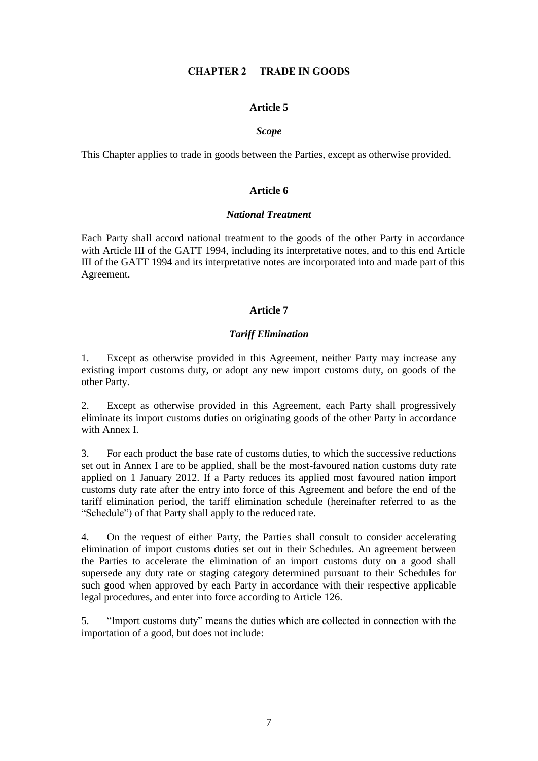## CHAPTER 2 TRADE IN GOODS

### Article 5

#### *Scope*

This Chapter applies to trade in goods between the Parties, except as otherwise provided.

### Article 6

#### *National Treatment*

Each Party shall accord national treatment to the goods of the other Party in accordance with Article III of the GATT 1994, including its interpretative notes, and to this end Article III of the GATT 1994 and its interpretative notes are incorporated into and made part of this Agreement.

### Article 7

#### *Tariff Elimination*

1. Except as otherwise provided in this Agreement, neither Party may increase any existing import customs duty, or adopt any new import customs duty, on goods of the other Party.

2. Except as otherwise provided in this Agreement, each Party shall progressively eliminate its import customs duties on originating goods of the other Party in accordance with Annex I.

3. For each product the base rate of customs duties, to which the successive reductions set out in Annex I are to be applied, shall be the most-favoured nation customs duty rate applied on 1 January 2012. If a Party reduces its applied most favoured nation import customs duty rate after the entry into force of this Agreement and before the end of the tariff elimination period, the tariff elimination schedule (hereinafter referred to as the "Schedule") of that Party shall apply to the reduced rate.

4. On the request of either Party, the Parties shall consult to consider accelerating elimination of import customs duties set out in their Schedules. An agreement between the Parties to accelerate the elimination of an import customs duty on a good shall supersede any duty rate or staging category determined pursuant to their Schedules for such good when approved by each Party in accordance with their respective applicable legal procedures, and enter into force according to Article 126.

5. "Import customs duty" means the duties which are collected in connection with the importation of a good, but does not include: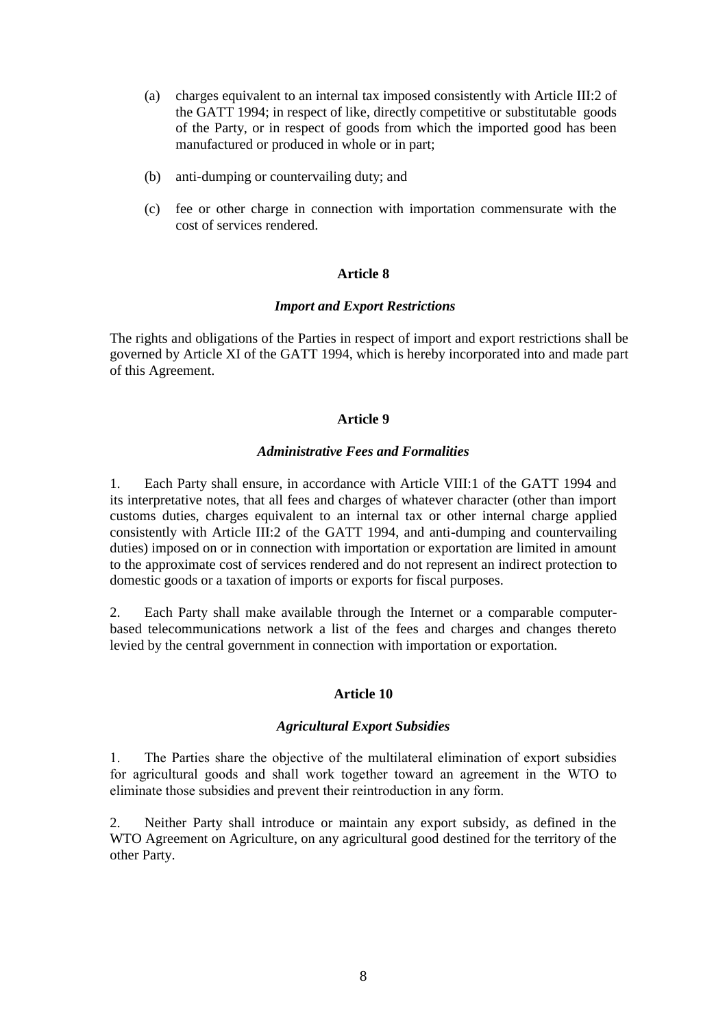(a) charges equivalent to an internal tax imposed consistently with Article III:2 of the GATT 1994; in respect of like, directly competitive or substitutable goods of the Party, or in respect of goods from which the imported good has been manufactured or produced in whole or in part;

(b) anti-dumping or countervailing duty; and

(c) fee or other charge in connection with importation commensurate with the cost of services rendered.

**Article 8**

***Import and Export Restrictions***

The rights and obligations of the Parties in respect of import and export restrictions shall be governed by Article XI of the GATT 1994, which is hereby incorporated into and made part of this Agreement.

**Article 9**

***Administrative Fees and Formalities***

1. Each Party shall ensure, in accordance with Article VIII:1 of the GATT 1994 and its interpretative notes, that all fees and charges of whatever character (other than import customs duties, charges equivalent to an internal tax or other internal charge applied consistently with Article III:2 of the GATT 1994, and anti-dumping and countervailing duties) imposed on or in connection with importation or exportation are limited in amount to the approximate cost of services rendered and do not represent an indirect protection to domestic goods or a taxation of imports or exports for fiscal purposes.

2. Each Party shall make available through the Internet or a comparable computer-based telecommunications network a list of the fees and charges and changes thereto levied by the central government in connection with importation or exportation.

**Article 10**

***Agricultural Export Subsidies***

1. The Parties share the objective of the multilateral elimination of export subsidies for agricultural goods and shall work together toward an agreement in the WTO to eliminate those subsidies and prevent their reintroduction in any form.

2. Neither Party shall introduce or maintain any export subsidy, as defined in the WTO Agreement on Agriculture, on any agricultural good destined for the territory of the other Party.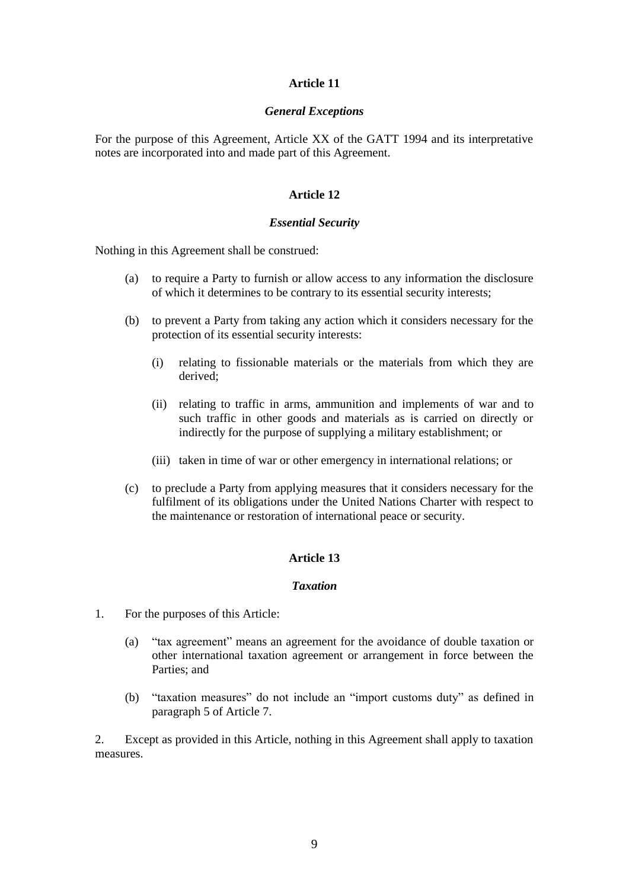## Article 11

### *General Exceptions*

For the purpose of this Agreement, Article XX of the GATT 1994 and its interpretative notes are incorporated into and made part of this Agreement.

## Article 12

### *Essential Security*

Nothing in this Agreement shall be construed:

(a) to require a Party to furnish or allow access to any information the disclosure of which it determines to be contrary to its essential security interests;

(b) to prevent a Party from taking any action which it considers necessary for the protection of its essential security interests:

   (i) relating to fissionable materials or the materials from which they are derived;

   (ii) relating to traffic in arms, ammunition and implements of war and to such traffic in other goods and materials as is carried on directly or indirectly for the purpose of supplying a military establishment; or

   (iii) taken in time of war or other emergency in international relations; or

(c) to preclude a Party from applying measures that it considers necessary for the fulfilment of its obligations under the United Nations Charter with respect to the maintenance or restoration of international peace or security.

## Article 13

### *Taxation*

1. For the purposes of this Article:

   (a) "tax agreement" means an agreement for the avoidance of double taxation or other international taxation agreement or arrangement in force between the Parties; and

   (b) "taxation measures" do not include an "import customs duty" as defined in paragraph 5 of Article 7.

2. Except as provided in this Article, nothing in this Agreement shall apply to taxation measures.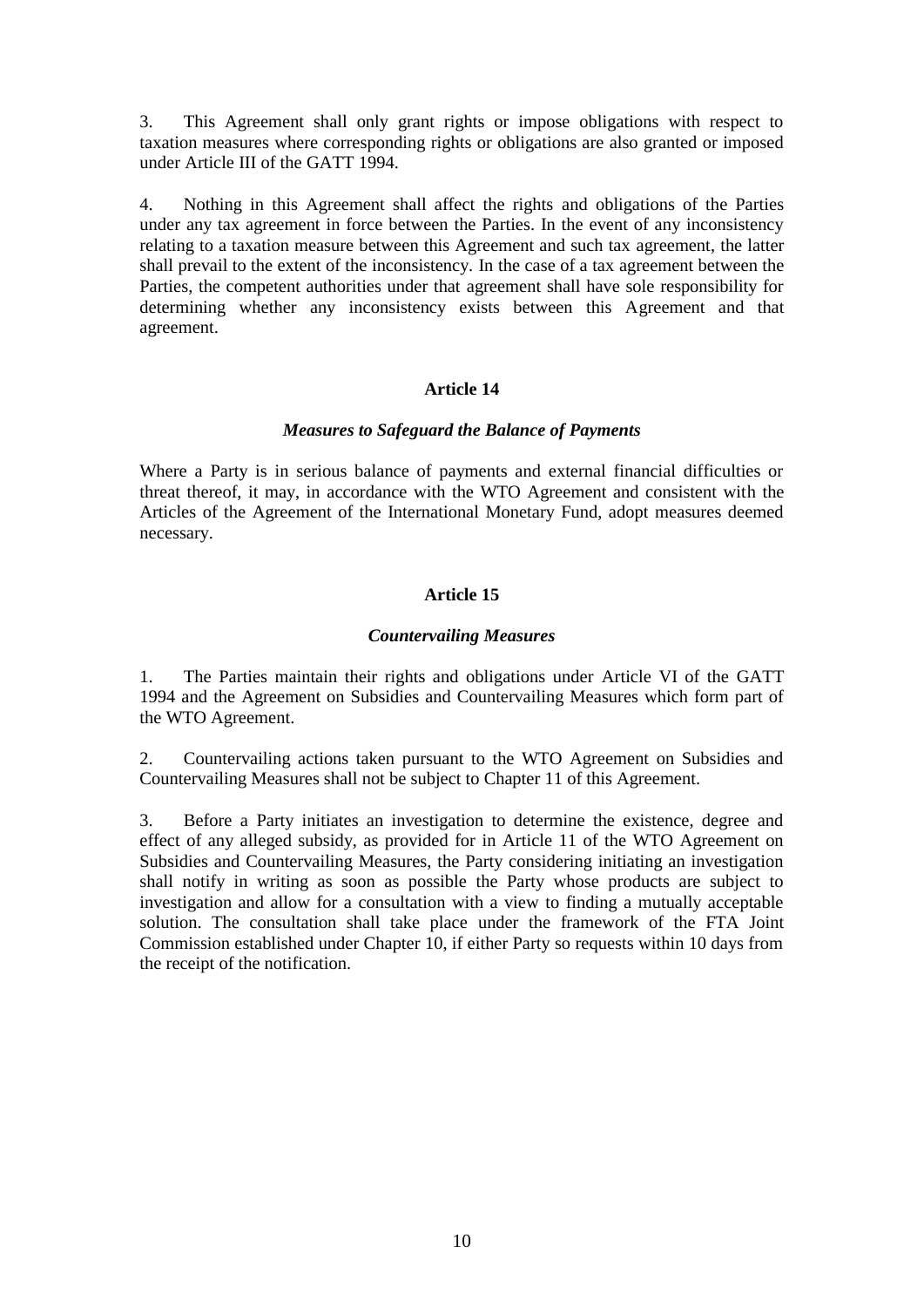3. This Agreement shall only grant rights or impose obligations with respect to taxation measures where corresponding rights or obligations are also granted or imposed under Article III of the GATT 1994.

4. Nothing in this Agreement shall affect the rights and obligations of the Parties under any tax agreement in force between the Parties. In the event of any inconsistency relating to a taxation measure between this Agreement and such tax agreement, the latter shall prevail to the extent of the inconsistency. In the case of a tax agreement between the Parties, the competent authorities under that agreement shall have sole responsibility for determining whether any inconsistency exists between this Agreement and that agreement.

## Article 14

### *Measures to Safeguard the Balance of Payments*

Where a Party is in serious balance of payments and external financial difficulties or threat thereof, it may, in accordance with the WTO Agreement and consistent with the Articles of the Agreement of the International Monetary Fund, adopt measures deemed necessary.

## Article 15

### *Countervailing Measures*

1. The Parties maintain their rights and obligations under Article VI of the GATT 1994 and the Agreement on Subsidies and Countervailing Measures which form part of the WTO Agreement.

2. Countervailing actions taken pursuant to the WTO Agreement on Subsidies and Countervailing Measures shall not be subject to Chapter 11 of this Agreement.

3. Before a Party initiates an investigation to determine the existence, degree and effect of any alleged subsidy, as provided for in Article 11 of the WTO Agreement on Subsidies and Countervailing Measures, the Party considering initiating an investigation shall notify in writing as soon as possible the Party whose products are subject to investigation and allow for a consultation with a view to finding a mutually acceptable solution. The consultation shall take place under the framework of the FTA Joint Commission established under Chapter 10, if either Party so requests within 10 days from the receipt of the notification.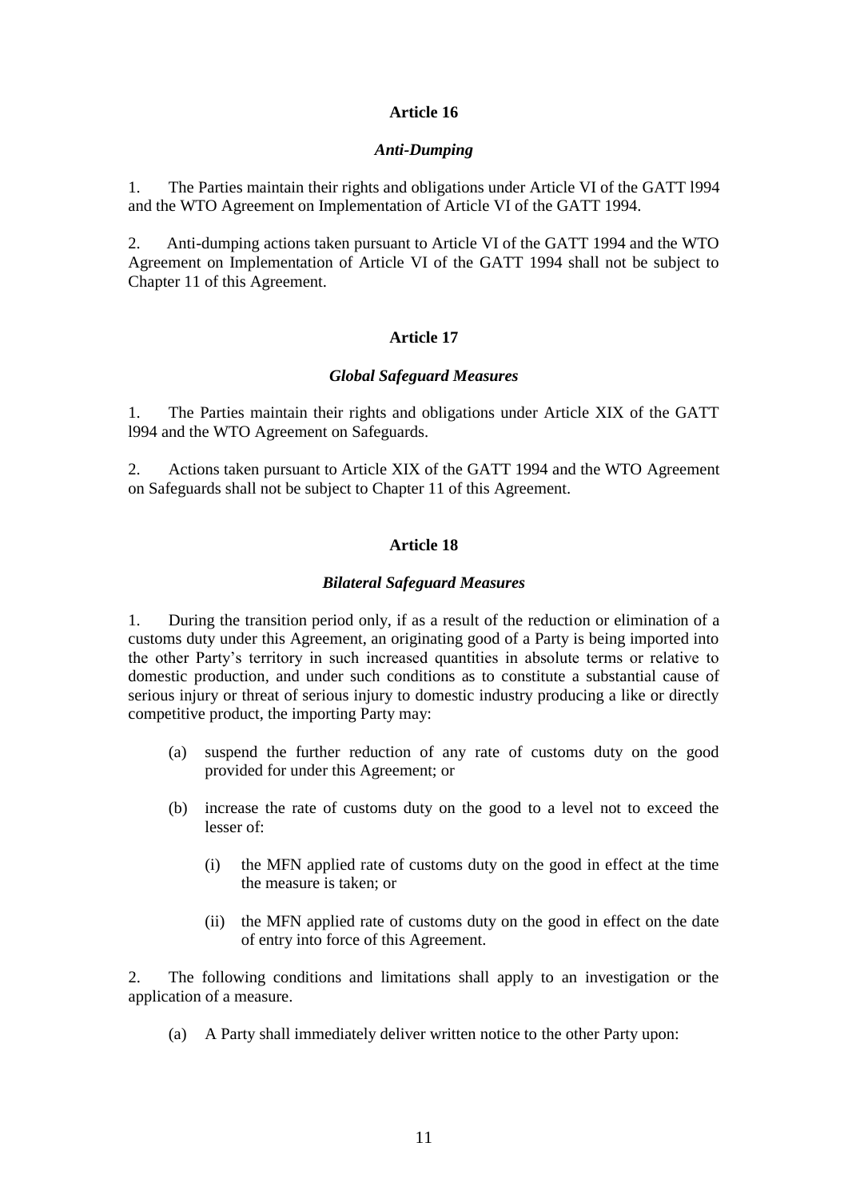## Article 16

### *Anti-Dumping*

1. The Parties maintain their rights and obligations under Article VI of the GATT l994 and the WTO Agreement on Implementation of Article VI of the GATT 1994.

2. Anti-dumping actions taken pursuant to Article VI of the GATT 1994 and the WTO Agreement on Implementation of Article VI of the GATT 1994 shall not be subject to Chapter 11 of this Agreement.

## Article 17

### *Global Safeguard Measures*

1. The Parties maintain their rights and obligations under Article XIX of the GATT l994 and the WTO Agreement on Safeguards.

2. Actions taken pursuant to Article XIX of the GATT 1994 and the WTO Agreement on Safeguards shall not be subject to Chapter 11 of this Agreement.

## Article 18

### *Bilateral Safeguard Measures*

1. During the transition period only, if as a result of the reduction or elimination of a customs duty under this Agreement, an originating good of a Party is being imported into the other Party's territory in such increased quantities in absolute terms or relative to domestic production, and under such conditions as to constitute a substantial cause of serious injury or threat of serious injury to domestic industry producing a like or directly competitive product, the importing Party may:

(a) suspend the further reduction of any rate of customs duty on the good provided for under this Agreement; or

(b) increase the rate of customs duty on the good to a level not to exceed the lesser of:

(i) the MFN applied rate of customs duty on the good in effect at the time the measure is taken; or

(ii) the MFN applied rate of customs duty on the good in effect on the date of entry into force of this Agreement.

2. The following conditions and limitations shall apply to an investigation or the application of a measure.

(a) A Party shall immediately deliver written notice to the other Party upon: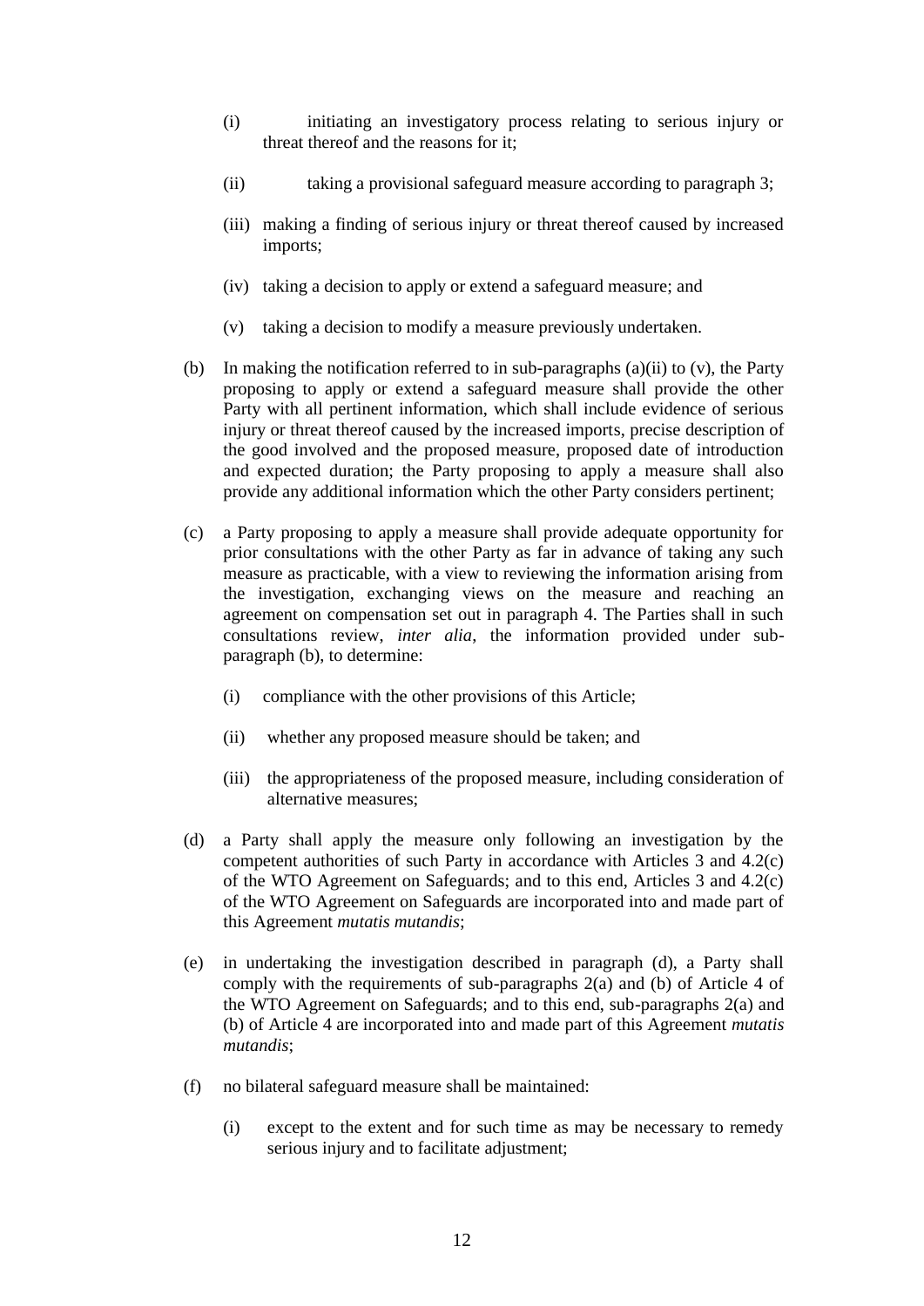(i) initiating an investigatory process relating to serious injury or threat thereof and the reasons for it;

(ii) taking a provisional safeguard measure according to paragraph 3;

(iii) making a finding of serious injury or threat thereof caused by increased imports;

(iv) taking a decision to apply or extend a safeguard measure; and

(v) taking a decision to modify a measure previously undertaken.

(b) In making the notification referred to in sub-paragraphs (a)(ii) to (v), the Party proposing to apply or extend a safeguard measure shall provide the other Party with all pertinent information, which shall include evidence of serious injury or threat thereof caused by the increased imports, precise description of the good involved and the proposed measure, proposed date of introduction and expected duration; the Party proposing to apply a measure shall also provide any additional information which the other Party considers pertinent;

(c) a Party proposing to apply a measure shall provide adequate opportunity for prior consultations with the other Party as far in advance of taking any such measure as practicable, with a view to reviewing the information arising from the investigation, exchanging views on the measure and reaching an agreement on compensation set out in paragraph 4. The Parties shall in such consultations review, *inter alia*, the information provided under sub-paragraph (b), to determine:

(i) compliance with the other provisions of this Article;

(ii) whether any proposed measure should be taken; and

(iii) the appropriateness of the proposed measure, including consideration of alternative measures;

(d) a Party shall apply the measure only following an investigation by the competent authorities of such Party in accordance with Articles 3 and 4.2(c) of the WTO Agreement on Safeguards; and to this end, Articles 3 and 4.2(c) of the WTO Agreement on Safeguards are incorporated into and made part of this Agreement *mutatis mutandis*;

(e) in undertaking the investigation described in paragraph (d), a Party shall comply with the requirements of sub-paragraphs 2(a) and (b) of Article 4 of the WTO Agreement on Safeguards; and to this end, sub-paragraphs 2(a) and (b) of Article 4 are incorporated into and made part of this Agreement *mutatis mutandis*;

(f) no bilateral safeguard measure shall be maintained:

(i) except to the extent and for such time as may be necessary to remedy serious injury and to facilitate adjustment;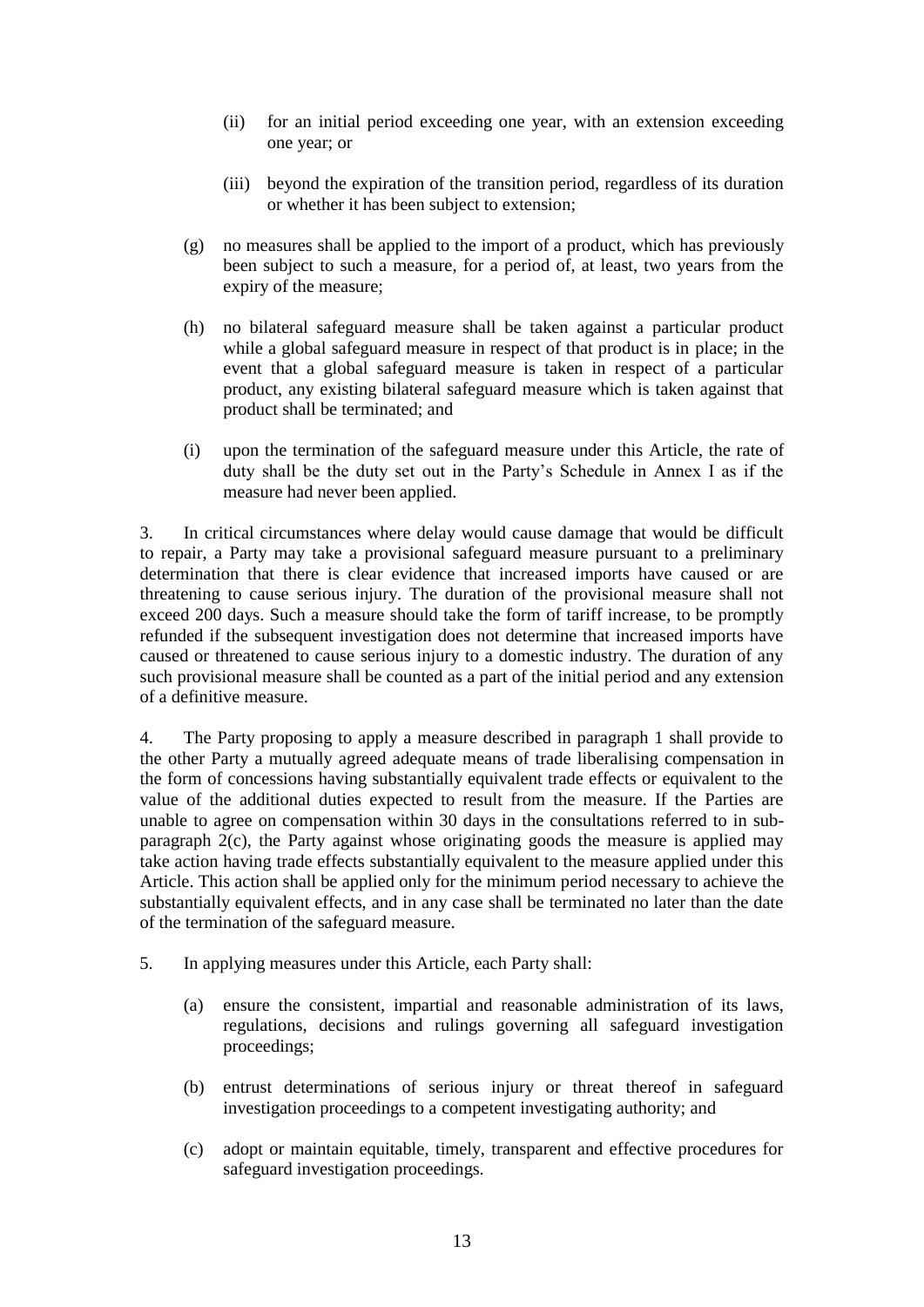(ii) for an initial period exceeding one year, with an extension exceeding one year; or

   (iii) beyond the expiration of the transition period, regardless of its duration or whether it has been subject to extension;

(g) no measures shall be applied to the import of a product, which has previously been subject to such a measure, for a period of, at least, two years from the expiry of the measure;

(h) no bilateral safeguard measure shall be taken against a particular product while a global safeguard measure in respect of that product is in place; in the event that a global safeguard measure is taken in respect of a particular product, any existing bilateral safeguard measure which is taken against that product shall be terminated; and

(i) upon the termination of the safeguard measure under this Article, the rate of duty shall be the duty set out in the Party's Schedule in Annex I as if the measure had never been applied.

3. In critical circumstances where delay would cause damage that would be difficult to repair, a Party may take a provisional safeguard measure pursuant to a preliminary determination that there is clear evidence that increased imports have caused or are threatening to cause serious injury. The duration of the provisional measure shall not exceed 200 days. Such a measure should take the form of tariff increase, to be promptly refunded if the subsequent investigation does not determine that increased imports have caused or threatened to cause serious injury to a domestic industry. The duration of any such provisional measure shall be counted as a part of the initial period and any extension of a definitive measure.

4. The Party proposing to apply a measure described in paragraph 1 shall provide to the other Party a mutually agreed adequate means of trade liberalising compensation in the form of concessions having substantially equivalent trade effects or equivalent to the value of the additional duties expected to result from the measure. If the Parties are unable to agree on compensation within 30 days in the consultations referred to in sub-paragraph 2(c), the Party against whose originating goods the measure is applied may take action having trade effects substantially equivalent to the measure applied under this Article. This action shall be applied only for the minimum period necessary to achieve the substantially equivalent effects, and in any case shall be terminated no later than the date of the termination of the safeguard measure.

5. In applying measures under this Article, each Party shall:

(a) ensure the consistent, impartial and reasonable administration of its laws, regulations, decisions and rulings governing all safeguard investigation proceedings;

(b) entrust determinations of serious injury or threat thereof in safeguard investigation proceedings to a competent investigating authority; and

(c) adopt or maintain equitable, timely, transparent and effective procedures for safeguard investigation proceedings.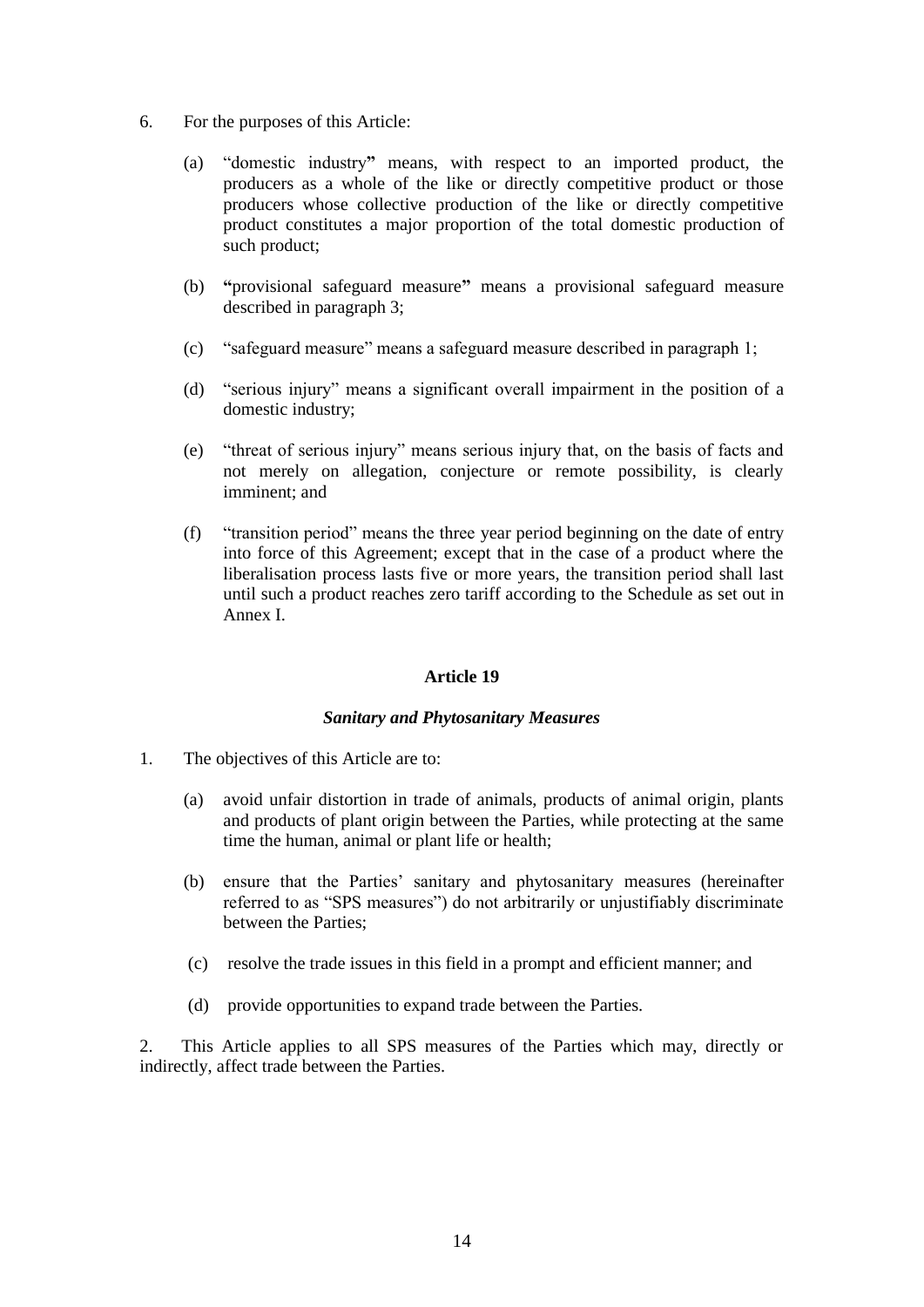6. For the purposes of this Article:

   (a) "domestic industry" means, with respect to an imported product, the producers as a whole of the like or directly competitive product or those producers whose collective production of the like or directly competitive product constitutes a major proportion of the total domestic production of such product;

   (b) "provisional safeguard measure" means a provisional safeguard measure described in paragraph 3;

   (c) "safeguard measure" means a safeguard measure described in paragraph 1;

   (d) "serious injury" means a significant overall impairment in the position of a domestic industry;

   (e) "threat of serious injury" means serious injury that, on the basis of facts and not merely on allegation, conjecture or remote possibility, is clearly imminent; and

   (f) "transition period" means the three year period beginning on the date of entry into force of this Agreement; except that in the case of a product where the liberalisation process lasts five or more years, the transition period shall last until such a product reaches zero tariff according to the Schedule as set out in Annex I.

**Article 19**

***Sanitary and Phytosanitary Measures***

1. The objectives of this Article are to:

   (a) avoid unfair distortion in trade of animals, products of animal origin, plants and products of plant origin between the Parties, while protecting at the same time the human, animal or plant life or health;

   (b) ensure that the Parties' sanitary and phytosanitary measures (hereinafter referred to as "SPS measures") do not arbitrarily or unjustifiably discriminate between the Parties;

   (c) resolve the trade issues in this field in a prompt and efficient manner; and

   (d) provide opportunities to expand trade between the Parties.

2. This Article applies to all SPS measures of the Parties which may, directly or indirectly, affect trade between the Parties.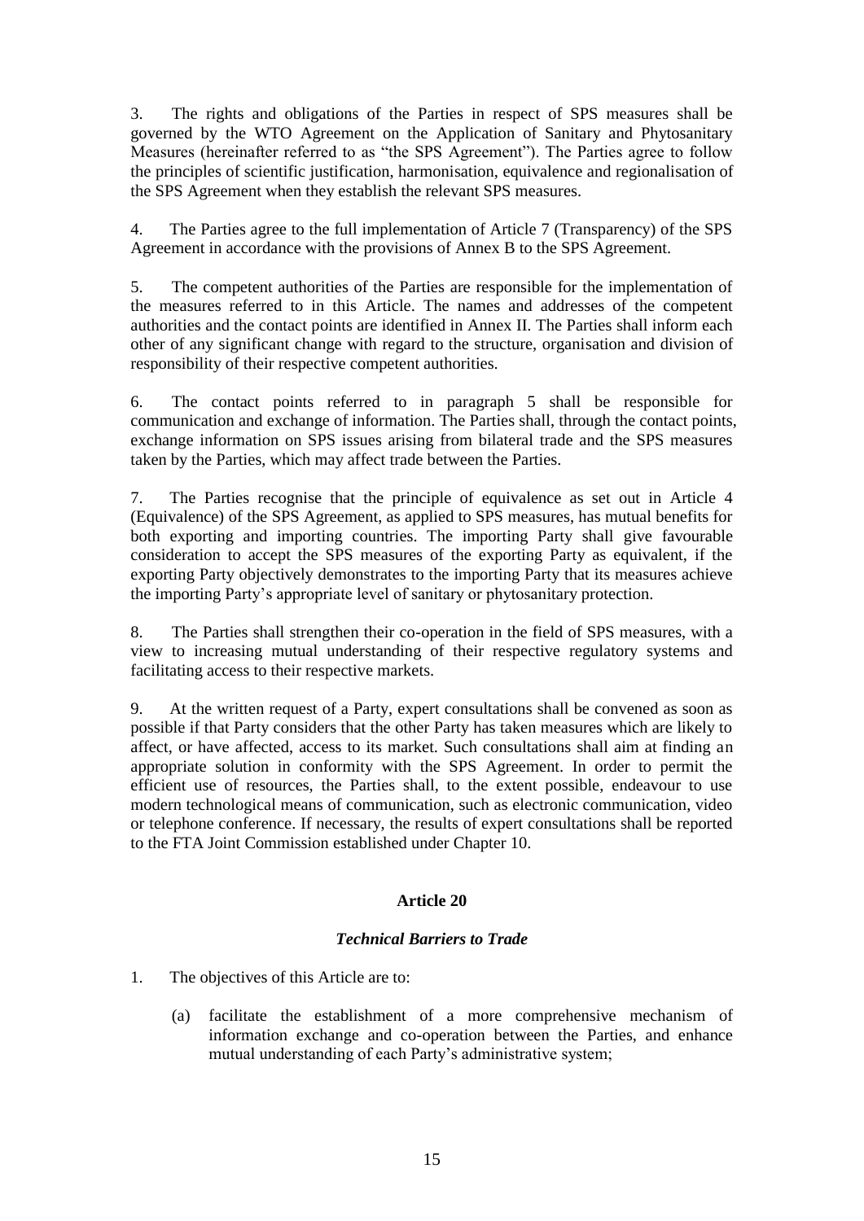3. The rights and obligations of the Parties in respect of SPS measures shall be governed by the WTO Agreement on the Application of Sanitary and Phytosanitary Measures (hereinafter referred to as "the SPS Agreement"). The Parties agree to follow the principles of scientific justification, harmonisation, equivalence and regionalisation of the SPS Agreement when they establish the relevant SPS measures.

4. The Parties agree to the full implementation of Article 7 (Transparency) of the SPS Agreement in accordance with the provisions of Annex B to the SPS Agreement.

5. The competent authorities of the Parties are responsible for the implementation of the measures referred to in this Article. The names and addresses of the competent authorities and the contact points are identified in Annex II. The Parties shall inform each other of any significant change with regard to the structure, organisation and division of responsibility of their respective competent authorities.

6. The contact points referred to in paragraph 5 shall be responsible for communication and exchange of information. The Parties shall, through the contact points, exchange information on SPS issues arising from bilateral trade and the SPS measures taken by the Parties, which may affect trade between the Parties.

7. The Parties recognise that the principle of equivalence as set out in Article 4 (Equivalence) of the SPS Agreement, as applied to SPS measures, has mutual benefits for both exporting and importing countries. The importing Party shall give favourable consideration to accept the SPS measures of the exporting Party as equivalent, if the exporting Party objectively demonstrates to the importing Party that its measures achieve the importing Party's appropriate level of sanitary or phytosanitary protection.

8. The Parties shall strengthen their co-operation in the field of SPS measures, with a view to increasing mutual understanding of their respective regulatory systems and facilitating access to their respective markets.

9. At the written request of a Party, expert consultations shall be convened as soon as possible if that Party considers that the other Party has taken measures which are likely to affect, or have affected, access to its market. Such consultations shall aim at finding an appropriate solution in conformity with the SPS Agreement. In order to permit the efficient use of resources, the Parties shall, to the extent possible, endeavour to use modern technological means of communication, such as electronic communication, video or telephone conference. If necessary, the results of expert consultations shall be reported to the FTA Joint Commission established under Chapter 10.

## Article 20

### *Technical Barriers to Trade*

1. The objectives of this Article are to:

   (a) facilitate the establishment of a more comprehensive mechanism of information exchange and co-operation between the Parties, and enhance mutual understanding of each Party's administrative system;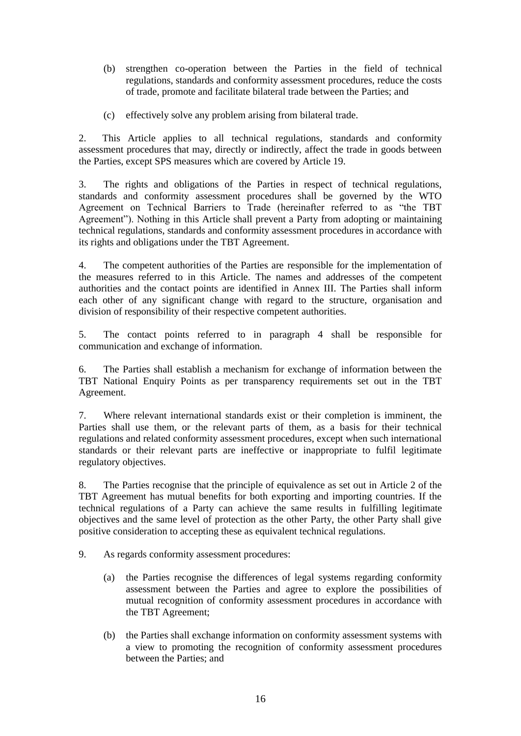(b) strengthen co-operation between the Parties in the field of technical regulations, standards and conformity assessment procedures, reduce the costs of trade, promote and facilitate bilateral trade between the Parties; and

(c) effectively solve any problem arising from bilateral trade.

2. This Article applies to all technical regulations, standards and conformity assessment procedures that may, directly or indirectly, affect the trade in goods between the Parties, except SPS measures which are covered by Article 19.

3. The rights and obligations of the Parties in respect of technical regulations, standards and conformity assessment procedures shall be governed by the WTO Agreement on Technical Barriers to Trade (hereinafter referred to as "the TBT Agreement"). Nothing in this Article shall prevent a Party from adopting or maintaining technical regulations, standards and conformity assessment procedures in accordance with its rights and obligations under the TBT Agreement.

4. The competent authorities of the Parties are responsible for the implementation of the measures referred to in this Article. The names and addresses of the competent authorities and the contact points are identified in Annex III. The Parties shall inform each other of any significant change with regard to the structure, organisation and division of responsibility of their respective competent authorities.

5. The contact points referred to in paragraph 4 shall be responsible for communication and exchange of information.

6. The Parties shall establish a mechanism for exchange of information between the TBT National Enquiry Points as per transparency requirements set out in the TBT Agreement.

7. Where relevant international standards exist or their completion is imminent, the Parties shall use them, or the relevant parts of them, as a basis for their technical regulations and related conformity assessment procedures, except when such international standards or their relevant parts are ineffective or inappropriate to fulfil legitimate regulatory objectives.

8. The Parties recognise that the principle of equivalence as set out in Article 2 of the TBT Agreement has mutual benefits for both exporting and importing countries. If the technical regulations of a Party can achieve the same results in fulfilling legitimate objectives and the same level of protection as the other Party, the other Party shall give positive consideration to accepting these as equivalent technical regulations.

9. As regards conformity assessment procedures:

(a) the Parties recognise the differences of legal systems regarding conformity assessment between the Parties and agree to explore the possibilities of mutual recognition of conformity assessment procedures in accordance with the TBT Agreement;

(b) the Parties shall exchange information on conformity assessment systems with a view to promoting the recognition of conformity assessment procedures between the Parties; and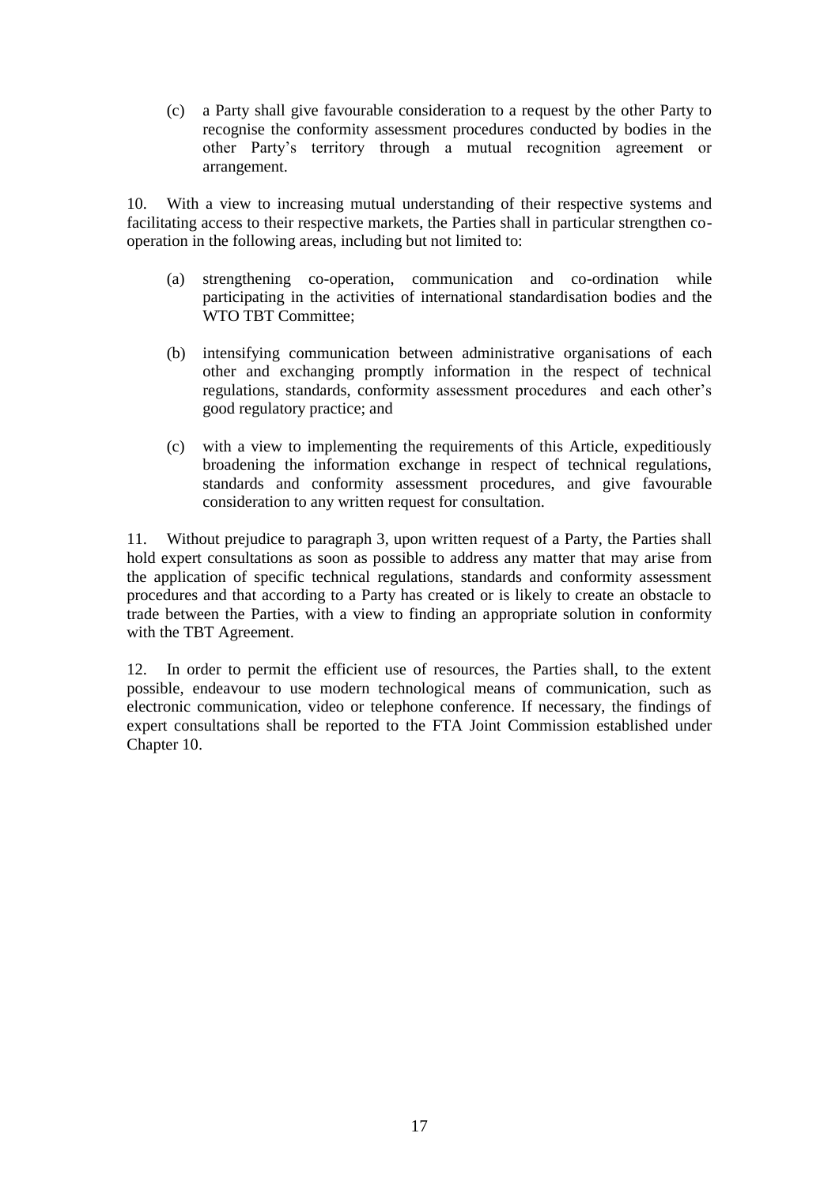(c) a Party shall give favourable consideration to a request by the other Party to recognise the conformity assessment procedures conducted by bodies in the other Party's territory through a mutual recognition agreement or arrangement.

10. With a view to increasing mutual understanding of their respective systems and facilitating access to their respective markets, the Parties shall in particular strengthen co-operation in the following areas, including but not limited to:

(a) strengthening co-operation, communication and co-ordination while participating in the activities of international standardisation bodies and the WTO TBT Committee;

(b) intensifying communication between administrative organisations of each other and exchanging promptly information in the respect of technical regulations, standards, conformity assessment procedures and each other's good regulatory practice; and

(c) with a view to implementing the requirements of this Article, expeditiously broadening the information exchange in respect of technical regulations, standards and conformity assessment procedures, and give favourable consideration to any written request for consultation.

11. Without prejudice to paragraph 3, upon written request of a Party, the Parties shall hold expert consultations as soon as possible to address any matter that may arise from the application of specific technical regulations, standards and conformity assessment procedures and that according to a Party has created or is likely to create an obstacle to trade between the Parties, with a view to finding an appropriate solution in conformity with the TBT Agreement.

12. In order to permit the efficient use of resources, the Parties shall, to the extent possible, endeavour to use modern technological means of communication, such as electronic communication, video or telephone conference. If necessary, the findings of expert consultations shall be reported to the FTA Joint Commission established under Chapter 10.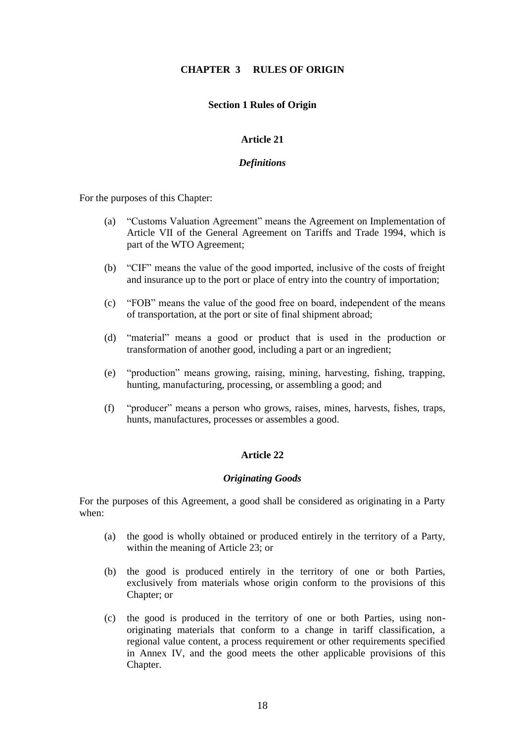# CHAPTER 3 RULES OF ORIGIN

## Section 1 Rules of Origin

### Article 21

***Definitions***

For the purposes of this Chapter:

(a) "Customs Valuation Agreement" means the Agreement on Implementation of Article VII of the General Agreement on Tariffs and Trade 1994, which is part of the WTO Agreement;

(b) "CIF" means the value of the good imported, inclusive of the costs of freight and insurance up to the port or place of entry into the country of importation;

(c) "FOB" means the value of the good free on board, independent of the means of transportation, at the port or site of final shipment abroad;

(d) "material" means a good or product that is used in the production or transformation of another good, including a part or an ingredient;

(e) "production" means growing, raising, mining, harvesting, fishing, trapping, hunting, manufacturing, processing, or assembling a good; and

(f) "producer" means a person who grows, raises, mines, harvests, fishes, traps, hunts, manufactures, processes or assembles a good.

### Article 22

***Originating Goods***

For the purposes of this Agreement, a good shall be considered as originating in a Party when:

(a) the good is wholly obtained or produced entirely in the territory of a Party, within the meaning of Article 23; or

(b) the good is produced entirely in the territory of one or both Parties, exclusively from materials whose origin conform to the provisions of this Chapter; or

(c) the good is produced in the territory of one or both Parties, using non-originating materials that conform to a change in tariff classification, a regional value content, a process requirement or other requirements specified in Annex IV, and the good meets the other applicable provisions of this Chapter.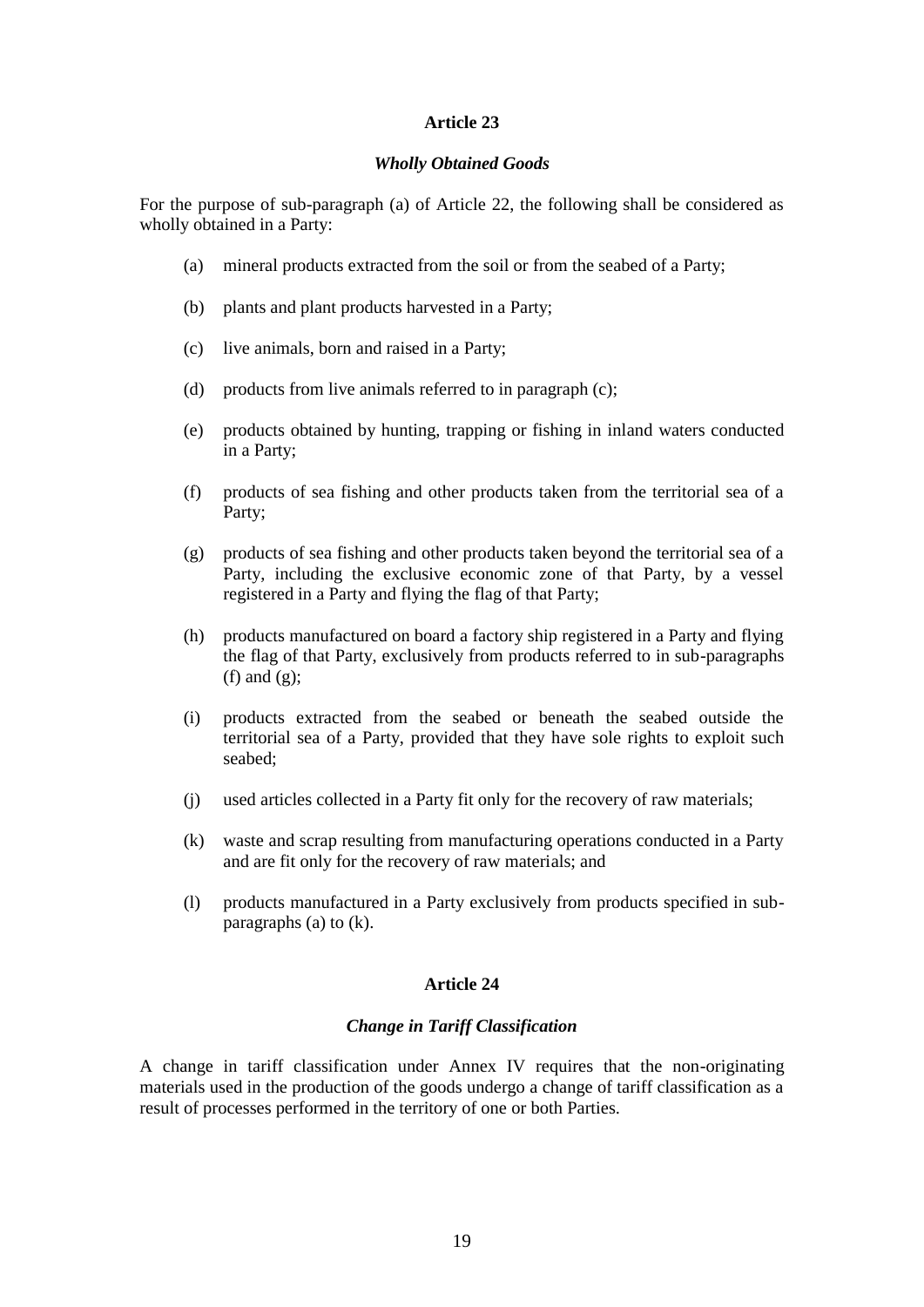## Article 23

### *Wholly Obtained Goods*

For the purpose of sub-paragraph (a) of Article 22, the following shall be considered as wholly obtained in a Party:

(a) mineral products extracted from the soil or from the seabed of a Party;

(b) plants and plant products harvested in a Party;

(c) live animals, born and raised in a Party;

(d) products from live animals referred to in paragraph (c);

(e) products obtained by hunting, trapping or fishing in inland waters conducted in a Party;

(f) products of sea fishing and other products taken from the territorial sea of a Party;

(g) products of sea fishing and other products taken beyond the territorial sea of a Party, including the exclusive economic zone of that Party, by a vessel registered in a Party and flying the flag of that Party;

(h) products manufactured on board a factory ship registered in a Party and flying the flag of that Party, exclusively from products referred to in sub-paragraphs (f) and (g);

(i) products extracted from the seabed or beneath the seabed outside the territorial sea of a Party, provided that they have sole rights to exploit such seabed;

(j) used articles collected in a Party fit only for the recovery of raw materials;

(k) waste and scrap resulting from manufacturing operations conducted in a Party and are fit only for the recovery of raw materials; and

(l) products manufactured in a Party exclusively from products specified in sub-paragraphs (a) to (k).

## Article 24

### *Change in Tariff Classification*

A change in tariff classification under Annex IV requires that the non-originating materials used in the production of the goods undergo a change of tariff classification as a result of processes performed in the territory of one or both Parties.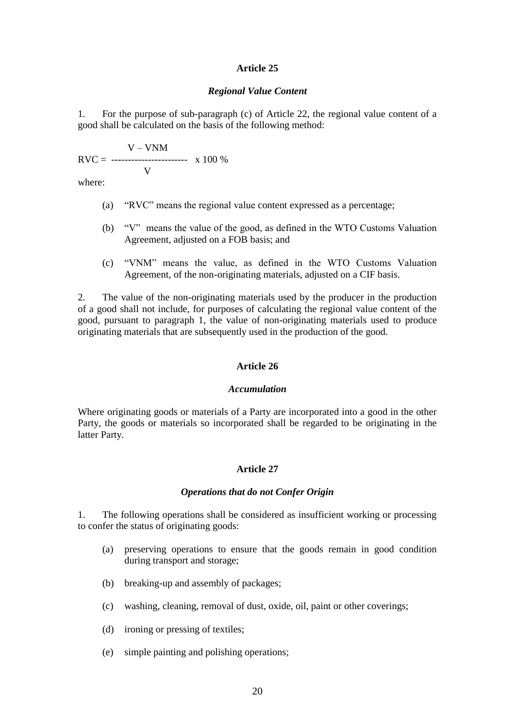## Article 25

### *Regional Value Content*

1. For the purpose of sub-paragraph (c) of Article 22, the regional value content of a good shall be calculated on the basis of the following method:

$$RVC = \frac{V - VNM}{V} \times 100\ \%$$

where:

(a) "RVC" means the regional value content expressed as a percentage;

(b) "V" means the value of the good, as defined in the WTO Customs Valuation Agreement, adjusted on a FOB basis; and

(c) "VNM" means the value, as defined in the WTO Customs Valuation Agreement, of the non-originating materials, adjusted on a CIF basis.

2. The value of the non-originating materials used by the producer in the production of a good shall not include, for purposes of calculating the regional value content of the good, pursuant to paragraph 1, the value of non-originating materials used to produce originating materials that are subsequently used in the production of the good.

## Article 26

### *Accumulation*

Where originating goods or materials of a Party are incorporated into a good in the other Party, the goods or materials so incorporated shall be regarded to be originating in the latter Party.

## Article 27

### *Operations that do not Confer Origin*

1. The following operations shall be considered as insufficient working or processing to confer the status of originating goods:

(a) preserving operations to ensure that the goods remain in good condition during transport and storage;

(b) breaking-up and assembly of packages;

(c) washing, cleaning, removal of dust, oxide, oil, paint or other coverings;

(d) ironing or pressing of textiles;

(e) simple painting and polishing operations;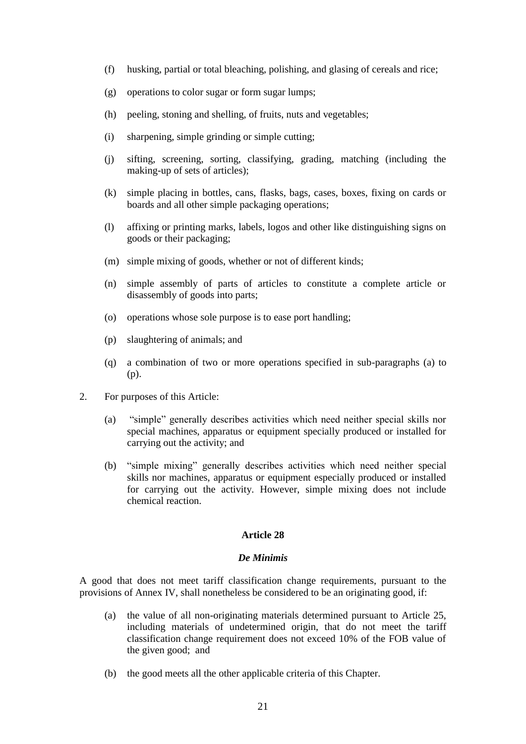(f) husking, partial or total bleaching, polishing, and glasing of cereals and rice;

(g) operations to color sugar or form sugar lumps;

(h) peeling, stoning and shelling, of fruits, nuts and vegetables;

(i) sharpening, simple grinding or simple cutting;

(j) sifting, screening, sorting, classifying, grading, matching (including the making-up of sets of articles);

(k) simple placing in bottles, cans, flasks, bags, cases, boxes, fixing on cards or boards and all other simple packaging operations;

(l) affixing or printing marks, labels, logos and other like distinguishing signs on goods or their packaging;

(m) simple mixing of goods, whether or not of different kinds;

(n) simple assembly of parts of articles to constitute a complete article or disassembly of goods into parts;

(o) operations whose sole purpose is to ease port handling;

(p) slaughtering of animals; and

(q) a combination of two or more operations specified in sub-paragraphs (a) to (p).

2. For purposes of this Article:

(a) "simple" generally describes activities which need neither special skills nor special machines, apparatus or equipment specially produced or installed for carrying out the activity; and

(b) "simple mixing" generally describes activities which need neither special skills nor machines, apparatus or equipment especially produced or installed for carrying out the activity. However, simple mixing does not include chemical reaction.

## Article 28

### *De Minimis*

A good that does not meet tariff classification change requirements, pursuant to the provisions of Annex IV, shall nonetheless be considered to be an originating good, if:

(a) the value of all non-originating materials determined pursuant to Article 25, including materials of undetermined origin, that do not meet the tariff classification change requirement does not exceed 10% of the FOB value of the given good; and

(b) the good meets all the other applicable criteria of this Chapter.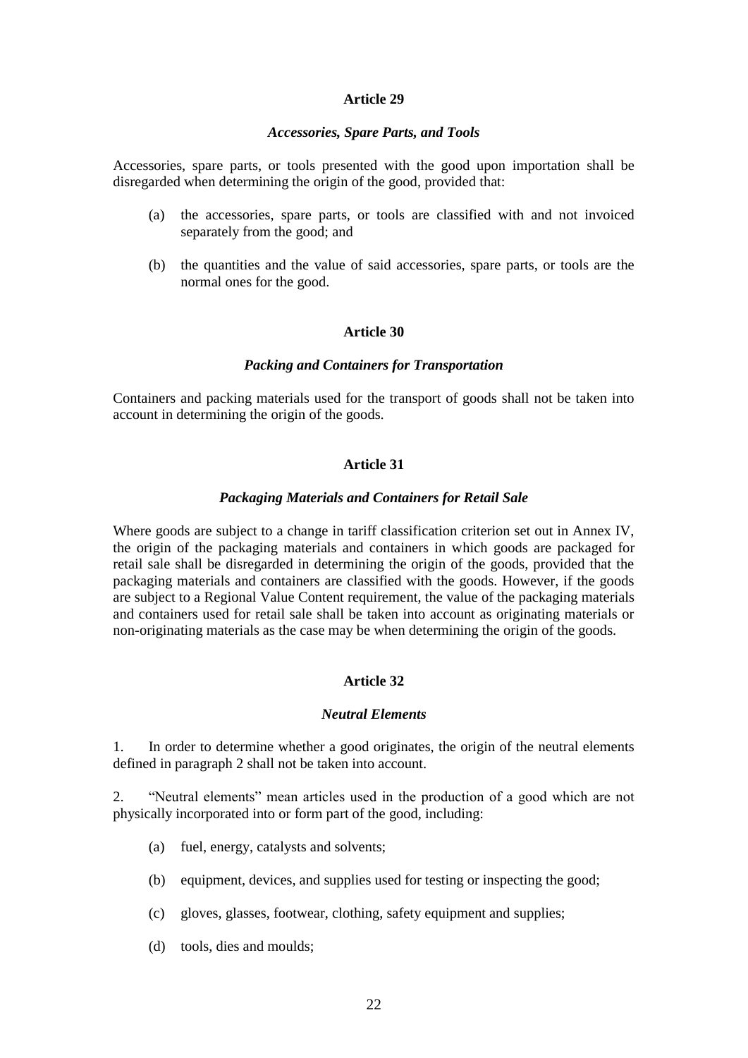### Article 29

#### *Accessories, Spare Parts, and Tools*

Accessories, spare parts, or tools presented with the good upon importation shall be disregarded when determining the origin of the good, provided that:

(a) the accessories, spare parts, or tools are classified with and not invoiced separately from the good; and

(b) the quantities and the value of said accessories, spare parts, or tools are the normal ones for the good.

### Article 30

#### *Packing and Containers for Transportation*

Containers and packing materials used for the transport of goods shall not be taken into account in determining the origin of the goods.

### Article 31

#### *Packaging Materials and Containers for Retail Sale*

Where goods are subject to a change in tariff classification criterion set out in Annex IV, the origin of the packaging materials and containers in which goods are packaged for retail sale shall be disregarded in determining the origin of the goods, provided that the packaging materials and containers are classified with the goods. However, if the goods are subject to a Regional Value Content requirement, the value of the packaging materials and containers used for retail sale shall be taken into account as originating materials or non-originating materials as the case may be when determining the origin of the goods.

### Article 32

#### *Neutral Elements*

1. In order to determine whether a good originates, the origin of the neutral elements defined in paragraph 2 shall not be taken into account.

2. "Neutral elements" mean articles used in the production of a good which are not physically incorporated into or form part of the good, including:

(a) fuel, energy, catalysts and solvents;

(b) equipment, devices, and supplies used for testing or inspecting the good;

(c) gloves, glasses, footwear, clothing, safety equipment and supplies;

(d) tools, dies and moulds;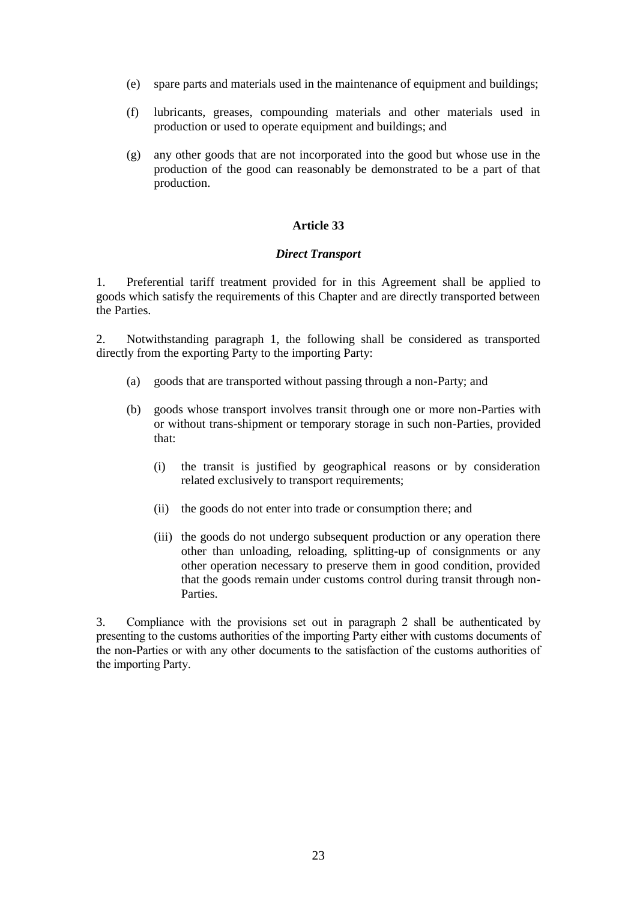(e) spare parts and materials used in the maintenance of equipment and buildings;

(f) lubricants, greases, compounding materials and other materials used in production or used to operate equipment and buildings; and

(g) any other goods that are not incorporated into the good but whose use in the production of the good can reasonably be demonstrated to be a part of that production.

**Article 33**

***Direct Transport***

1. Preferential tariff treatment provided for in this Agreement shall be applied to goods which satisfy the requirements of this Chapter and are directly transported between the Parties.

2. Notwithstanding paragraph 1, the following shall be considered as transported directly from the exporting Party to the importing Party:

(a) goods that are transported without passing through a non-Party; and

(b) goods whose transport involves transit through one or more non-Parties with or without trans-shipment or temporary storage in such non-Parties, provided that:

(i) the transit is justified by geographical reasons or by consideration related exclusively to transport requirements;

(ii) the goods do not enter into trade or consumption there; and

(iii) the goods do not undergo subsequent production or any operation there other than unloading, reloading, splitting-up of consignments or any other operation necessary to preserve them in good condition, provided that the goods remain under customs control during transit through non-Parties.

3. Compliance with the provisions set out in paragraph 2 shall be authenticated by presenting to the customs authorities of the importing Party either with customs documents of the non-Parties or with any other documents to the satisfaction of the customs authorities of the importing Party.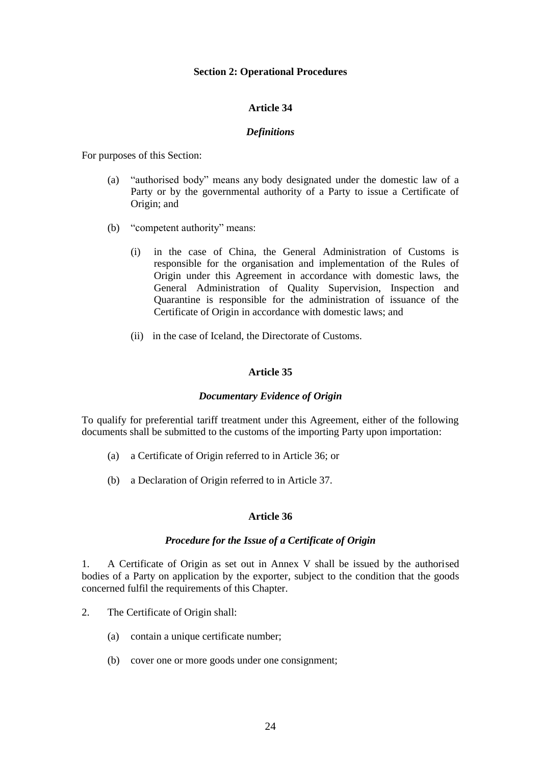## Section 2: Operational Procedures

### Article 34

#### *Definitions*

For purposes of this Section:

(a) "authorised body" means any body designated under the domestic law of a Party or by the governmental authority of a Party to issue a Certificate of Origin; and

(b) "competent authority" means:

  (i) in the case of China, the General Administration of Customs is responsible for the organisation and implementation of the Rules of Origin under this Agreement in accordance with domestic laws, the General Administration of Quality Supervision, Inspection and Quarantine is responsible for the administration of issuance of the Certificate of Origin in accordance with domestic laws; and

  (ii) in the case of Iceland, the Directorate of Customs.

### Article 35

#### *Documentary Evidence of Origin*

To qualify for preferential tariff treatment under this Agreement, either of the following documents shall be submitted to the customs of the importing Party upon importation:

(a) a Certificate of Origin referred to in Article 36; or

(b) a Declaration of Origin referred to in Article 37.

### Article 36

#### *Procedure for the Issue of a Certificate of Origin*

1. A Certificate of Origin as set out in Annex V shall be issued by the authorised bodies of a Party on application by the exporter, subject to the condition that the goods concerned fulfil the requirements of this Chapter.

2. The Certificate of Origin shall:

(a) contain a unique certificate number;

(b) cover one or more goods under one consignment;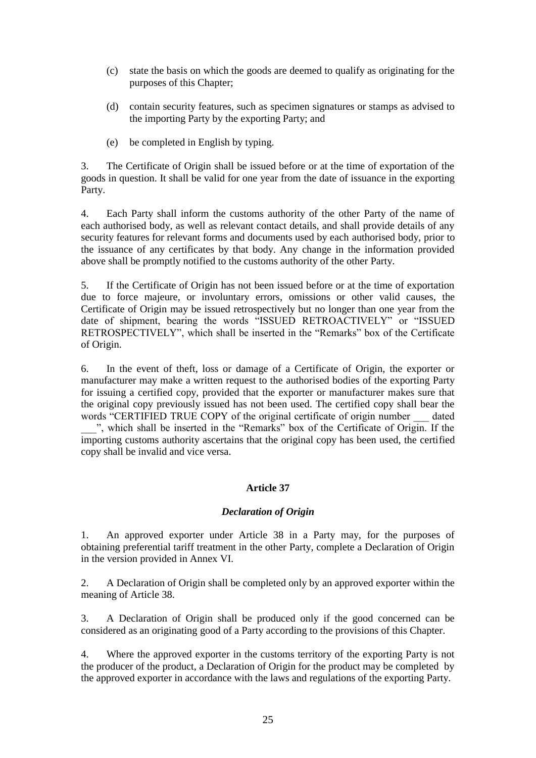(c) state the basis on which the goods are deemed to qualify as originating for the purposes of this Chapter;

(d) contain security features, such as specimen signatures or stamps as advised to the importing Party by the exporting Party; and

(e) be completed in English by typing.

3. The Certificate of Origin shall be issued before or at the time of exportation of the goods in question. It shall be valid for one year from the date of issuance in the exporting Party.

4. Each Party shall inform the customs authority of the other Party of the name of each authorised body, as well as relevant contact details, and shall provide details of any security features for relevant forms and documents used by each authorised body, prior to the issuance of any certificates by that body. Any change in the information provided above shall be promptly notified to the customs authority of the other Party.

5. If the Certificate of Origin has not been issued before or at the time of exportation due to force majeure, or involuntary errors, omissions or other valid causes, the Certificate of Origin may be issued retrospectively but no longer than one year from the date of shipment, bearing the words "ISSUED RETROACTIVELY" or "ISSUED RETROSPECTIVELY", which shall be inserted in the "Remarks" box of the Certificate of Origin.

6. In the event of theft, loss or damage of a Certificate of Origin, the exporter or manufacturer may make a written request to the authorised bodies of the exporting Party for issuing a certified copy, provided that the exporter or manufacturer makes sure that the original copy previously issued has not been used. The certified copy shall bear the words "CERTIFIED TRUE COPY of the original certificate of origin number ___ dated ___", which shall be inserted in the "Remarks" box of the Certificate of Origin. If the importing customs authority ascertains that the original copy has been used, the certified copy shall be invalid and vice versa.

## Article 37

### *Declaration of Origin*

1. An approved exporter under Article 38 in a Party may, for the purposes of obtaining preferential tariff treatment in the other Party, complete a Declaration of Origin in the version provided in Annex VI.

2. A Declaration of Origin shall be completed only by an approved exporter within the meaning of Article 38.

3. A Declaration of Origin shall be produced only if the good concerned can be considered as an originating good of a Party according to the provisions of this Chapter.

4. Where the approved exporter in the customs territory of the exporting Party is not the producer of the product, a Declaration of Origin for the product may be completed by the approved exporter in accordance with the laws and regulations of the exporting Party.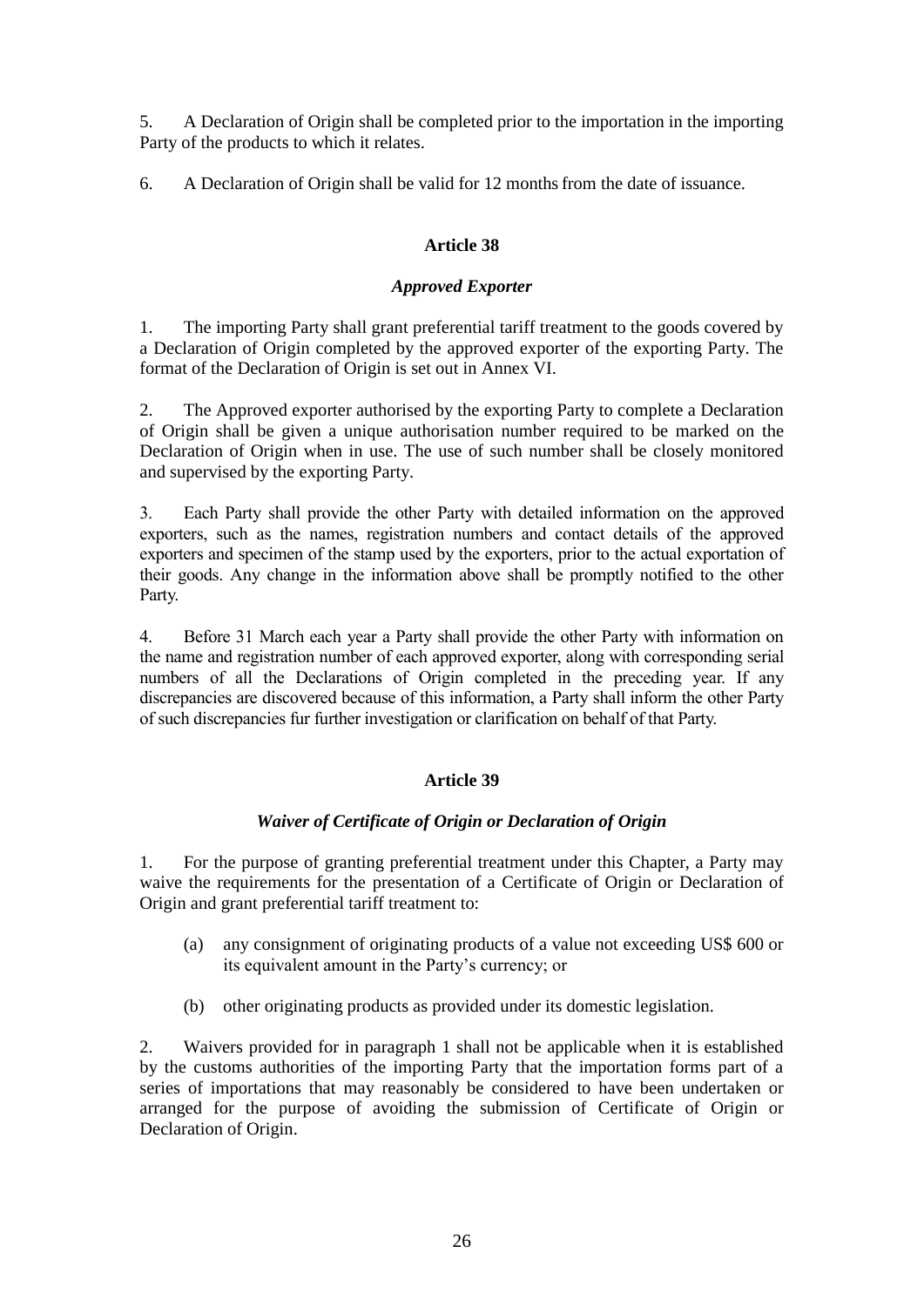5. A Declaration of Origin shall be completed prior to the importation in the importing Party of the products to which it relates.

6. A Declaration of Origin shall be valid for 12 months from the date of issuance.

## Article 38

### *Approved Exporter*

1. The importing Party shall grant preferential tariff treatment to the goods covered by a Declaration of Origin completed by the approved exporter of the exporting Party. The format of the Declaration of Origin is set out in Annex VI.

2. The Approved exporter authorised by the exporting Party to complete a Declaration of Origin shall be given a unique authorisation number required to be marked on the Declaration of Origin when in use. The use of such number shall be closely monitored and supervised by the exporting Party.

3. Each Party shall provide the other Party with detailed information on the approved exporters, such as the names, registration numbers and contact details of the approved exporters and specimen of the stamp used by the exporters, prior to the actual exportation of their goods. Any change in the information above shall be promptly notified to the other Party.

4. Before 31 March each year a Party shall provide the other Party with information on the name and registration number of each approved exporter, along with corresponding serial numbers of all the Declarations of Origin completed in the preceding year. If any discrepancies are discovered because of this information, a Party shall inform the other Party of such discrepancies fur further investigation or clarification on behalf of that Party.

## Article 39

### *Waiver of Certificate of Origin or Declaration of Origin*

1. For the purpose of granting preferential treatment under this Chapter, a Party may waive the requirements for the presentation of a Certificate of Origin or Declaration of Origin and grant preferential tariff treatment to:

   (a) any consignment of originating products of a value not exceeding US$ 600 or its equivalent amount in the Party's currency; or

   (b) other originating products as provided under its domestic legislation.

2. Waivers provided for in paragraph 1 shall not be applicable when it is established by the customs authorities of the importing Party that the importation forms part of a series of importations that may reasonably be considered to have been undertaken or arranged for the purpose of avoiding the submission of Certificate of Origin or Declaration of Origin.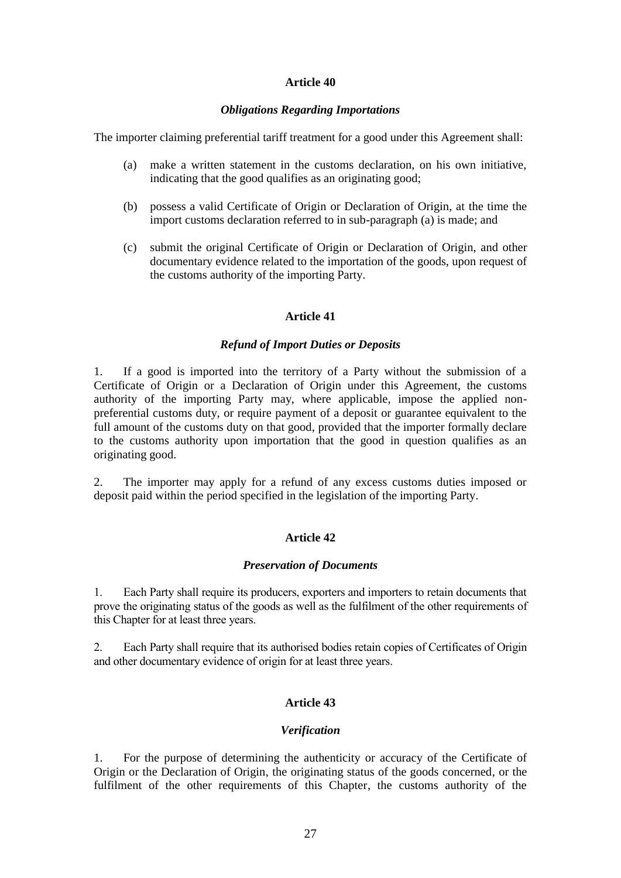## Article 40

### *Obligations Regarding Importations*

The importer claiming preferential tariff treatment for a good under this Agreement shall:

(a) make a written statement in the customs declaration, on his own initiative, indicating that the good qualifies as an originating good;

(b) possess a valid Certificate of Origin or Declaration of Origin, at the time the import customs declaration referred to in sub-paragraph (a) is made; and

(c) submit the original Certificate of Origin or Declaration of Origin, and other documentary evidence related to the importation of the goods, upon request of the customs authority of the importing Party.

## Article 41

### *Refund of Import Duties or Deposits*

1. If a good is imported into the territory of a Party without the submission of a Certificate of Origin or a Declaration of Origin under this Agreement, the customs authority of the importing Party may, where applicable, impose the applied non-preferential customs duty, or require payment of a deposit or guarantee equivalent to the full amount of the customs duty on that good, provided that the importer formally declare to the customs authority upon importation that the good in question qualifies as an originating good.

2. The importer may apply for a refund of any excess customs duties imposed or deposit paid within the period specified in the legislation of the importing Party.

## Article 42

### *Preservation of Documents*

1. Each Party shall require its producers, exporters and importers to retain documents that prove the originating status of the goods as well as the fulfilment of the other requirements of this Chapter for at least three years.

2. Each Party shall require that its authorised bodies retain copies of Certificates of Origin and other documentary evidence of origin for at least three years.

## Article 43

### *Verification*

1. For the purpose of determining the authenticity or accuracy of the Certificate of Origin or the Declaration of Origin, the originating status of the goods concerned, or the fulfilment of the other requirements of this Chapter, the customs authority of the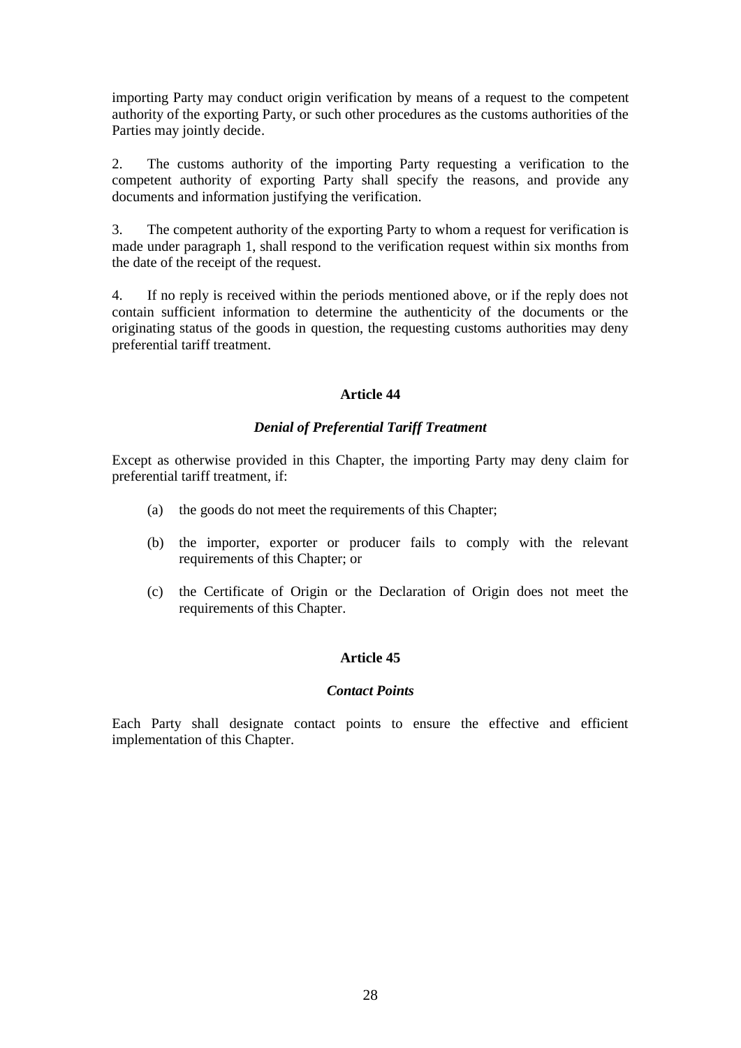importing Party may conduct origin verification by means of a request to the competent authority of the exporting Party, or such other procedures as the customs authorities of the Parties may jointly decide.

2. The customs authority of the importing Party requesting a verification to the competent authority of exporting Party shall specify the reasons, and provide any documents and information justifying the verification.

3. The competent authority of the exporting Party to whom a request for verification is made under paragraph 1, shall respond to the verification request within six months from the date of the receipt of the request.

4. If no reply is received within the periods mentioned above, or if the reply does not contain sufficient information to determine the authenticity of the documents or the originating status of the goods in question, the requesting customs authorities may deny preferential tariff treatment.

**Article 44**

***Denial of Preferential Tariff Treatment***

Except as otherwise provided in this Chapter, the importing Party may deny claim for preferential tariff treatment, if:

(a) the goods do not meet the requirements of this Chapter;

(b) the importer, exporter or producer fails to comply with the relevant requirements of this Chapter; or

(c) the Certificate of Origin or the Declaration of Origin does not meet the requirements of this Chapter.

**Article 45**

***Contact Points***

Each Party shall designate contact points to ensure the effective and efficient implementation of this Chapter.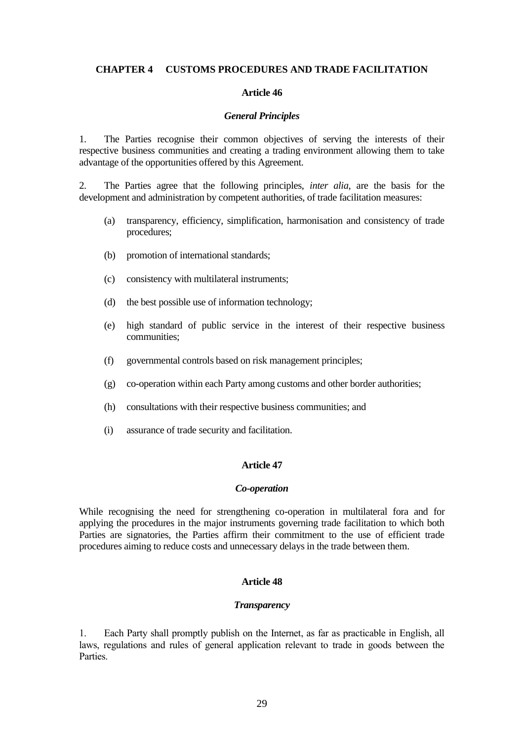## CHAPTER 4 CUSTOMS PROCEDURES AND TRADE FACILITATION

### Article 46

#### *General Principles*

1. The Parties recognise their common objectives of serving the interests of their respective business communities and creating a trading environment allowing them to take advantage of the opportunities offered by this Agreement.

2. The Parties agree that the following principles, *inter alia*, are the basis for the development and administration by competent authorities, of trade facilitation measures:

(a) transparency, efficiency, simplification, harmonisation and consistency of trade procedures;

(b) promotion of international standards;

(c) consistency with multilateral instruments;

(d) the best possible use of information technology;

(e) high standard of public service in the interest of their respective business communities;

(f) governmental controls based on risk management principles;

(g) co-operation within each Party among customs and other border authorities;

(h) consultations with their respective business communities; and

(i) assurance of trade security and facilitation.

### Article 47

#### *Co-operation*

While recognising the need for strengthening co-operation in multilateral fora and for applying the procedures in the major instruments governing trade facilitation to which both Parties are signatories, the Parties affirm their commitment to the use of efficient trade procedures aiming to reduce costs and unnecessary delays in the trade between them.

### Article 48

#### *Transparency*

1. Each Party shall promptly publish on the Internet, as far as practicable in English, all laws, regulations and rules of general application relevant to trade in goods between the Parties.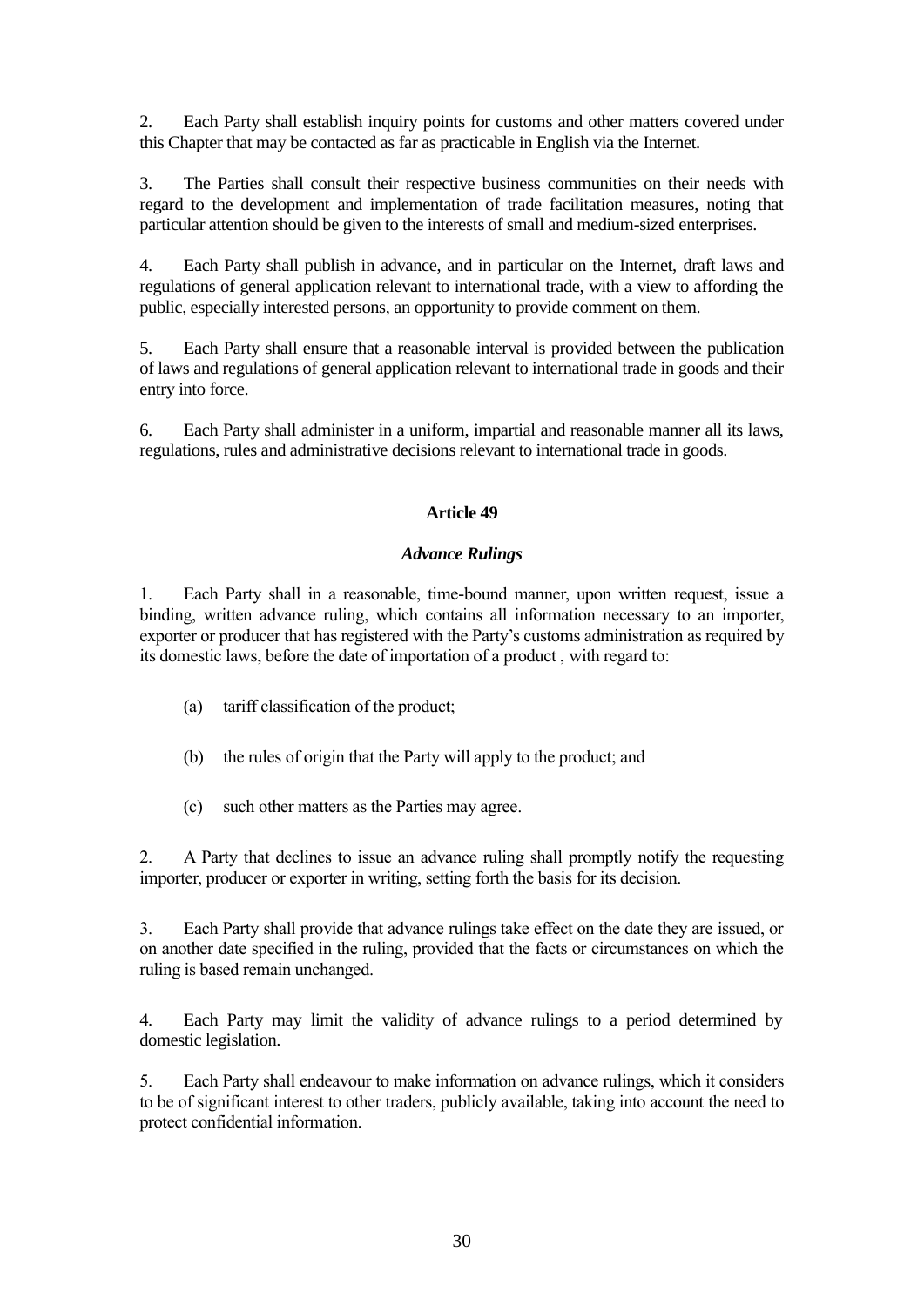2. Each Party shall establish inquiry points for customs and other matters covered under this Chapter that may be contacted as far as practicable in English via the Internet.

3. The Parties shall consult their respective business communities on their needs with regard to the development and implementation of trade facilitation measures, noting that particular attention should be given to the interests of small and medium-sized enterprises.

4. Each Party shall publish in advance, and in particular on the Internet, draft laws and regulations of general application relevant to international trade, with a view to affording the public, especially interested persons, an opportunity to provide comment on them.

5. Each Party shall ensure that a reasonable interval is provided between the publication of laws and regulations of general application relevant to international trade in goods and their entry into force.

6. Each Party shall administer in a uniform, impartial and reasonable manner all its laws, regulations, rules and administrative decisions relevant to international trade in goods.

**Article 49**

***Advance Rulings***

1. Each Party shall in a reasonable, time-bound manner, upon written request, issue a binding, written advance ruling, which contains all information necessary to an importer, exporter or producer that has registered with the Party's customs administration as required by its domestic laws, before the date of importation of a product , with regard to:

(a) tariff classification of the product;

(b) the rules of origin that the Party will apply to the product; and

(c) such other matters as the Parties may agree.

2. A Party that declines to issue an advance ruling shall promptly notify the requesting importer, producer or exporter in writing, setting forth the basis for its decision.

3. Each Party shall provide that advance rulings take effect on the date they are issued, or on another date specified in the ruling, provided that the facts or circumstances on which the ruling is based remain unchanged.

4. Each Party may limit the validity of advance rulings to a period determined by domestic legislation.

5. Each Party shall endeavour to make information on advance rulings, which it considers to be of significant interest to other traders, publicly available, taking into account the need to protect confidential information.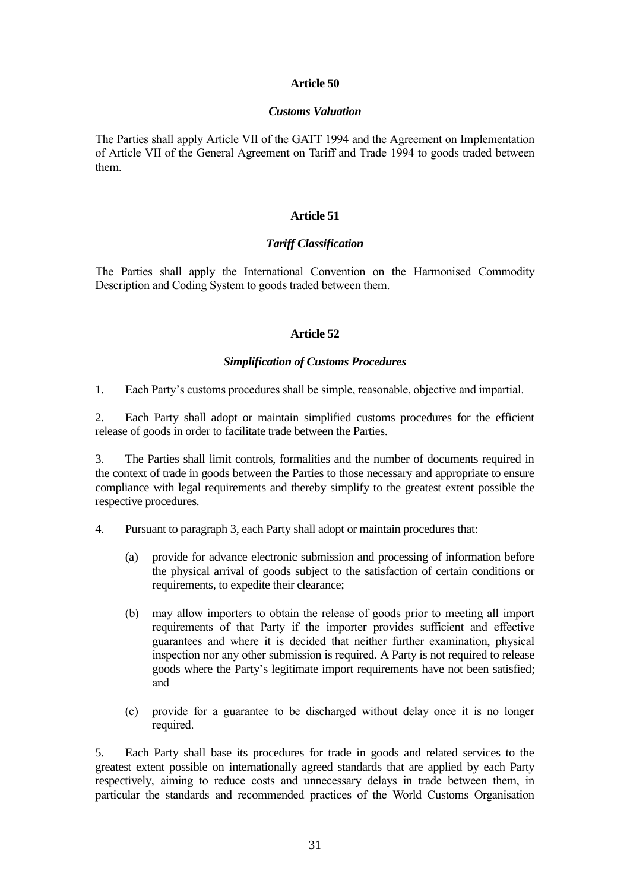## Article 50

### *Customs Valuation*

The Parties shall apply Article VII of the GATT 1994 and the Agreement on Implementation of Article VII of the General Agreement on Tariff and Trade 1994 to goods traded between them.

## Article 51

### *Tariff Classification*

The Parties shall apply the International Convention on the Harmonised Commodity Description and Coding System to goods traded between them.

## Article 52

### *Simplification of Customs Procedures*

1. Each Party's customs procedures shall be simple, reasonable, objective and impartial.

2. Each Party shall adopt or maintain simplified customs procedures for the efficient release of goods in order to facilitate trade between the Parties.

3. The Parties shall limit controls, formalities and the number of documents required in the context of trade in goods between the Parties to those necessary and appropriate to ensure compliance with legal requirements and thereby simplify to the greatest extent possible the respective procedures.

4. Pursuant to paragraph 3, each Party shall adopt or maintain procedures that:

   (a) provide for advance electronic submission and processing of information before the physical arrival of goods subject to the satisfaction of certain conditions or requirements, to expedite their clearance;

   (b) may allow importers to obtain the release of goods prior to meeting all import requirements of that Party if the importer provides sufficient and effective guarantees and where it is decided that neither further examination, physical inspection nor any other submission is required. A Party is not required to release goods where the Party's legitimate import requirements have not been satisfied; and

   (c) provide for a guarantee to be discharged without delay once it is no longer required.

5. Each Party shall base its procedures for trade in goods and related services to the greatest extent possible on internationally agreed standards that are applied by each Party respectively, aiming to reduce costs and unnecessary delays in trade between them, in particular the standards and recommended practices of the World Customs Organisation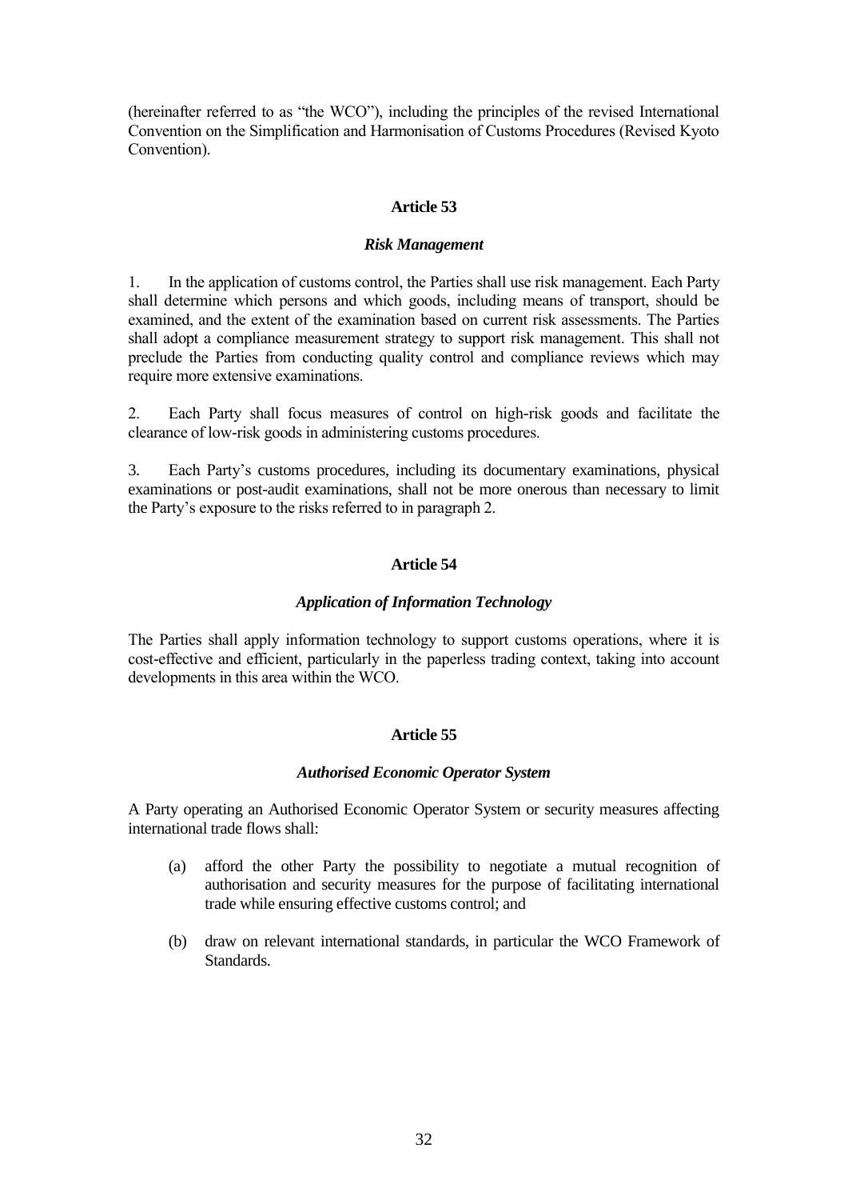(hereinafter referred to as "the WCO"), including the principles of the revised International Convention on the Simplification and Harmonisation of Customs Procedures (Revised Kyoto Convention).

**Article 53**

***Risk Management***

1. In the application of customs control, the Parties shall use risk management. Each Party shall determine which persons and which goods, including means of transport, should be examined, and the extent of the examination based on current risk assessments. The Parties shall adopt a compliance measurement strategy to support risk management. This shall not preclude the Parties from conducting quality control and compliance reviews which may require more extensive examinations.

2. Each Party shall focus measures of control on high-risk goods and facilitate the clearance of low-risk goods in administering customs procedures.

3. Each Party's customs procedures, including its documentary examinations, physical examinations or post-audit examinations, shall not be more onerous than necessary to limit the Party's exposure to the risks referred to in paragraph 2.

**Article 54**

***Application of Information Technology***

The Parties shall apply information technology to support customs operations, where it is cost-effective and efficient, particularly in the paperless trading context, taking into account developments in this area within the WCO.

**Article 55**

***Authorised Economic Operator System***

A Party operating an Authorised Economic Operator System or security measures affecting international trade flows shall:

(a) afford the other Party the possibility to negotiate a mutual recognition of authorisation and security measures for the purpose of facilitating international trade while ensuring effective customs control; and

(b) draw on relevant international standards, in particular the WCO Framework of Standards.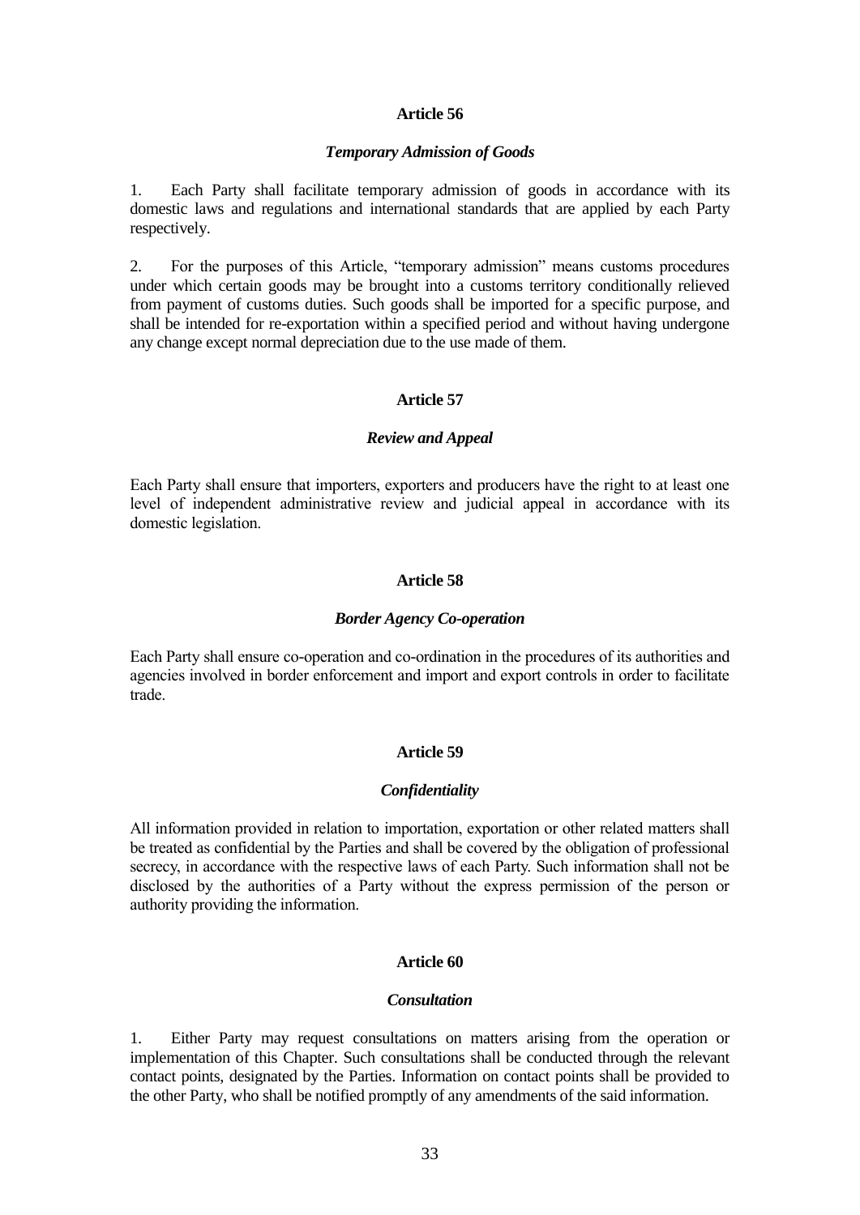### Article 56

#### *Temporary Admission of Goods*

1. Each Party shall facilitate temporary admission of goods in accordance with its domestic laws and regulations and international standards that are applied by each Party respectively.

2. For the purposes of this Article, "temporary admission" means customs procedures under which certain goods may be brought into a customs territory conditionally relieved from payment of customs duties. Such goods shall be imported for a specific purpose, and shall be intended for re-exportation within a specified period and without having undergone any change except normal depreciation due to the use made of them.

### Article 57

#### *Review and Appeal*

Each Party shall ensure that importers, exporters and producers have the right to at least one level of independent administrative review and judicial appeal in accordance with its domestic legislation.

### Article 58

#### *Border Agency Co-operation*

Each Party shall ensure co-operation and co-ordination in the procedures of its authorities and agencies involved in border enforcement and import and export controls in order to facilitate trade.

### Article 59

#### *Confidentiality*

All information provided in relation to importation, exportation or other related matters shall be treated as confidential by the Parties and shall be covered by the obligation of professional secrecy, in accordance with the respective laws of each Party. Such information shall not be disclosed by the authorities of a Party without the express permission of the person or authority providing the information.

### Article 60

#### *Consultation*

1. Either Party may request consultations on matters arising from the operation or implementation of this Chapter. Such consultations shall be conducted through the relevant contact points, designated by the Parties. Information on contact points shall be provided to the other Party, who shall be notified promptly of any amendments of the said information.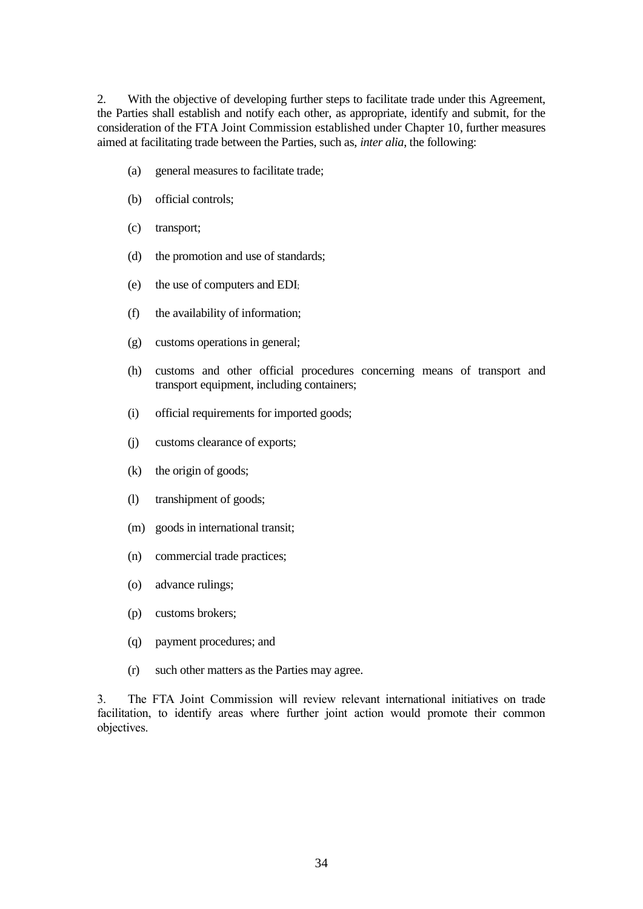2. With the objective of developing further steps to facilitate trade under this Agreement, the Parties shall establish and notify each other, as appropriate, identify and submit, for the consideration of the FTA Joint Commission established under Chapter 10, further measures aimed at facilitating trade between the Parties, such as, *inter alia*, the following:

(a) general measures to facilitate trade;

(b) official controls;

(c) transport;

(d) the promotion and use of standards;

(e) the use of computers and EDI;

(f) the availability of information;

(g) customs operations in general;

(h) customs and other official procedures concerning means of transport and transport equipment, including containers;

(i) official requirements for imported goods;

(j) customs clearance of exports;

(k) the origin of goods;

(l) transhipment of goods;

(m) goods in international transit;

(n) commercial trade practices;

(o) advance rulings;

(p) customs brokers;

(q) payment procedures; and

(r) such other matters as the Parties may agree.

3. The FTA Joint Commission will review relevant international initiatives on trade facilitation, to identify areas where further joint action would promote their common objectives.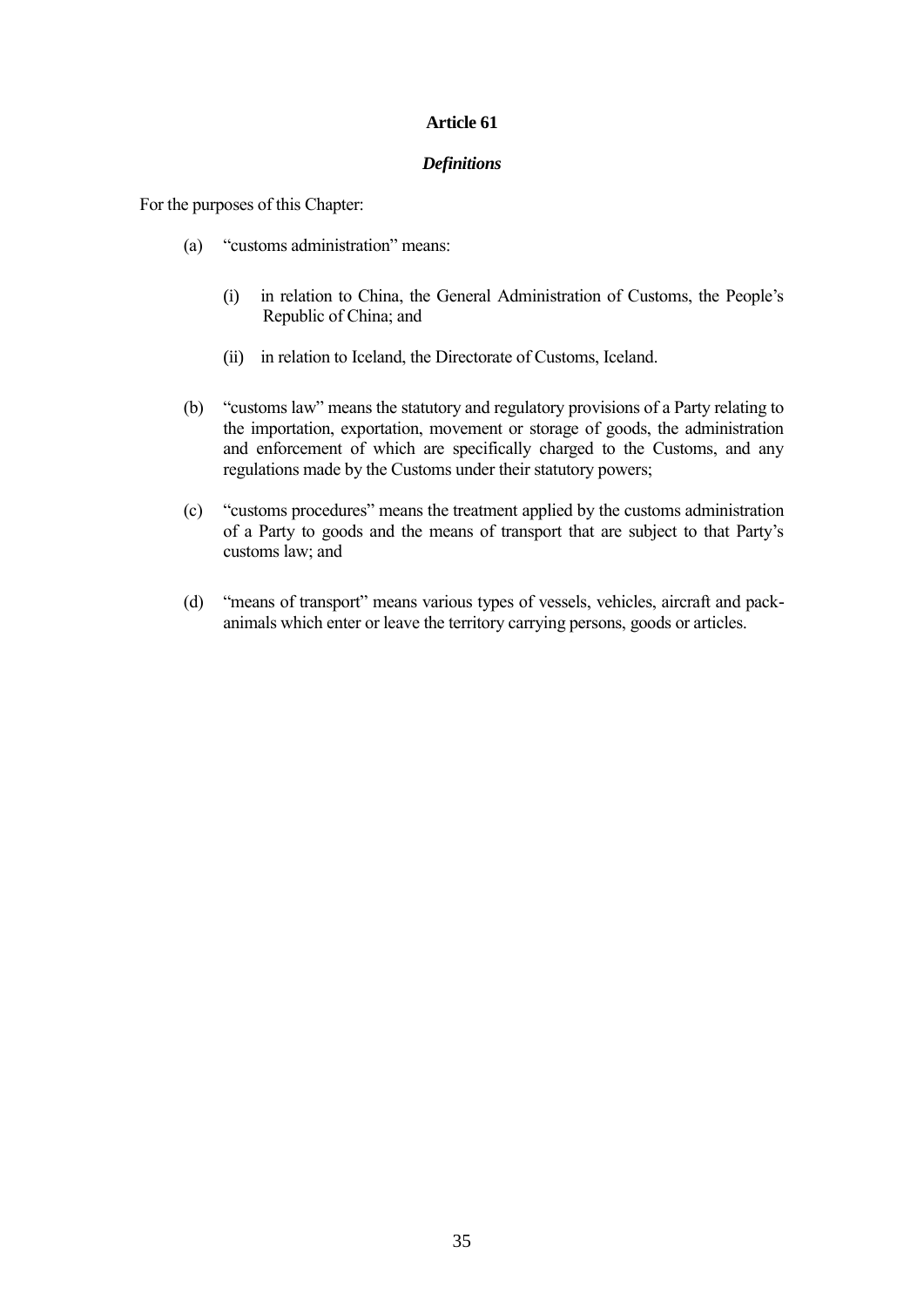## Article 61

### *Definitions*

For the purposes of this Chapter:

(a) "customs administration" means:

   (i) in relation to China, the General Administration of Customs, the People's Republic of China; and

   (ii) in relation to Iceland, the Directorate of Customs, Iceland.

(b) "customs law" means the statutory and regulatory provisions of a Party relating to the importation, exportation, movement or storage of goods, the administration and enforcement of which are specifically charged to the Customs, and any regulations made by the Customs under their statutory powers;

(c) "customs procedures" means the treatment applied by the customs administration of a Party to goods and the means of transport that are subject to that Party's customs law; and

(d) "means of transport" means various types of vessels, vehicles, aircraft and pack-animals which enter or leave the territory carrying persons, goods or articles.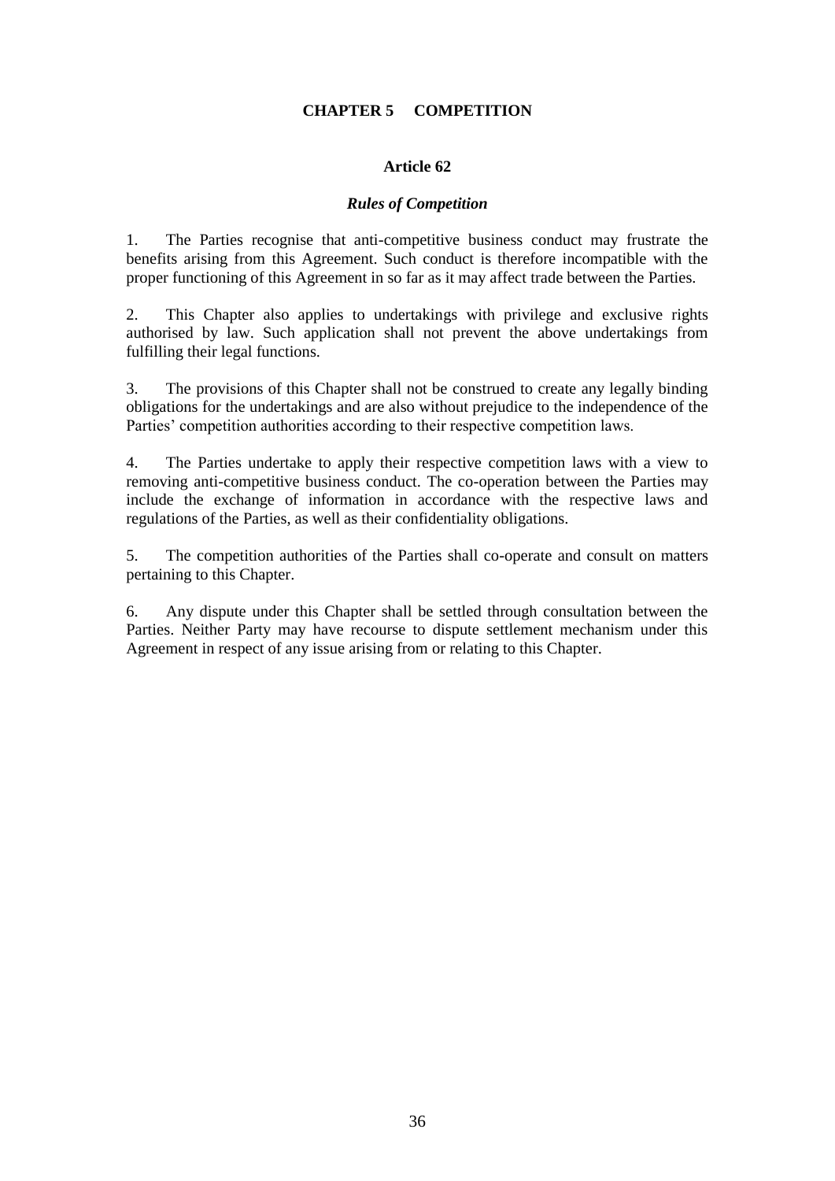# CHAPTER 5 COMPETITION

## Article 62

### *Rules of Competition*

1. The Parties recognise that anti-competitive business conduct may frustrate the benefits arising from this Agreement. Such conduct is therefore incompatible with the proper functioning of this Agreement in so far as it may affect trade between the Parties.

2. This Chapter also applies to undertakings with privilege and exclusive rights authorised by law. Such application shall not prevent the above undertakings from fulfilling their legal functions.

3. The provisions of this Chapter shall not be construed to create any legally binding obligations for the undertakings and are also without prejudice to the independence of the Parties' competition authorities according to their respective competition laws.

4. The Parties undertake to apply their respective competition laws with a view to removing anti-competitive business conduct. The co-operation between the Parties may include the exchange of information in accordance with the respective laws and regulations of the Parties, as well as their confidentiality obligations.

5. The competition authorities of the Parties shall co-operate and consult on matters pertaining to this Chapter.

6. Any dispute under this Chapter shall be settled through consultation between the Parties. Neither Party may have recourse to dispute settlement mechanism under this Agreement in respect of any issue arising from or relating to this Chapter.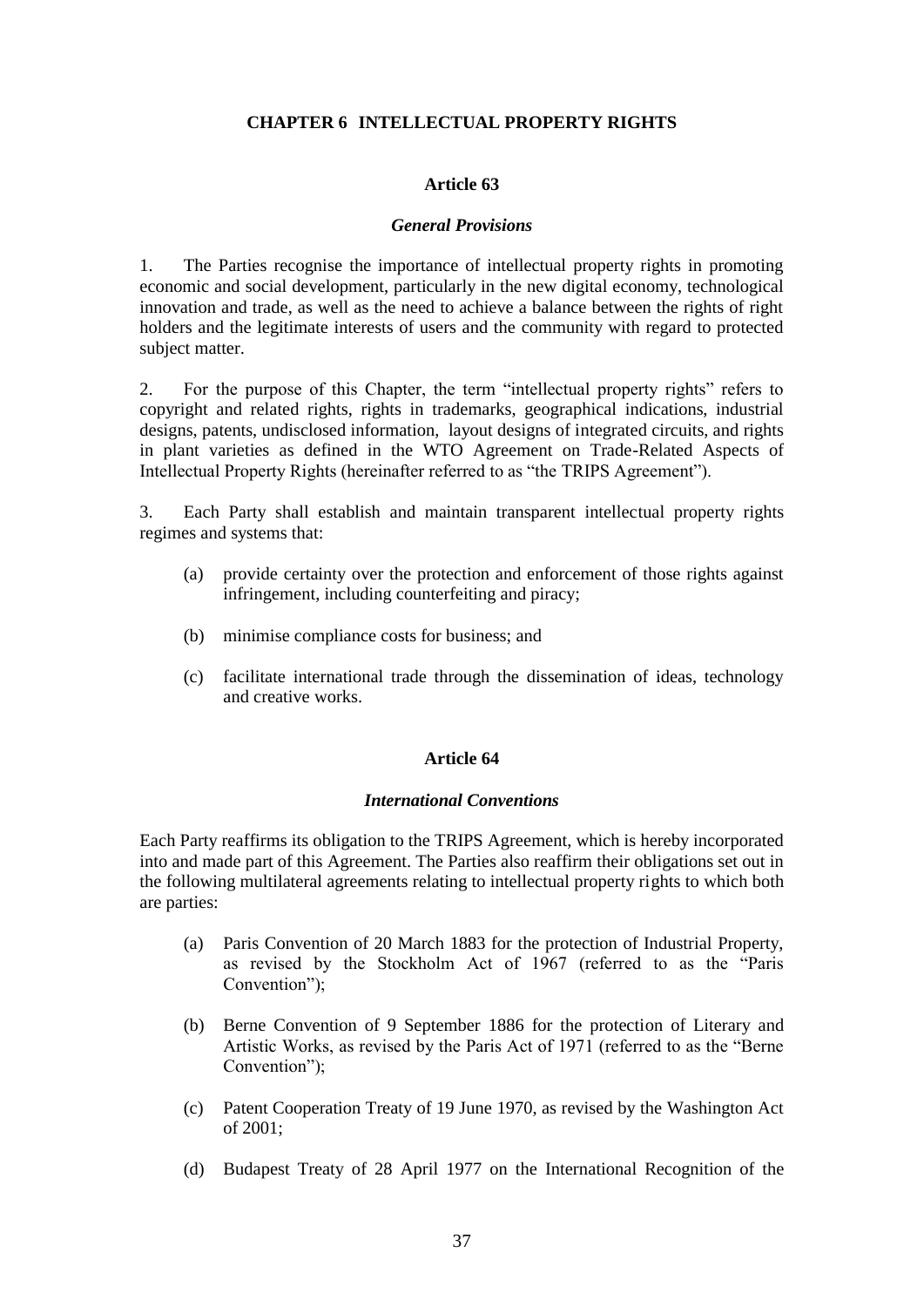# CHAPTER 6 INTELLECTUAL PROPERTY RIGHTS

## Article 63

### *General Provisions*

1. The Parties recognise the importance of intellectual property rights in promoting economic and social development, particularly in the new digital economy, technological innovation and trade, as well as the need to achieve a balance between the rights of right holders and the legitimate interests of users and the community with regard to protected subject matter.

2. For the purpose of this Chapter, the term "intellectual property rights" refers to copyright and related rights, rights in trademarks, geographical indications, industrial designs, patents, undisclosed information, layout designs of integrated circuits, and rights in plant varieties as defined in the WTO Agreement on Trade-Related Aspects of Intellectual Property Rights (hereinafter referred to as "the TRIPS Agreement").

3. Each Party shall establish and maintain transparent intellectual property rights regimes and systems that:

   (a) provide certainty over the protection and enforcement of those rights against infringement, including counterfeiting and piracy;

   (b) minimise compliance costs for business; and

   (c) facilitate international trade through the dissemination of ideas, technology and creative works.

## Article 64

### *International Conventions*

Each Party reaffirms its obligation to the TRIPS Agreement, which is hereby incorporated into and made part of this Agreement. The Parties also reaffirm their obligations set out in the following multilateral agreements relating to intellectual property rights to which both are parties:

(a) Paris Convention of 20 March 1883 for the protection of Industrial Property, as revised by the Stockholm Act of 1967 (referred to as the "Paris Convention");

(b) Berne Convention of 9 September 1886 for the protection of Literary and Artistic Works, as revised by the Paris Act of 1971 (referred to as the "Berne Convention");

(c) Patent Cooperation Treaty of 19 June 1970, as revised by the Washington Act of 2001;

(d) Budapest Treaty of 28 April 1977 on the International Recognition of the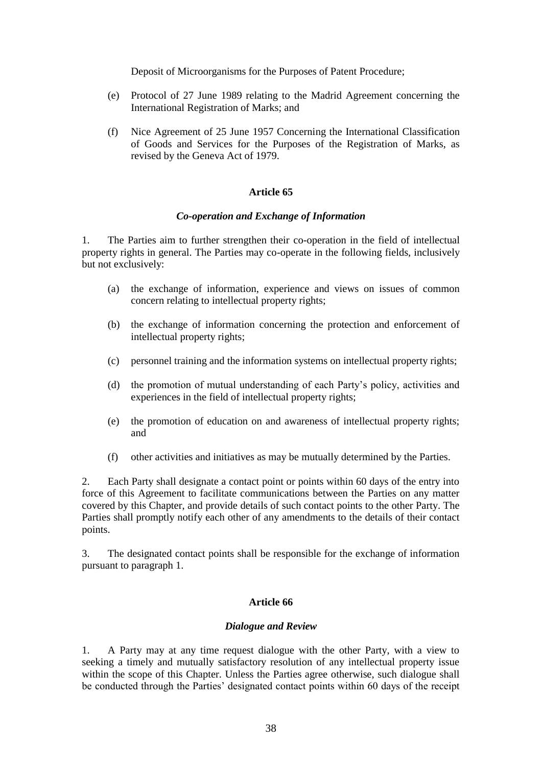Deposit of Microorganisms for the Purposes of Patent Procedure;

(e) Protocol of 27 June 1989 relating to the Madrid Agreement concerning the International Registration of Marks; and

(f) Nice Agreement of 25 June 1957 Concerning the International Classification of Goods and Services for the Purposes of the Registration of Marks, as revised by the Geneva Act of 1979.

**Article 65**

***Co-operation and Exchange of Information***

1. The Parties aim to further strengthen their co-operation in the field of intellectual property rights in general. The Parties may co-operate in the following fields, inclusively but not exclusively:

(a) the exchange of information, experience and views on issues of common concern relating to intellectual property rights;

(b) the exchange of information concerning the protection and enforcement of intellectual property rights;

(c) personnel training and the information systems on intellectual property rights;

(d) the promotion of mutual understanding of each Party's policy, activities and experiences in the field of intellectual property rights;

(e) the promotion of education on and awareness of intellectual property rights; and

(f) other activities and initiatives as may be mutually determined by the Parties.

2. Each Party shall designate a contact point or points within 60 days of the entry into force of this Agreement to facilitate communications between the Parties on any matter covered by this Chapter, and provide details of such contact points to the other Party. The Parties shall promptly notify each other of any amendments to the details of their contact points.

3. The designated contact points shall be responsible for the exchange of information pursuant to paragraph 1.

**Article 66**

***Dialogue and Review***

1. A Party may at any time request dialogue with the other Party, with a view to seeking a timely and mutually satisfactory resolution of any intellectual property issue within the scope of this Chapter. Unless the Parties agree otherwise, such dialogue shall be conducted through the Parties' designated contact points within 60 days of the receipt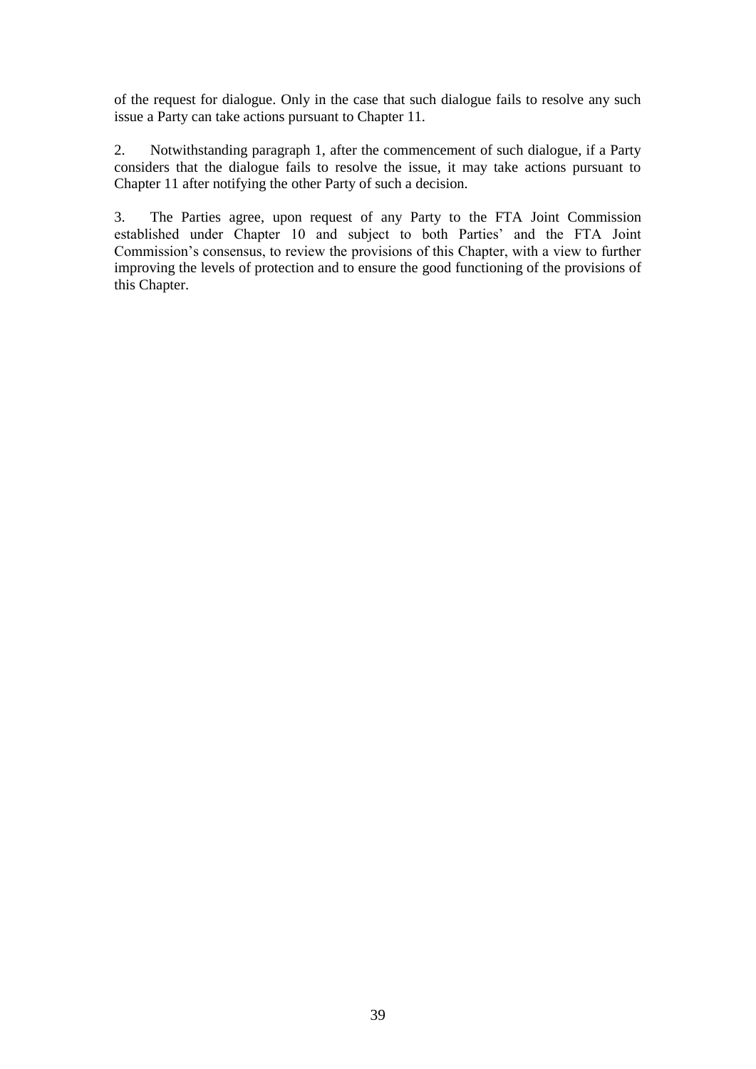of the request for dialogue. Only in the case that such dialogue fails to resolve any such issue a Party can take actions pursuant to Chapter 11.

2. Notwithstanding paragraph 1, after the commencement of such dialogue, if a Party considers that the dialogue fails to resolve the issue, it may take actions pursuant to Chapter 11 after notifying the other Party of such a decision.

3. The Parties agree, upon request of any Party to the FTA Joint Commission established under Chapter 10 and subject to both Parties' and the FTA Joint Commission's consensus, to review the provisions of this Chapter, with a view to further improving the levels of protection and to ensure the good functioning of the provisions of this Chapter.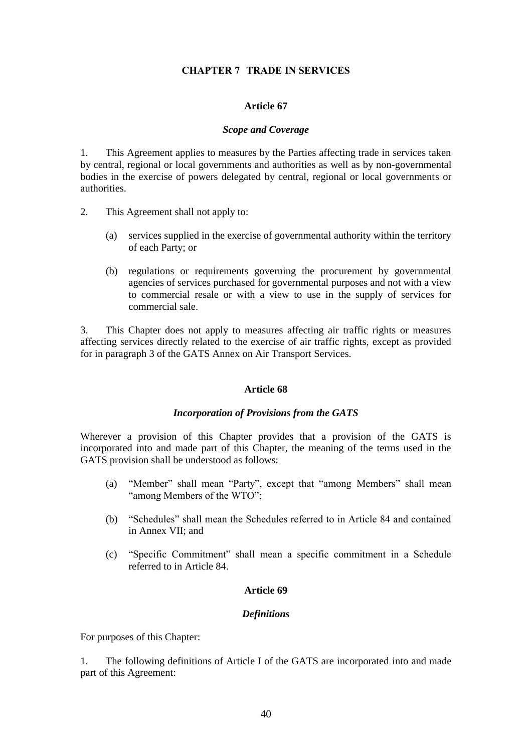## CHAPTER 7 TRADE IN SERVICES

### Article 67

#### *Scope and Coverage*

1. This Agreement applies to measures by the Parties affecting trade in services taken by central, regional or local governments and authorities as well as by non-governmental bodies in the exercise of powers delegated by central, regional or local governments or authorities.

2. This Agreement shall not apply to:

   (a) services supplied in the exercise of governmental authority within the territory of each Party; or

   (b) regulations or requirements governing the procurement by governmental agencies of services purchased for governmental purposes and not with a view to commercial resale or with a view to use in the supply of services for commercial sale.

3. This Chapter does not apply to measures affecting air traffic rights or measures affecting services directly related to the exercise of air traffic rights, except as provided for in paragraph 3 of the GATS Annex on Air Transport Services.

### Article 68

#### *Incorporation of Provisions from the GATS*

Wherever a provision of this Chapter provides that a provision of the GATS is incorporated into and made part of this Chapter, the meaning of the terms used in the GATS provision shall be understood as follows:

   (a) "Member" shall mean "Party", except that "among Members" shall mean "among Members of the WTO";

   (b) "Schedules" shall mean the Schedules referred to in Article 84 and contained in Annex VII; and

   (c) "Specific Commitment" shall mean a specific commitment in a Schedule referred to in Article 84.

### Article 69

#### *Definitions*

For purposes of this Chapter:

1. The following definitions of Article I of the GATS are incorporated into and made part of this Agreement: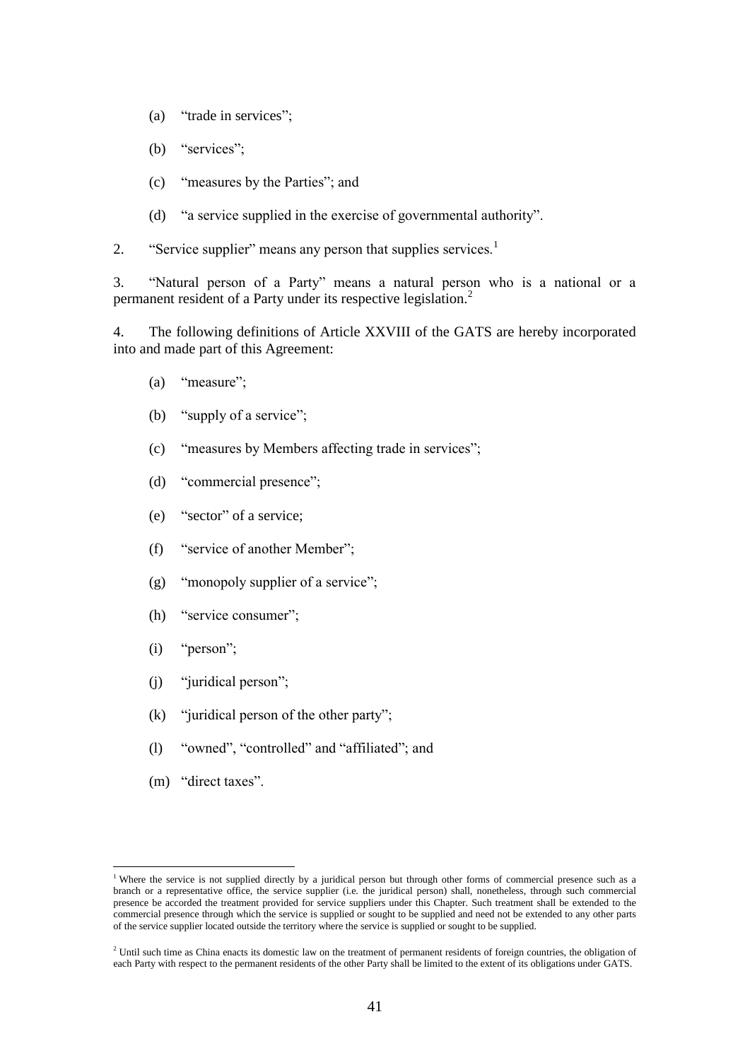(a) "trade in services";

(b) "services";

(c) "measures by the Parties"; and

(d) "a service supplied in the exercise of governmental authority".

2. "Service supplier" means any person that supplies services.[1]

3. "Natural person of a Party" means a natural person who is a national or a permanent resident of a Party under its respective legislation.[2]

4. The following definitions of Article XXVIII of the GATS are hereby incorporated into and made part of this Agreement:

(a) "measure";

(b) "supply of a service";

(c) "measures by Members affecting trade in services";

(d) "commercial presence";

(e) "sector" of a service;

(f) "service of another Member";

(g) "monopoly supplier of a service";

(h) "service consumer";

(i) "person";

(j) "juridical person";

(k) "juridical person of the other party";

(l) "owned", "controlled" and "affiliated"; and

(m) "direct taxes".

---

[1] Where the service is not supplied directly by a juridical person but through other forms of commercial presence such as a branch or a representative office, the service supplier (i.e. the juridical person) shall, nonetheless, through such commercial presence be accorded the treatment provided for service suppliers under this Chapter. Such treatment shall be extended to the commercial presence through which the service is supplied or sought to be supplied and need not be extended to any other parts of the service supplier located outside the territory where the service is supplied or sought to be supplied.

[2] Until such time as China enacts its domestic law on the treatment of permanent residents of foreign countries, the obligation of each Party with respect to the permanent residents of the other Party shall be limited to the extent of its obligations under GATS.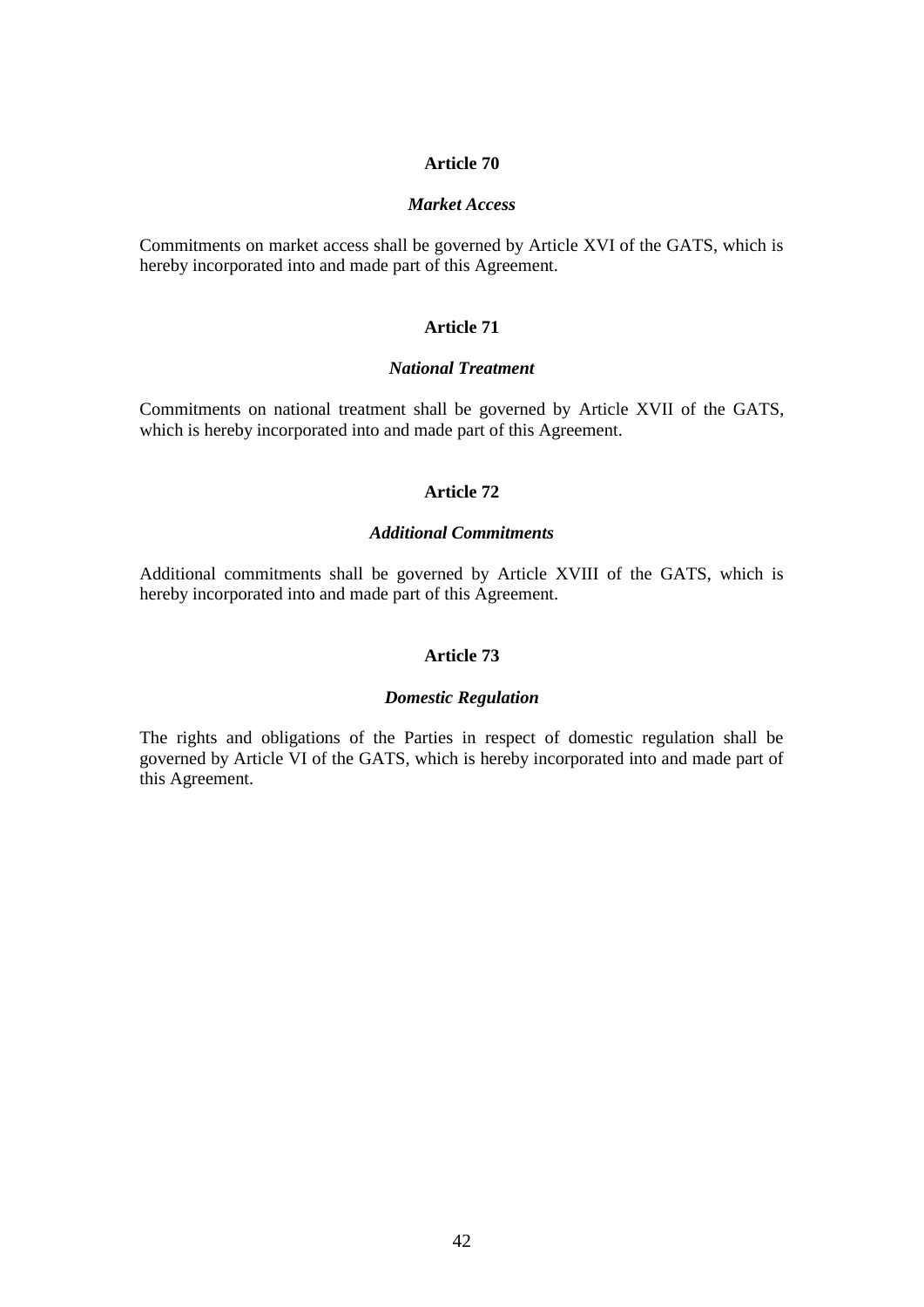## Article 70

### *Market Access*

Commitments on market access shall be governed by Article XVI of the GATS, which is hereby incorporated into and made part of this Agreement.

## Article 71

### *National Treatment*

Commitments on national treatment shall be governed by Article XVII of the GATS, which is hereby incorporated into and made part of this Agreement.

## Article 72

### *Additional Commitments*

Additional commitments shall be governed by Article XVIII of the GATS, which is hereby incorporated into and made part of this Agreement.

## Article 73

### *Domestic Regulation*

The rights and obligations of the Parties in respect of domestic regulation shall be governed by Article VI of the GATS, which is hereby incorporated into and made part of this Agreement.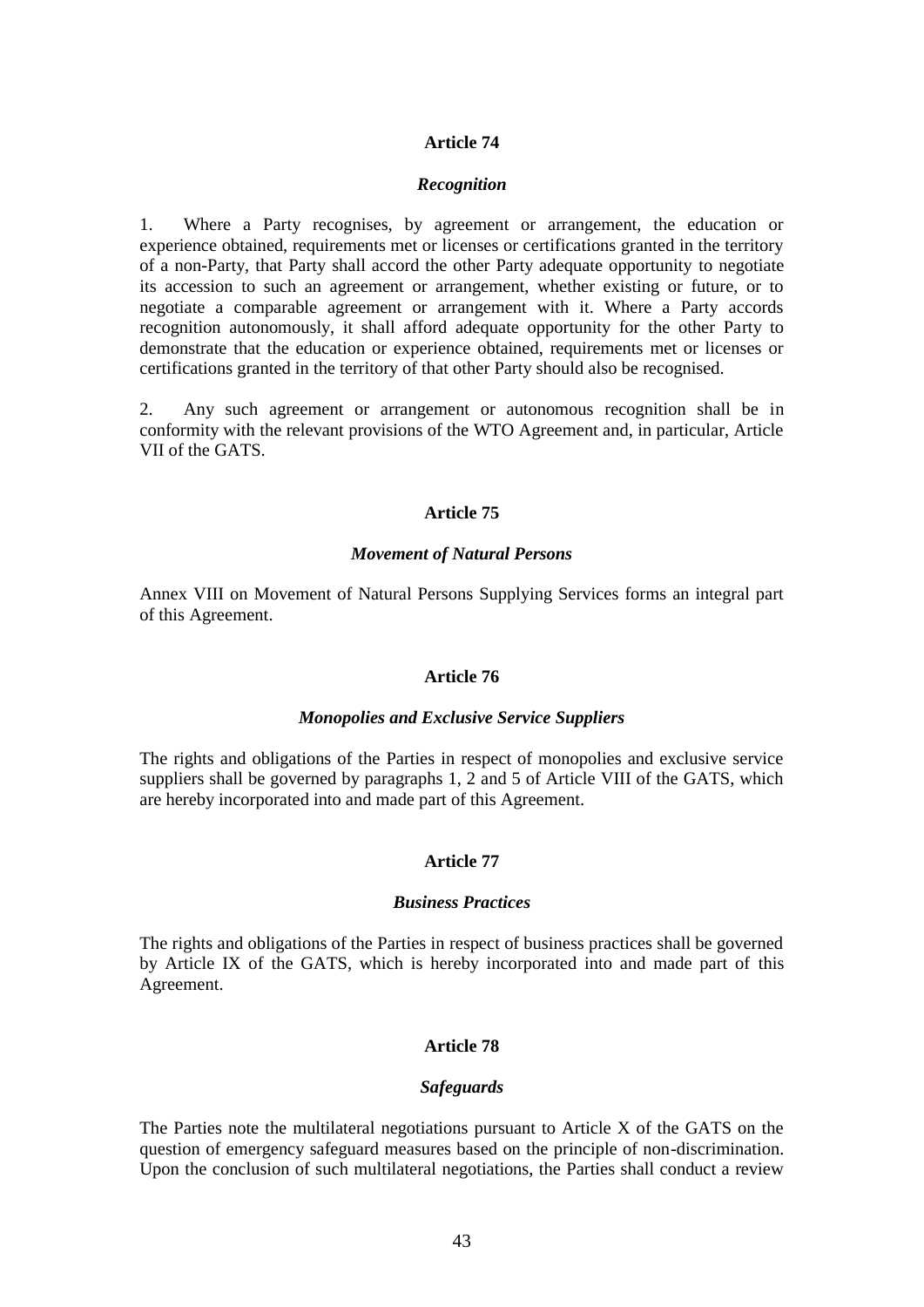## Article 74

### *Recognition*

1. Where a Party recognises, by agreement or arrangement, the education or experience obtained, requirements met or licenses or certifications granted in the territory of a non-Party, that Party shall accord the other Party adequate opportunity to negotiate its accession to such an agreement or arrangement, whether existing or future, or to negotiate a comparable agreement or arrangement with it. Where a Party accords recognition autonomously, it shall afford adequate opportunity for the other Party to demonstrate that the education or experience obtained, requirements met or licenses or certifications granted in the territory of that other Party should also be recognised.

2. Any such agreement or arrangement or autonomous recognition shall be in conformity with the relevant provisions of the WTO Agreement and, in particular, Article VII of the GATS.

## Article 75

### *Movement of Natural Persons*

Annex VIII on Movement of Natural Persons Supplying Services forms an integral part of this Agreement.

## Article 76

### *Monopolies and Exclusive Service Suppliers*

The rights and obligations of the Parties in respect of monopolies and exclusive service suppliers shall be governed by paragraphs 1, 2 and 5 of Article VIII of the GATS, which are hereby incorporated into and made part of this Agreement.

## Article 77

### *Business Practices*

The rights and obligations of the Parties in respect of business practices shall be governed by Article IX of the GATS, which is hereby incorporated into and made part of this Agreement.

## Article 78

### *Safeguards*

The Parties note the multilateral negotiations pursuant to Article X of the GATS on the question of emergency safeguard measures based on the principle of non-discrimination. Upon the conclusion of such multilateral negotiations, the Parties shall conduct a review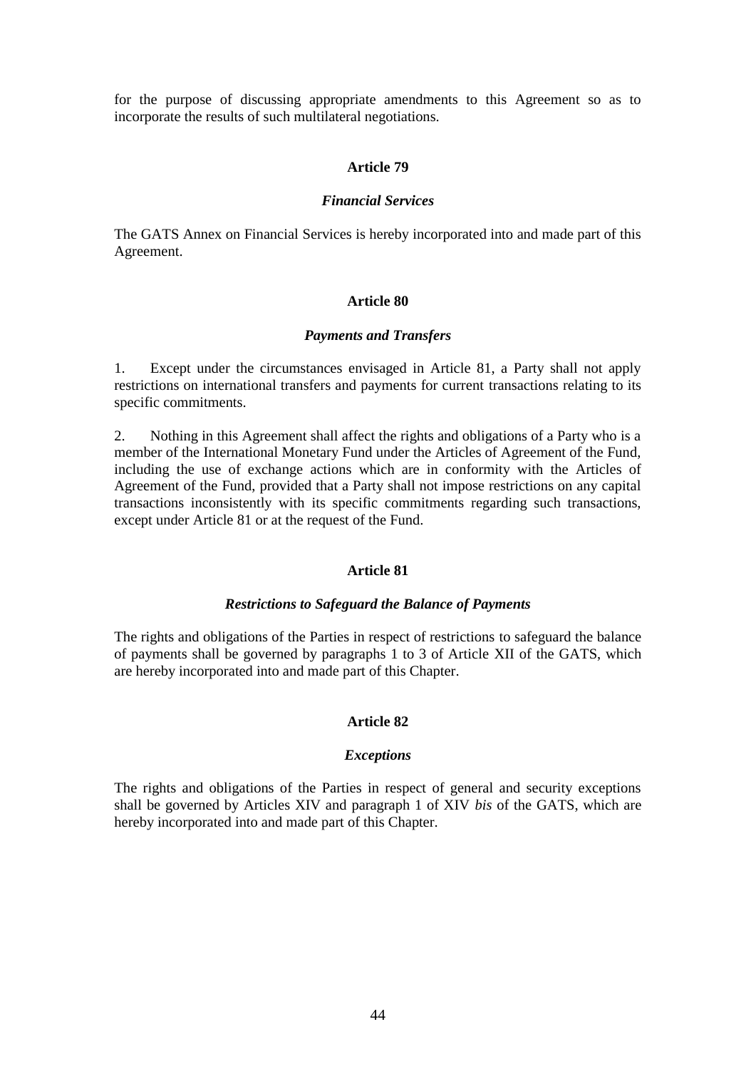for the purpose of discussing appropriate amendments to this Agreement so as to incorporate the results of such multilateral negotiations.

### Article 79

#### *Financial Services*

The GATS Annex on Financial Services is hereby incorporated into and made part of this Agreement.

### Article 80

#### *Payments and Transfers*

1. Except under the circumstances envisaged in Article 81, a Party shall not apply restrictions on international transfers and payments for current transactions relating to its specific commitments.

2. Nothing in this Agreement shall affect the rights and obligations of a Party who is a member of the International Monetary Fund under the Articles of Agreement of the Fund, including the use of exchange actions which are in conformity with the Articles of Agreement of the Fund, provided that a Party shall not impose restrictions on any capital transactions inconsistently with its specific commitments regarding such transactions, except under Article 81 or at the request of the Fund.

### Article 81

#### *Restrictions to Safeguard the Balance of Payments*

The rights and obligations of the Parties in respect of restrictions to safeguard the balance of payments shall be governed by paragraphs 1 to 3 of Article XII of the GATS, which are hereby incorporated into and made part of this Chapter.

### Article 82

#### *Exceptions*

The rights and obligations of the Parties in respect of general and security exceptions shall be governed by Articles XIV and paragraph 1 of XIV *bis* of the GATS, which are hereby incorporated into and made part of this Chapter.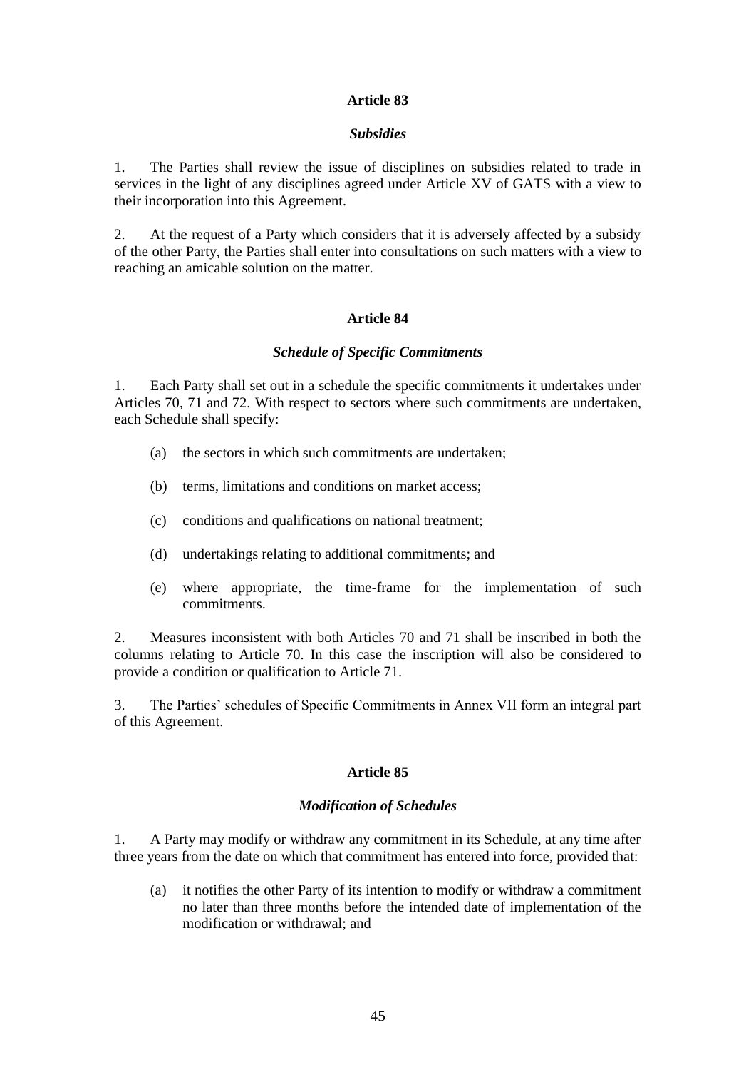## Article 83

### *Subsidies*

1. The Parties shall review the issue of disciplines on subsidies related to trade in services in the light of any disciplines agreed under Article XV of GATS with a view to their incorporation into this Agreement.

2. At the request of a Party which considers that it is adversely affected by a subsidy of the other Party, the Parties shall enter into consultations on such matters with a view to reaching an amicable solution on the matter.

## Article 84

### *Schedule of Specific Commitments*

1. Each Party shall set out in a schedule the specific commitments it undertakes under Articles 70, 71 and 72. With respect to sectors where such commitments are undertaken, each Schedule shall specify:

   (a) the sectors in which such commitments are undertaken;

   (b) terms, limitations and conditions on market access;

   (c) conditions and qualifications on national treatment;

   (d) undertakings relating to additional commitments; and

   (e) where appropriate, the time-frame for the implementation of such commitments.

2. Measures inconsistent with both Articles 70 and 71 shall be inscribed in both the columns relating to Article 70. In this case the inscription will also be considered to provide a condition or qualification to Article 71.

3. The Parties' schedules of Specific Commitments in Annex VII form an integral part of this Agreement.

## Article 85

### *Modification of Schedules*

1. A Party may modify or withdraw any commitment in its Schedule, at any time after three years from the date on which that commitment has entered into force, provided that:

   (a) it notifies the other Party of its intention to modify or withdraw a commitment no later than three months before the intended date of implementation of the modification or withdrawal; and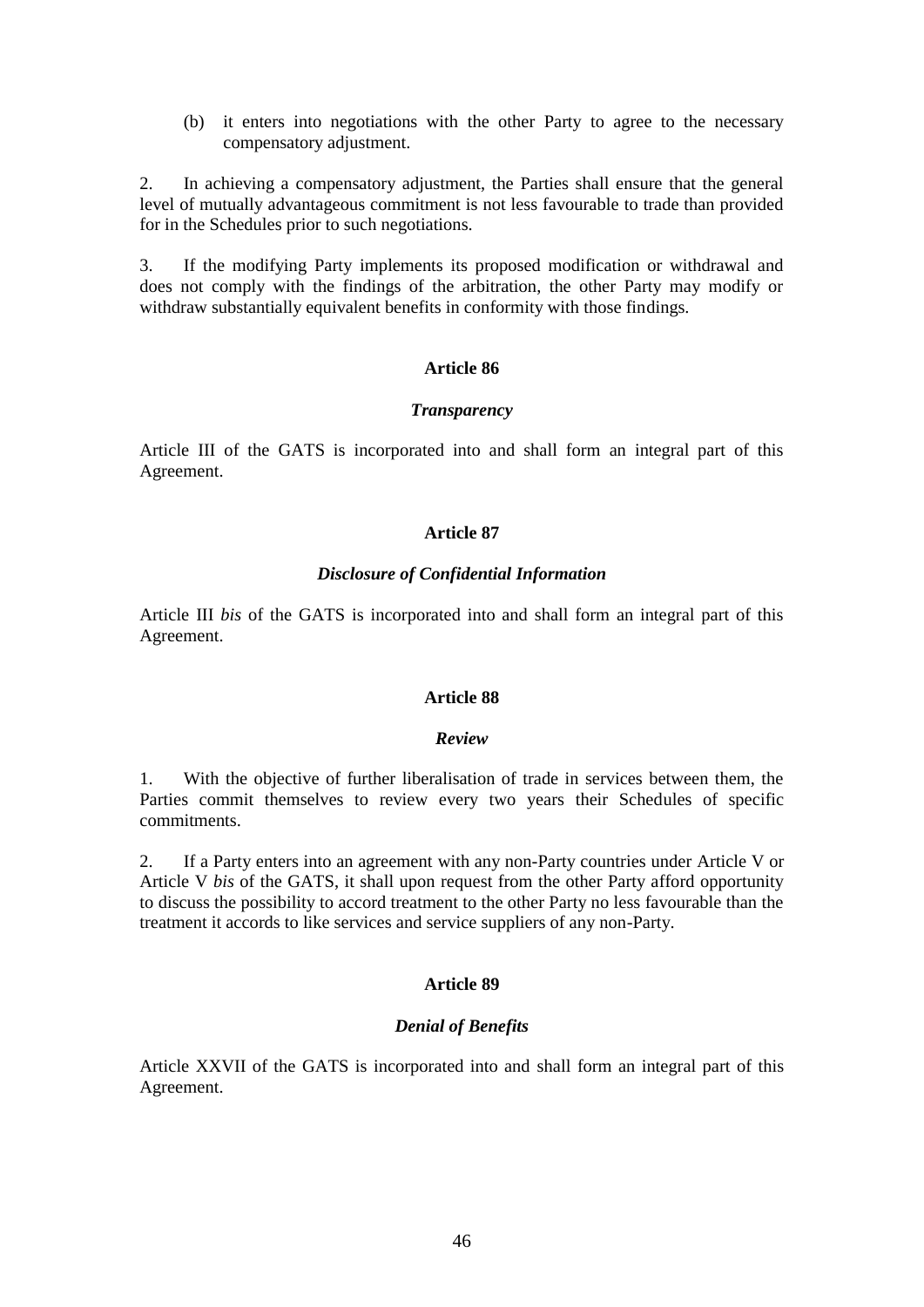(b) it enters into negotiations with the other Party to agree to the necessary compensatory adjustment.

2. In achieving a compensatory adjustment, the Parties shall ensure that the general level of mutually advantageous commitment is not less favourable to trade than provided for in the Schedules prior to such negotiations.

3. If the modifying Party implements its proposed modification or withdrawal and does not comply with the findings of the arbitration, the other Party may modify or withdraw substantially equivalent benefits in conformity with those findings.

## Article 86

### *Transparency*

Article III of the GATS is incorporated into and shall form an integral part of this Agreement.

## Article 87

### *Disclosure of Confidential Information*

Article III *bis* of the GATS is incorporated into and shall form an integral part of this Agreement.

## Article 88

### *Review*

1. With the objective of further liberalisation of trade in services between them, the Parties commit themselves to review every two years their Schedules of specific commitments.

2. If a Party enters into an agreement with any non-Party countries under Article V or Article V *bis* of the GATS, it shall upon request from the other Party afford opportunity to discuss the possibility to accord treatment to the other Party no less favourable than the treatment it accords to like services and service suppliers of any non-Party.

## Article 89

### *Denial of Benefits*

Article XXVII of the GATS is incorporated into and shall form an integral part of this Agreement.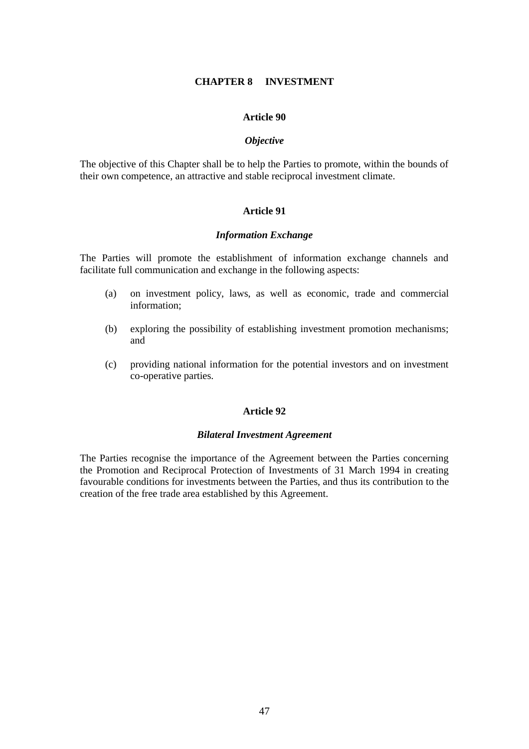# CHAPTER 8 INVESTMENT

## Article 90

### *Objective*

The objective of this Chapter shall be to help the Parties to promote, within the bounds of their own competence, an attractive and stable reciprocal investment climate.

## Article 91

### *Information Exchange*

The Parties will promote the establishment of information exchange channels and facilitate full communication and exchange in the following aspects:

(a) on investment policy, laws, as well as economic, trade and commercial information;

(b) exploring the possibility of establishing investment promotion mechanisms; and

(c) providing national information for the potential investors and on investment co-operative parties.

## Article 92

### *Bilateral Investment Agreement*

The Parties recognise the importance of the Agreement between the Parties concerning the Promotion and Reciprocal Protection of Investments of 31 March 1994 in creating favourable conditions for investments between the Parties, and thus its contribution to the creation of the free trade area established by this Agreement.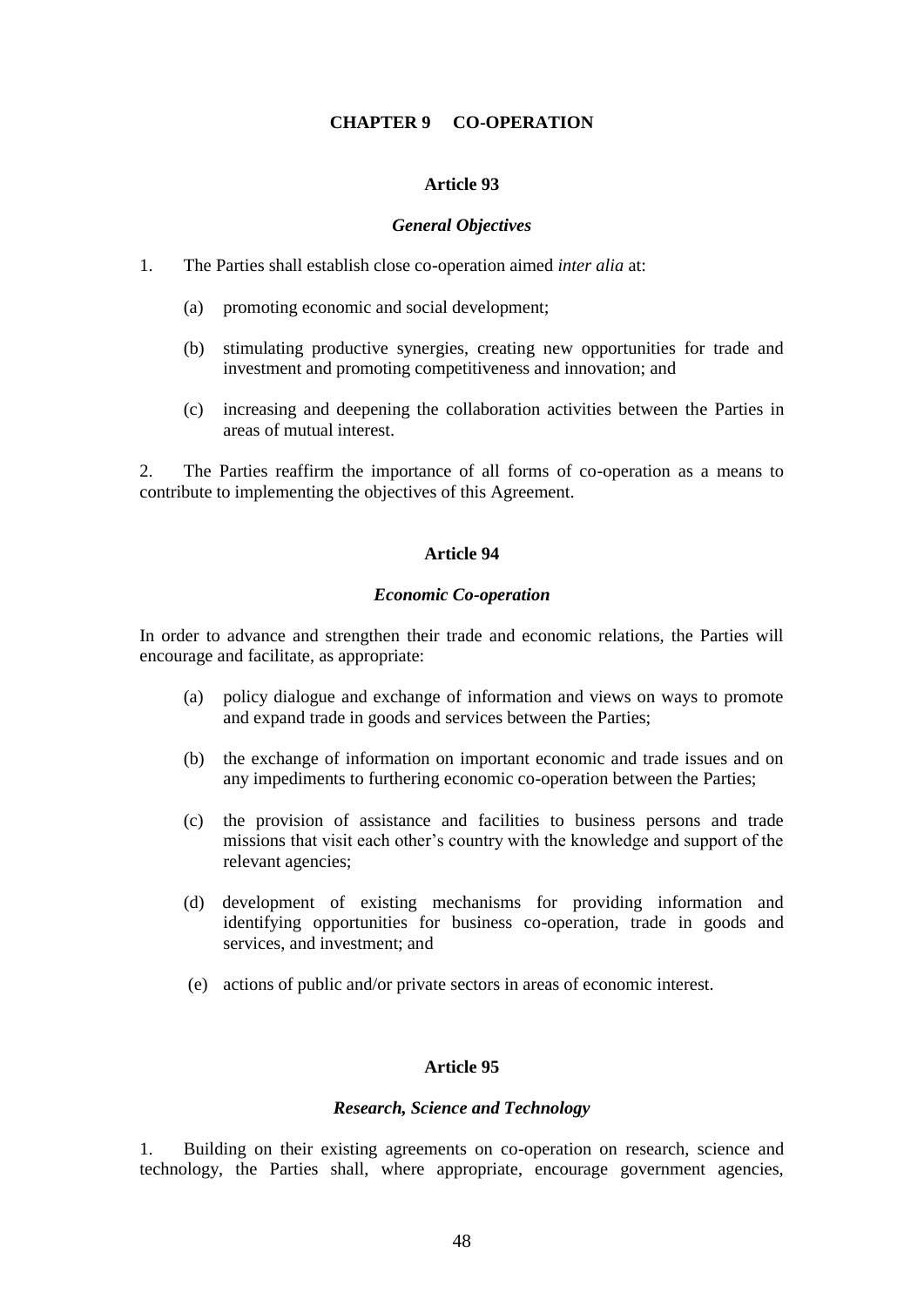## CHAPTER 9 CO-OPERATION

### Article 93

#### *General Objectives*

1. The Parties shall establish close co-operation aimed *inter alia* at:

   (a) promoting economic and social development;

   (b) stimulating productive synergies, creating new opportunities for trade and investment and promoting competitiveness and innovation; and

   (c) increasing and deepening the collaboration activities between the Parties in areas of mutual interest.

2. The Parties reaffirm the importance of all forms of co-operation as a means to contribute to implementing the objectives of this Agreement.

### Article 94

#### *Economic Co-operation*

In order to advance and strengthen their trade and economic relations, the Parties will encourage and facilitate, as appropriate:

(a) policy dialogue and exchange of information and views on ways to promote and expand trade in goods and services between the Parties;

(b) the exchange of information on important economic and trade issues and on any impediments to furthering economic co-operation between the Parties;

(c) the provision of assistance and facilities to business persons and trade missions that visit each other's country with the knowledge and support of the relevant agencies;

(d) development of existing mechanisms for providing information and identifying opportunities for business co-operation, trade in goods and services, and investment; and

(e) actions of public and/or private sectors in areas of economic interest.

### Article 95

#### *Research, Science and Technology*

1. Building on their existing agreements on co-operation on research, science and technology, the Parties shall, where appropriate, encourage government agencies,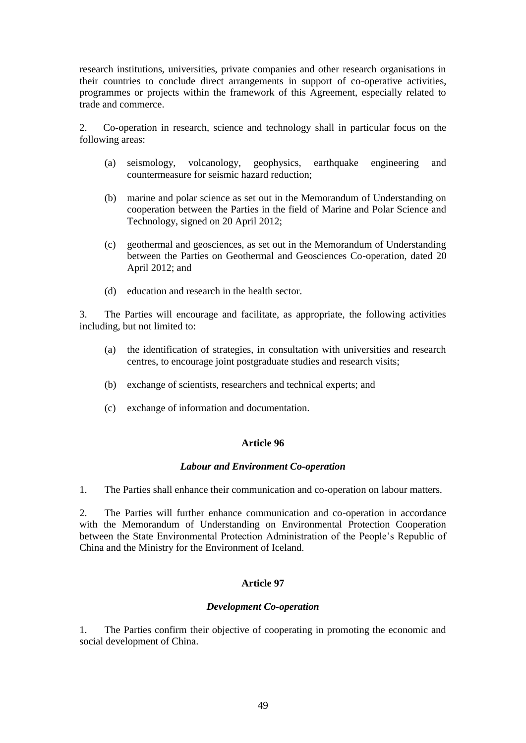research institutions, universities, private companies and other research organisations in their countries to conclude direct arrangements in support of co-operative activities, programmes or projects within the framework of this Agreement, especially related to trade and commerce.

2. Co-operation in research, science and technology shall in particular focus on the following areas:

(a) seismology, volcanology, geophysics, earthquake engineering and countermeasure for seismic hazard reduction;

(b) marine and polar science as set out in the Memorandum of Understanding on cooperation between the Parties in the field of Marine and Polar Science and Technology, signed on 20 April 2012;

(c) geothermal and geosciences, as set out in the Memorandum of Understanding between the Parties on Geothermal and Geosciences Co-operation, dated 20 April 2012; and

(d) education and research in the health sector.

3. The Parties will encourage and facilitate, as appropriate, the following activities including, but not limited to:

(a) the identification of strategies, in consultation with universities and research centres, to encourage joint postgraduate studies and research visits;

(b) exchange of scientists, researchers and technical experts; and

(c) exchange of information and documentation.

**Article 96**

***Labour and Environment Co-operation***

1. The Parties shall enhance their communication and co-operation on labour matters.

2. The Parties will further enhance communication and co-operation in accordance with the Memorandum of Understanding on Environmental Protection Cooperation between the State Environmental Protection Administration of the People's Republic of China and the Ministry for the Environment of Iceland.

**Article 97**

***Development Co-operation***

1. The Parties confirm their objective of cooperating in promoting the economic and social development of China.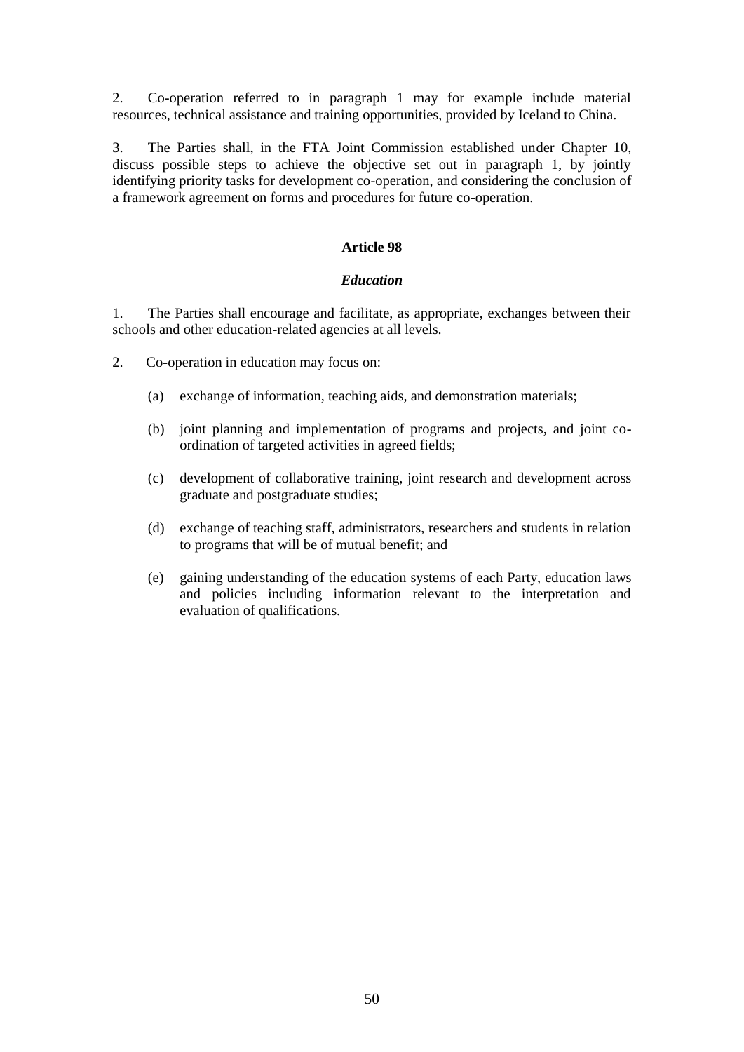2. Co-operation referred to in paragraph 1 may for example include material resources, technical assistance and training opportunities, provided by Iceland to China.

3. The Parties shall, in the FTA Joint Commission established under Chapter 10, discuss possible steps to achieve the objective set out in paragraph 1, by jointly identifying priority tasks for development co-operation, and considering the conclusion of a framework agreement on forms and procedures for future co-operation.

**Article 98**

***Education***

1. The Parties shall encourage and facilitate, as appropriate, exchanges between their schools and other education-related agencies at all levels.

2. Co-operation in education may focus on:

(a) exchange of information, teaching aids, and demonstration materials;

(b) joint planning and implementation of programs and projects, and joint co-ordination of targeted activities in agreed fields;

(c) development of collaborative training, joint research and development across graduate and postgraduate studies;

(d) exchange of teaching staff, administrators, researchers and students in relation to programs that will be of mutual benefit; and

(e) gaining understanding of the education systems of each Party, education laws and policies including information relevant to the interpretation and evaluation of qualifications.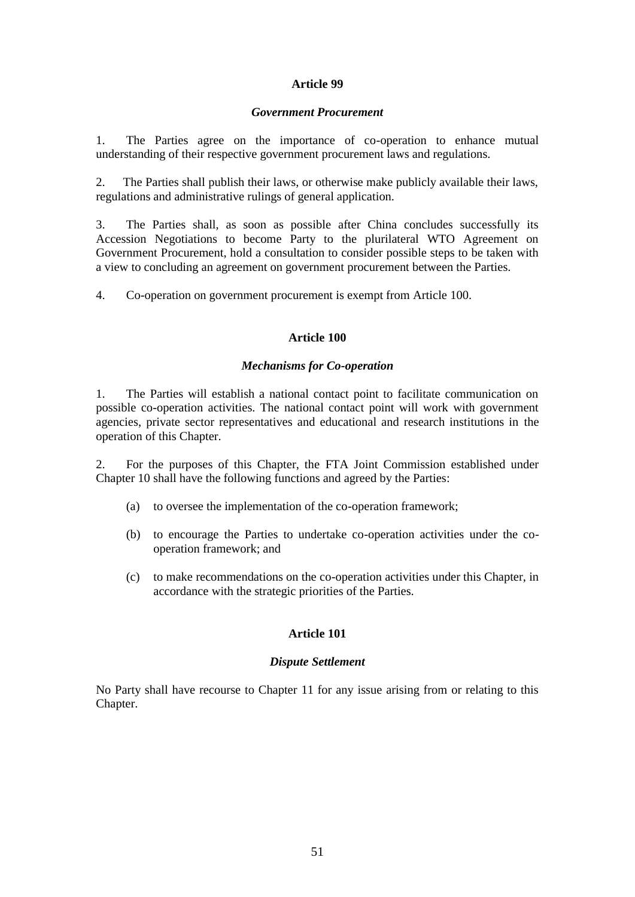**Article 99**

***Government Procurement***

1. The Parties agree on the importance of co-operation to enhance mutual understanding of their respective government procurement laws and regulations.

2. The Parties shall publish their laws, or otherwise make publicly available their laws, regulations and administrative rulings of general application.

3. The Parties shall, as soon as possible after China concludes successfully its Accession Negotiations to become Party to the plurilateral WTO Agreement on Government Procurement, hold a consultation to consider possible steps to be taken with a view to concluding an agreement on government procurement between the Parties.

4. Co-operation on government procurement is exempt from Article 100.

**Article 100**

***Mechanisms for Co-operation***

1. The Parties will establish a national contact point to facilitate communication on possible co-operation activities. The national contact point will work with government agencies, private sector representatives and educational and research institutions in the operation of this Chapter.

2. For the purposes of this Chapter, the FTA Joint Commission established under Chapter 10 shall have the following functions and agreed by the Parties:

(a) to oversee the implementation of the co-operation framework;

(b) to encourage the Parties to undertake co-operation activities under the co-operation framework; and

(c) to make recommendations on the co-operation activities under this Chapter, in accordance with the strategic priorities of the Parties.

**Article 101**

***Dispute Settlement***

No Party shall have recourse to Chapter 11 for any issue arising from or relating to this Chapter.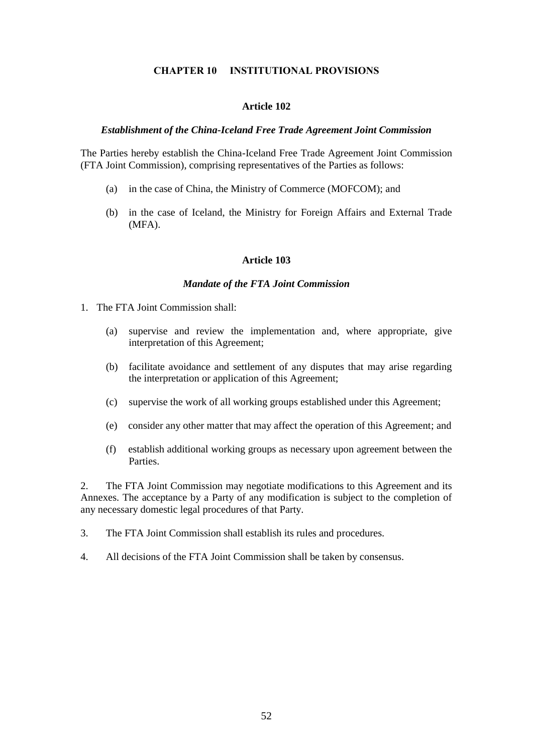## CHAPTER 10 INSTITUTIONAL PROVISIONS

### Article 102

***Establishment of the China-Iceland Free Trade Agreement Joint Commission***

The Parties hereby establish the China-Iceland Free Trade Agreement Joint Commission (FTA Joint Commission), comprising representatives of the Parties as follows:

(a) in the case of China, the Ministry of Commerce (MOFCOM); and

(b) in the case of Iceland, the Ministry for Foreign Affairs and External Trade (MFA).

### Article 103

***Mandate of the FTA Joint Commission***

1. The FTA Joint Commission shall:

(a) supervise and review the implementation and, where appropriate, give interpretation of this Agreement;

(b) facilitate avoidance and settlement of any disputes that may arise regarding the interpretation or application of this Agreement;

(c) supervise the work of all working groups established under this Agreement;

(e) consider any other matter that may affect the operation of this Agreement; and

(f) establish additional working groups as necessary upon agreement between the Parties.

2. The FTA Joint Commission may negotiate modifications to this Agreement and its Annexes. The acceptance by a Party of any modification is subject to the completion of any necessary domestic legal procedures of that Party.

3. The FTA Joint Commission shall establish its rules and procedures.

4. All decisions of the FTA Joint Commission shall be taken by consensus.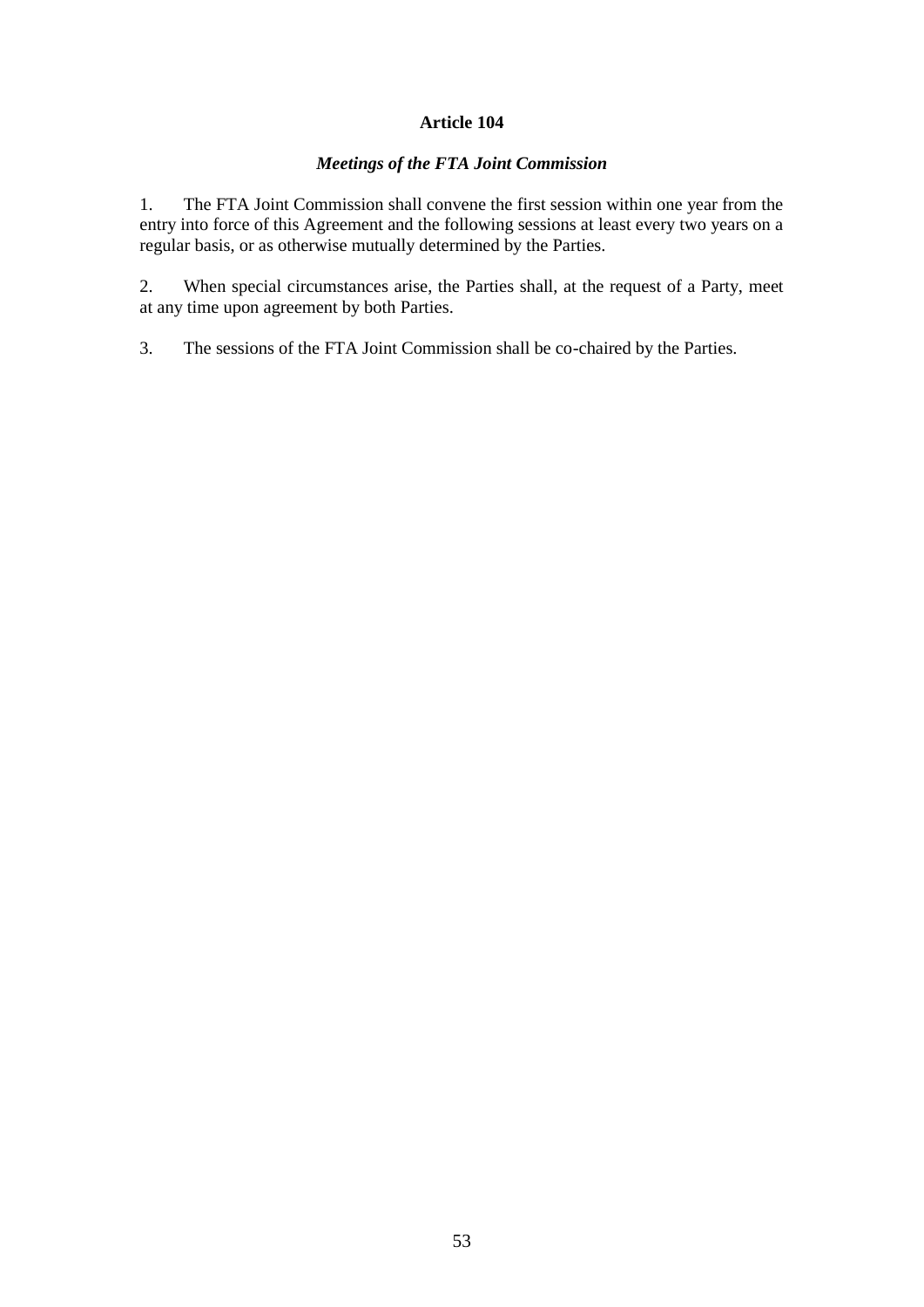**Article 104**

***Meetings of the FTA Joint Commission***

1. The FTA Joint Commission shall convene the first session within one year from the entry into force of this Agreement and the following sessions at least every two years on a regular basis, or as otherwise mutually determined by the Parties.

2. When special circumstances arise, the Parties shall, at the request of a Party, meet at any time upon agreement by both Parties.

3. The sessions of the FTA Joint Commission shall be co-chaired by the Parties.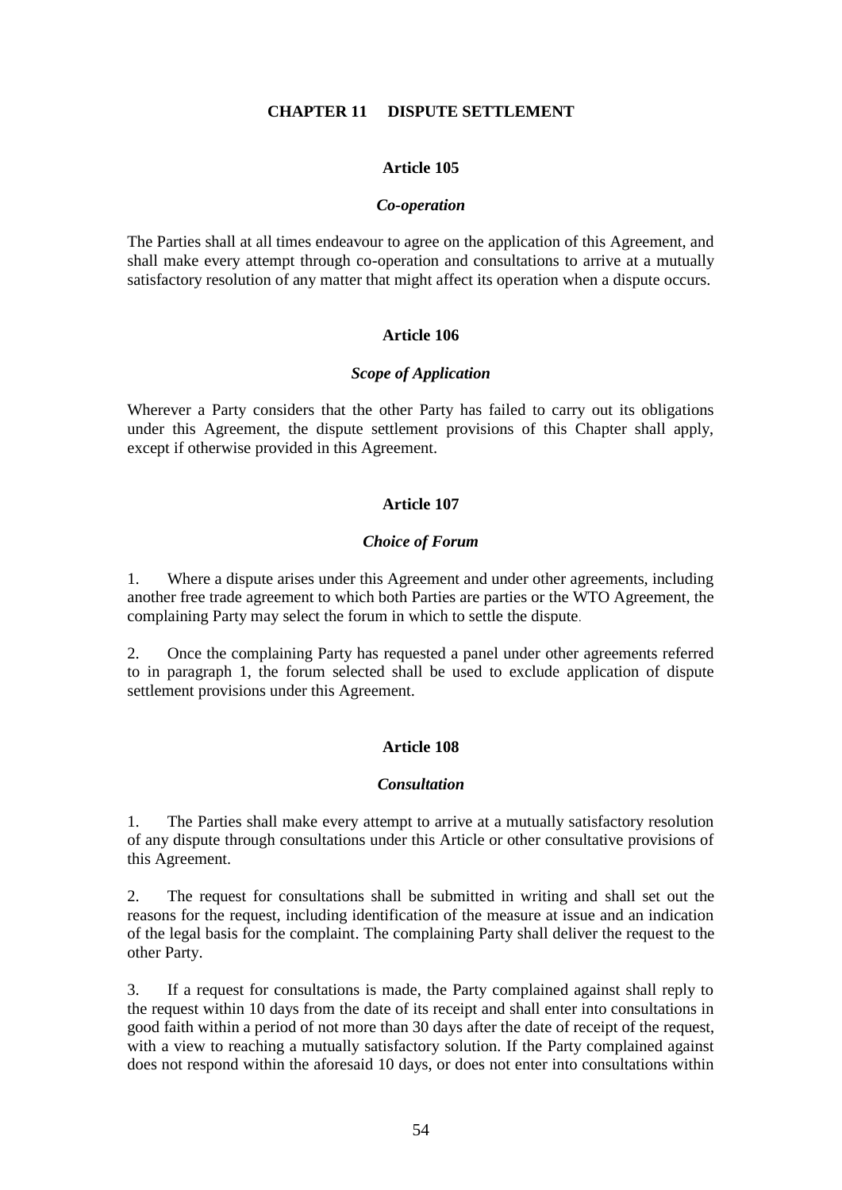# CHAPTER 11 DISPUTE SETTLEMENT

## Article 105

### *Co-operation*

The Parties shall at all times endeavour to agree on the application of this Agreement, and shall make every attempt through co-operation and consultations to arrive at a mutually satisfactory resolution of any matter that might affect its operation when a dispute occurs.

## Article 106

### *Scope of Application*

Wherever a Party considers that the other Party has failed to carry out its obligations under this Agreement, the dispute settlement provisions of this Chapter shall apply, except if otherwise provided in this Agreement.

## Article 107

### *Choice of Forum*

1. Where a dispute arises under this Agreement and under other agreements, including another free trade agreement to which both Parties are parties or the WTO Agreement, the complaining Party may select the forum in which to settle the dispute.

2. Once the complaining Party has requested a panel under other agreements referred to in paragraph 1, the forum selected shall be used to exclude application of dispute settlement provisions under this Agreement.

## Article 108

### *Consultation*

1. The Parties shall make every attempt to arrive at a mutually satisfactory resolution of any dispute through consultations under this Article or other consultative provisions of this Agreement.

2. The request for consultations shall be submitted in writing and shall set out the reasons for the request, including identification of the measure at issue and an indication of the legal basis for the complaint. The complaining Party shall deliver the request to the other Party.

3. If a request for consultations is made, the Party complained against shall reply to the request within 10 days from the date of its receipt and shall enter into consultations in good faith within a period of not more than 30 days after the date of receipt of the request, with a view to reaching a mutually satisfactory solution. If the Party complained against does not respond within the aforesaid 10 days, or does not enter into consultations within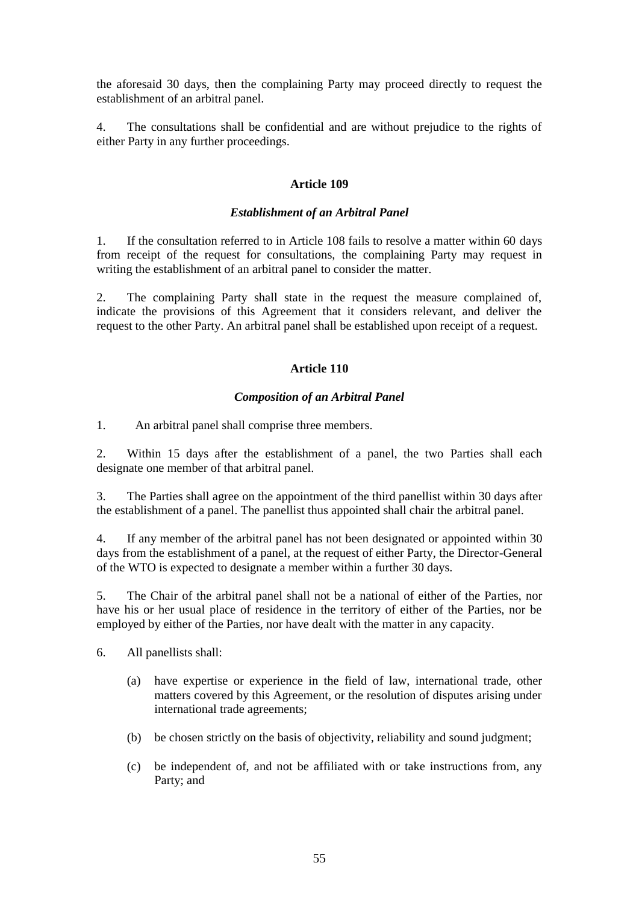the aforesaid 30 days, then the complaining Party may proceed directly to request the establishment of an arbitral panel.

4. The consultations shall be confidential and are without prejudice to the rights of either Party in any further proceedings.

**Article 109**

***Establishment of an Arbitral Panel***

1. If the consultation referred to in Article 108 fails to resolve a matter within 60 days from receipt of the request for consultations, the complaining Party may request in writing the establishment of an arbitral panel to consider the matter.

2. The complaining Party shall state in the request the measure complained of, indicate the provisions of this Agreement that it considers relevant, and deliver the request to the other Party. An arbitral panel shall be established upon receipt of a request.

**Article 110**

***Composition of an Arbitral Panel***

1. An arbitral panel shall comprise three members.

2. Within 15 days after the establishment of a panel, the two Parties shall each designate one member of that arbitral panel.

3. The Parties shall agree on the appointment of the third panellist within 30 days after the establishment of a panel. The panellist thus appointed shall chair the arbitral panel.

4. If any member of the arbitral panel has not been designated or appointed within 30 days from the establishment of a panel, at the request of either Party, the Director-General of the WTO is expected to designate a member within a further 30 days.

5. The Chair of the arbitral panel shall not be a national of either of the Parties, nor have his or her usual place of residence in the territory of either of the Parties, nor be employed by either of the Parties, nor have dealt with the matter in any capacity.

6. All panellists shall:

(a) have expertise or experience in the field of law, international trade, other matters covered by this Agreement, or the resolution of disputes arising under international trade agreements;

(b) be chosen strictly on the basis of objectivity, reliability and sound judgment;

(c) be independent of, and not be affiliated with or take instructions from, any Party; and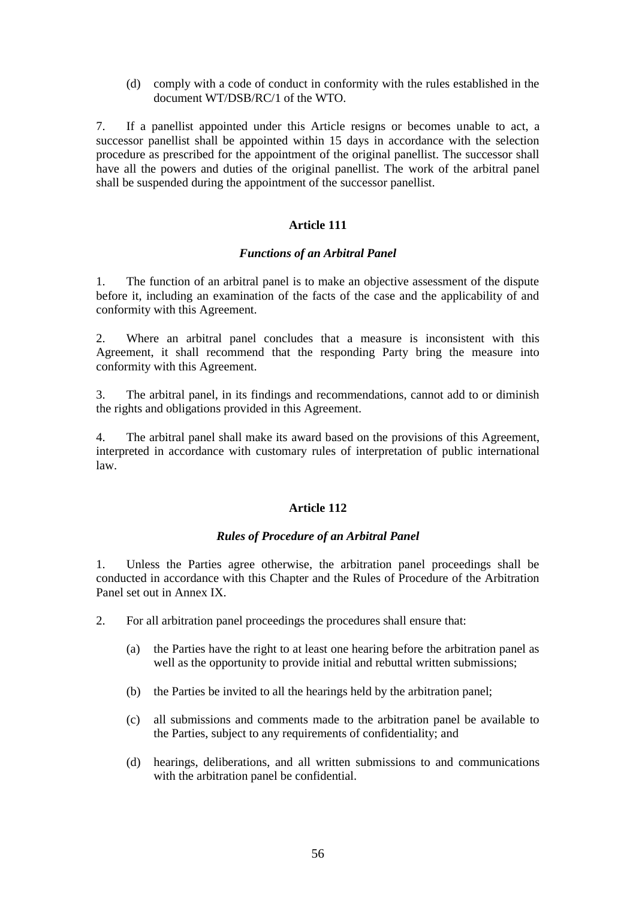(d) comply with a code of conduct in conformity with the rules established in the document WT/DSB/RC/1 of the WTO.

7. If a panellist appointed under this Article resigns or becomes unable to act, a successor panellist shall be appointed within 15 days in accordance with the selection procedure as prescribed for the appointment of the original panellist. The successor shall have all the powers and duties of the original panellist. The work of the arbitral panel shall be suspended during the appointment of the successor panellist.

### Article 111

#### *Functions of an Arbitral Panel*

1. The function of an arbitral panel is to make an objective assessment of the dispute before it, including an examination of the facts of the case and the applicability of and conformity with this Agreement.

2. Where an arbitral panel concludes that a measure is inconsistent with this Agreement, it shall recommend that the responding Party bring the measure into conformity with this Agreement.

3. The arbitral panel, in its findings and recommendations, cannot add to or diminish the rights and obligations provided in this Agreement.

4. The arbitral panel shall make its award based on the provisions of this Agreement, interpreted in accordance with customary rules of interpretation of public international law.

### Article 112

#### *Rules of Procedure of an Arbitral Panel*

1. Unless the Parties agree otherwise, the arbitration panel proceedings shall be conducted in accordance with this Chapter and the Rules of Procedure of the Arbitration Panel set out in Annex IX.

2. For all arbitration panel proceedings the procedures shall ensure that:

   (a) the Parties have the right to at least one hearing before the arbitration panel as well as the opportunity to provide initial and rebuttal written submissions;

   (b) the Parties be invited to all the hearings held by the arbitration panel;

   (c) all submissions and comments made to the arbitration panel be available to the Parties, subject to any requirements of confidentiality; and

   (d) hearings, deliberations, and all written submissions to and communications with the arbitration panel be confidential.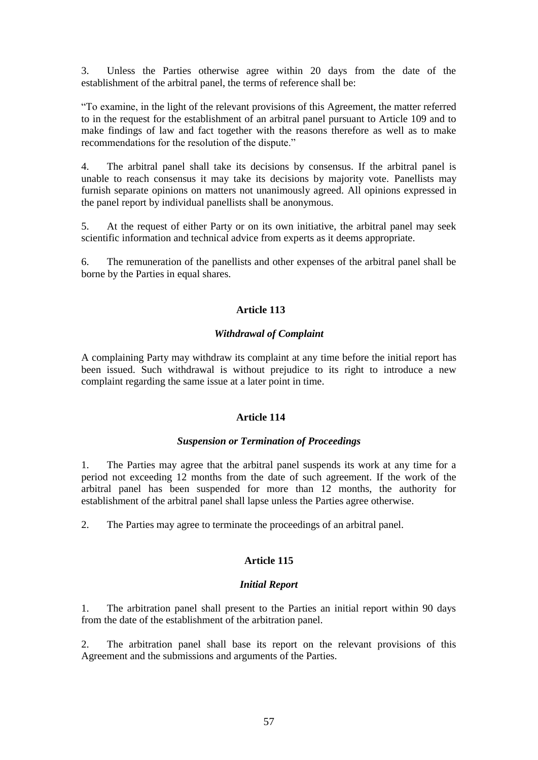3. Unless the Parties otherwise agree within 20 days from the date of the establishment of the arbitral panel, the terms of reference shall be:

"To examine, in the light of the relevant provisions of this Agreement, the matter referred to in the request for the establishment of an arbitral panel pursuant to Article 109 and to make findings of law and fact together with the reasons therefore as well as to make recommendations for the resolution of the dispute."

4. The arbitral panel shall take its decisions by consensus. If the arbitral panel is unable to reach consensus it may take its decisions by majority vote. Panellists may furnish separate opinions on matters not unanimously agreed. All opinions expressed in the panel report by individual panellists shall be anonymous.

5. At the request of either Party or on its own initiative, the arbitral panel may seek scientific information and technical advice from experts as it deems appropriate.

6. The remuneration of the panellists and other expenses of the arbitral panel shall be borne by the Parties in equal shares.

## Article 113

### *Withdrawal of Complaint*

A complaining Party may withdraw its complaint at any time before the initial report has been issued. Such withdrawal is without prejudice to its right to introduce a new complaint regarding the same issue at a later point in time.

## Article 114

### *Suspension or Termination of Proceedings*

1. The Parties may agree that the arbitral panel suspends its work at any time for a period not exceeding 12 months from the date of such agreement. If the work of the arbitral panel has been suspended for more than 12 months, the authority for establishment of the arbitral panel shall lapse unless the Parties agree otherwise.

2. The Parties may agree to terminate the proceedings of an arbitral panel.

## Article 115

### *Initial Report*

1. The arbitration panel shall present to the Parties an initial report within 90 days from the date of the establishment of the arbitration panel.

2. The arbitration panel shall base its report on the relevant provisions of this Agreement and the submissions and arguments of the Parties.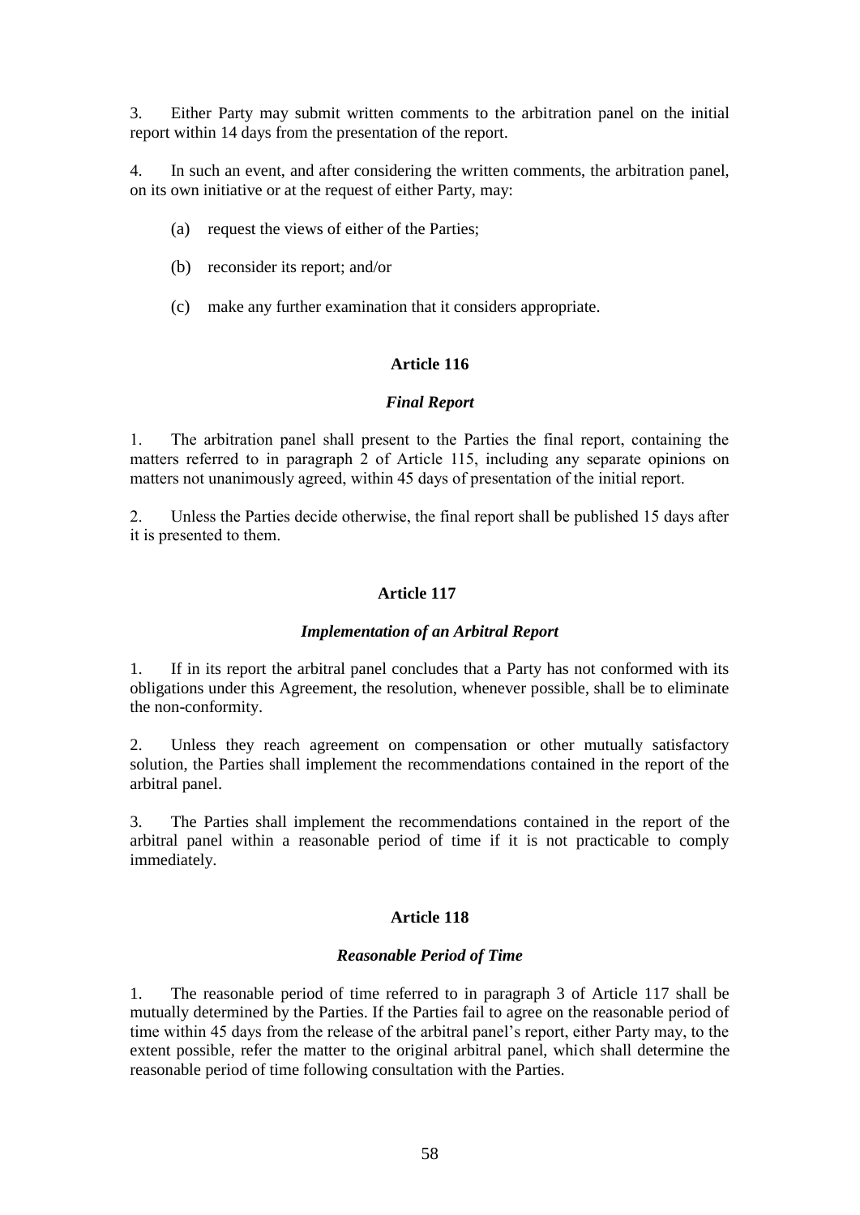3. Either Party may submit written comments to the arbitration panel on the initial report within 14 days from the presentation of the report.

4. In such an event, and after considering the written comments, the arbitration panel, on its own initiative or at the request of either Party, may:

(a) request the views of either of the Parties;

(b) reconsider its report; and/or

(c) make any further examination that it considers appropriate.

### Article 116

#### *Final Report*

1. The arbitration panel shall present to the Parties the final report, containing the matters referred to in paragraph 2 of Article 115, including any separate opinions on matters not unanimously agreed, within 45 days of presentation of the initial report.

2. Unless the Parties decide otherwise, the final report shall be published 15 days after it is presented to them.

### Article 117

#### *Implementation of an Arbitral Report*

1. If in its report the arbitral panel concludes that a Party has not conformed with its obligations under this Agreement, the resolution, whenever possible, shall be to eliminate the non-conformity.

2. Unless they reach agreement on compensation or other mutually satisfactory solution, the Parties shall implement the recommendations contained in the report of the arbitral panel.

3. The Parties shall implement the recommendations contained in the report of the arbitral panel within a reasonable period of time if it is not practicable to comply immediately.

### Article 118

#### *Reasonable Period of Time*

1. The reasonable period of time referred to in paragraph 3 of Article 117 shall be mutually determined by the Parties. If the Parties fail to agree on the reasonable period of time within 45 days from the release of the arbitral panel's report, either Party may, to the extent possible, refer the matter to the original arbitral panel, which shall determine the reasonable period of time following consultation with the Parties.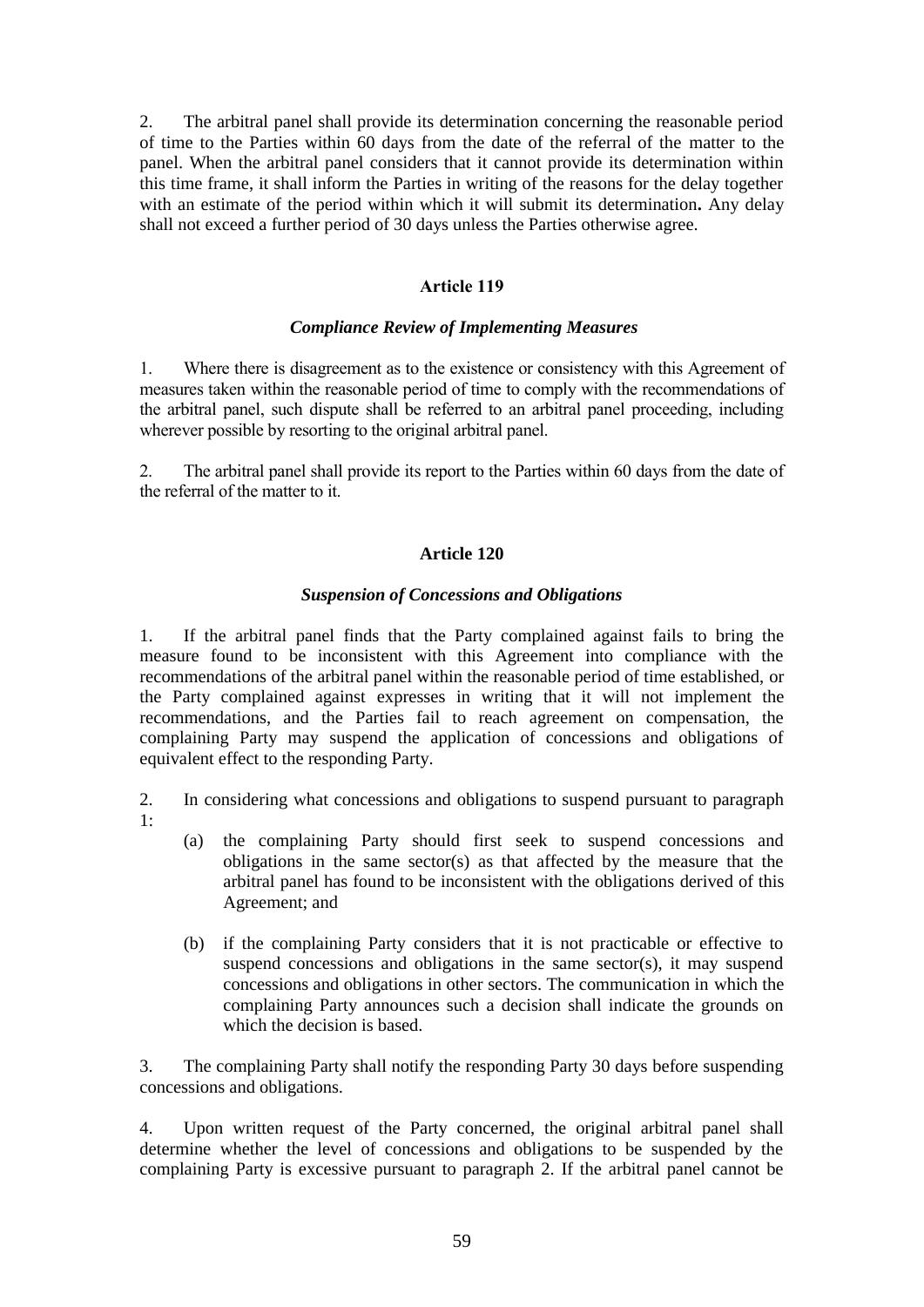2. The arbitral panel shall provide its determination concerning the reasonable period of time to the Parties within 60 days from the date of the referral of the matter to the panel. When the arbitral panel considers that it cannot provide its determination within this time frame, it shall inform the Parties in writing of the reasons for the delay together with an estimate of the period within which it will submit its determination**.** Any delay shall not exceed a further period of 30 days unless the Parties otherwise agree.

### Article 119

#### *Compliance Review of Implementing Measures*

1. Where there is disagreement as to the existence or consistency with this Agreement of measures taken within the reasonable period of time to comply with the recommendations of the arbitral panel, such dispute shall be referred to an arbitral panel proceeding, including wherever possible by resorting to the original arbitral panel.

2. The arbitral panel shall provide its report to the Parties within 60 days from the date of the referral of the matter to it.

### Article 120

#### *Suspension of Concessions and Obligations*

1. If the arbitral panel finds that the Party complained against fails to bring the measure found to be inconsistent with this Agreement into compliance with the recommendations of the arbitral panel within the reasonable period of time established, or the Party complained against expresses in writing that it will not implement the recommendations, and the Parties fail to reach agreement on compensation, the complaining Party may suspend the application of concessions and obligations of equivalent effect to the responding Party.

2. In considering what concessions and obligations to suspend pursuant to paragraph 1:

   (a) the complaining Party should first seek to suspend concessions and obligations in the same sector(s) as that affected by the measure that the arbitral panel has found to be inconsistent with the obligations derived of this Agreement; and

   (b) if the complaining Party considers that it is not practicable or effective to suspend concessions and obligations in the same sector(s), it may suspend concessions and obligations in other sectors. The communication in which the complaining Party announces such a decision shall indicate the grounds on which the decision is based.

3. The complaining Party shall notify the responding Party 30 days before suspending concessions and obligations.

4. Upon written request of the Party concerned, the original arbitral panel shall determine whether the level of concessions and obligations to be suspended by the complaining Party is excessive pursuant to paragraph 2. If the arbitral panel cannot be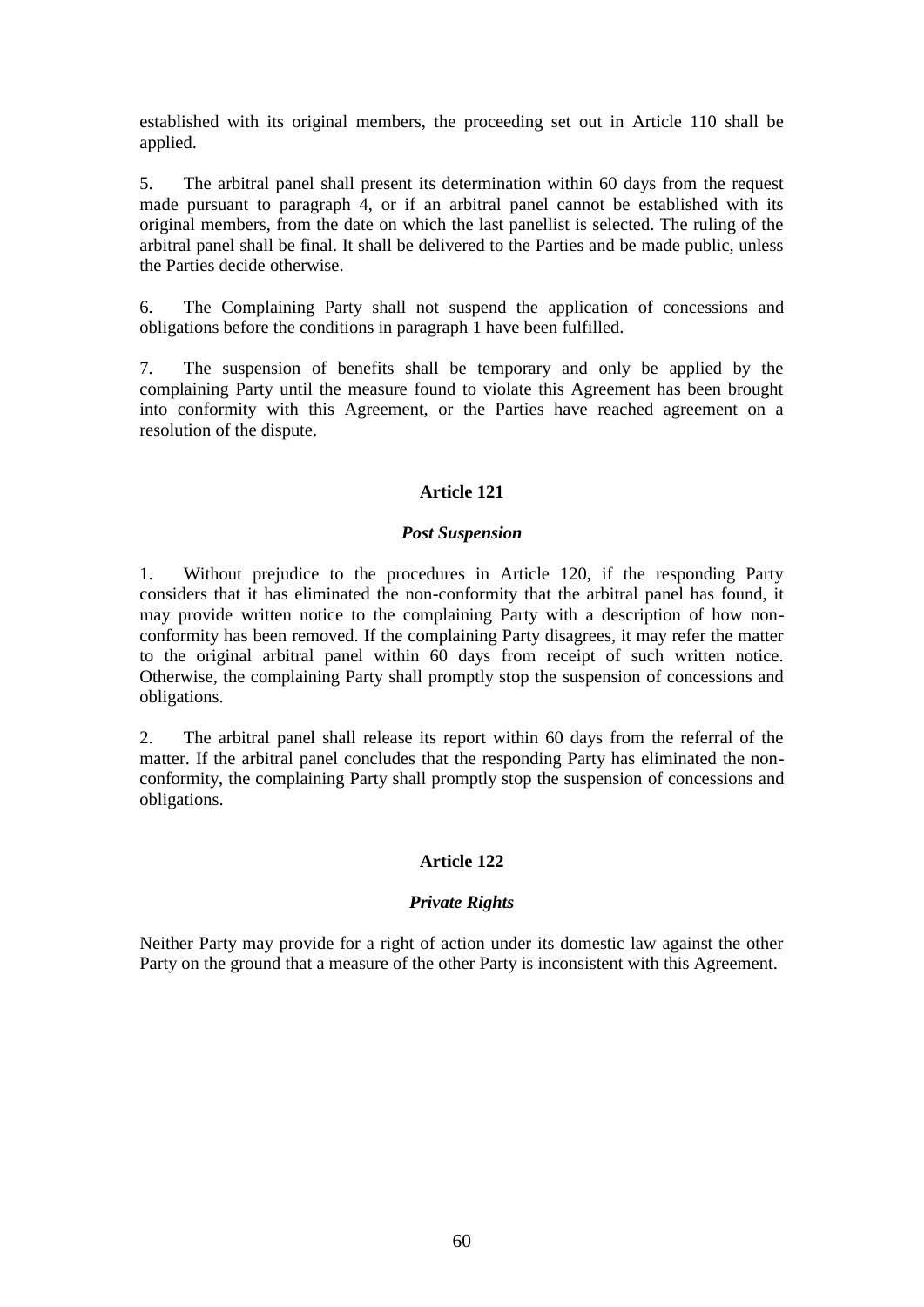established with its original members, the proceeding set out in Article 110 shall be applied.

5. The arbitral panel shall present its determination within 60 days from the request made pursuant to paragraph 4, or if an arbitral panel cannot be established with its original members, from the date on which the last panellist is selected. The ruling of the arbitral panel shall be final. It shall be delivered to the Parties and be made public, unless the Parties decide otherwise.

6. The Complaining Party shall not suspend the application of concessions and obligations before the conditions in paragraph 1 have been fulfilled.

7. The suspension of benefits shall be temporary and only be applied by the complaining Party until the measure found to violate this Agreement has been brought into conformity with this Agreement, or the Parties have reached agreement on a resolution of the dispute.

### Article 121

#### *Post Suspension*

1. Without prejudice to the procedures in Article 120, if the responding Party considers that it has eliminated the non-conformity that the arbitral panel has found, it may provide written notice to the complaining Party with a description of how non-conformity has been removed. If the complaining Party disagrees, it may refer the matter to the original arbitral panel within 60 days from receipt of such written notice. Otherwise, the complaining Party shall promptly stop the suspension of concessions and obligations.

2. The arbitral panel shall release its report within 60 days from the referral of the matter. If the arbitral panel concludes that the responding Party has eliminated the non-conformity, the complaining Party shall promptly stop the suspension of concessions and obligations.

### Article 122

#### *Private Rights*

Neither Party may provide for a right of action under its domestic law against the other Party on the ground that a measure of the other Party is inconsistent with this Agreement.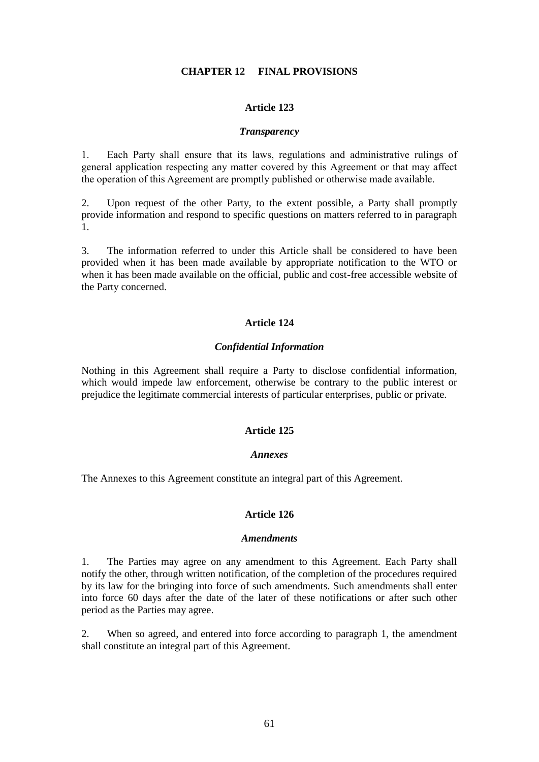# CHAPTER 12 FINAL PROVISIONS

## Article 123

### *Transparency*

1. Each Party shall ensure that its laws, regulations and administrative rulings of general application respecting any matter covered by this Agreement or that may affect the operation of this Agreement are promptly published or otherwise made available.

2. Upon request of the other Party, to the extent possible, a Party shall promptly provide information and respond to specific questions on matters referred to in paragraph 1.

3. The information referred to under this Article shall be considered to have been provided when it has been made available by appropriate notification to the WTO or when it has been made available on the official, public and cost-free accessible website of the Party concerned.

## Article 124

### *Confidential Information*

Nothing in this Agreement shall require a Party to disclose confidential information, which would impede law enforcement, otherwise be contrary to the public interest or prejudice the legitimate commercial interests of particular enterprises, public or private.

## Article 125

### *Annexes*

The Annexes to this Agreement constitute an integral part of this Agreement.

## Article 126

### *Amendments*

1. The Parties may agree on any amendment to this Agreement. Each Party shall notify the other, through written notification, of the completion of the procedures required by its law for the bringing into force of such amendments. Such amendments shall enter into force 60 days after the date of the later of these notifications or after such other period as the Parties may agree.

2. When so agreed, and entered into force according to paragraph 1, the amendment shall constitute an integral part of this Agreement.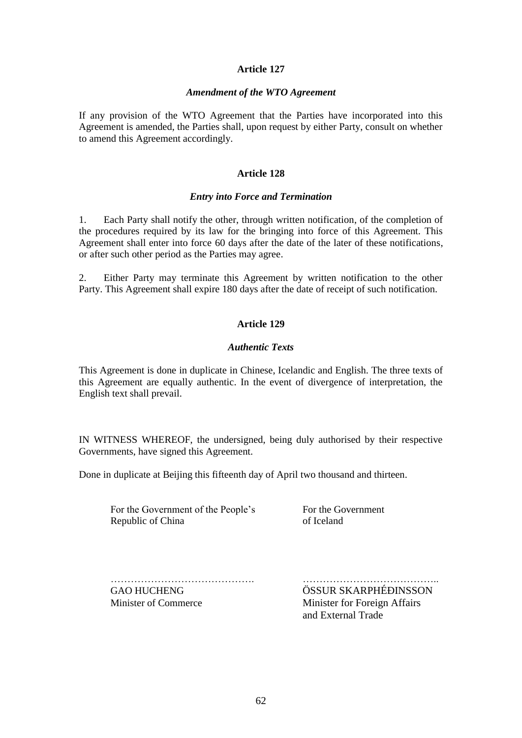## Article 127

### *Amendment of the WTO Agreement*

If any provision of the WTO Agreement that the Parties have incorporated into this Agreement is amended, the Parties shall, upon request by either Party, consult on whether to amend this Agreement accordingly.

## Article 128

### *Entry into Force and Termination*

1. Each Party shall notify the other, through written notification, of the completion of the procedures required by its law for the bringing into force of this Agreement. This Agreement shall enter into force 60 days after the date of the later of these notifications, or after such other period as the Parties may agree.

2. Either Party may terminate this Agreement by written notification to the other Party. This Agreement shall expire 180 days after the date of receipt of such notification.

## Article 129

### *Authentic Texts*

This Agreement is done in duplicate in Chinese, Icelandic and English. The three texts of this Agreement are equally authentic. In the event of divergence of interpretation, the English text shall prevail.

IN WITNESS WHEREOF, the undersigned, being duly authorised by their respective Governments, have signed this Agreement.

Done in duplicate at Beijing this fifteenth day of April two thousand and thirteen.

For the Government of the People's Republic of China

…………………………………….
GAO HUCHENG
Minister of Commerce

For the Government of Iceland

…………………………………..
ÖSSUR SKARPHÉÐINSSON
Minister for Foreign Affairs and External Trade